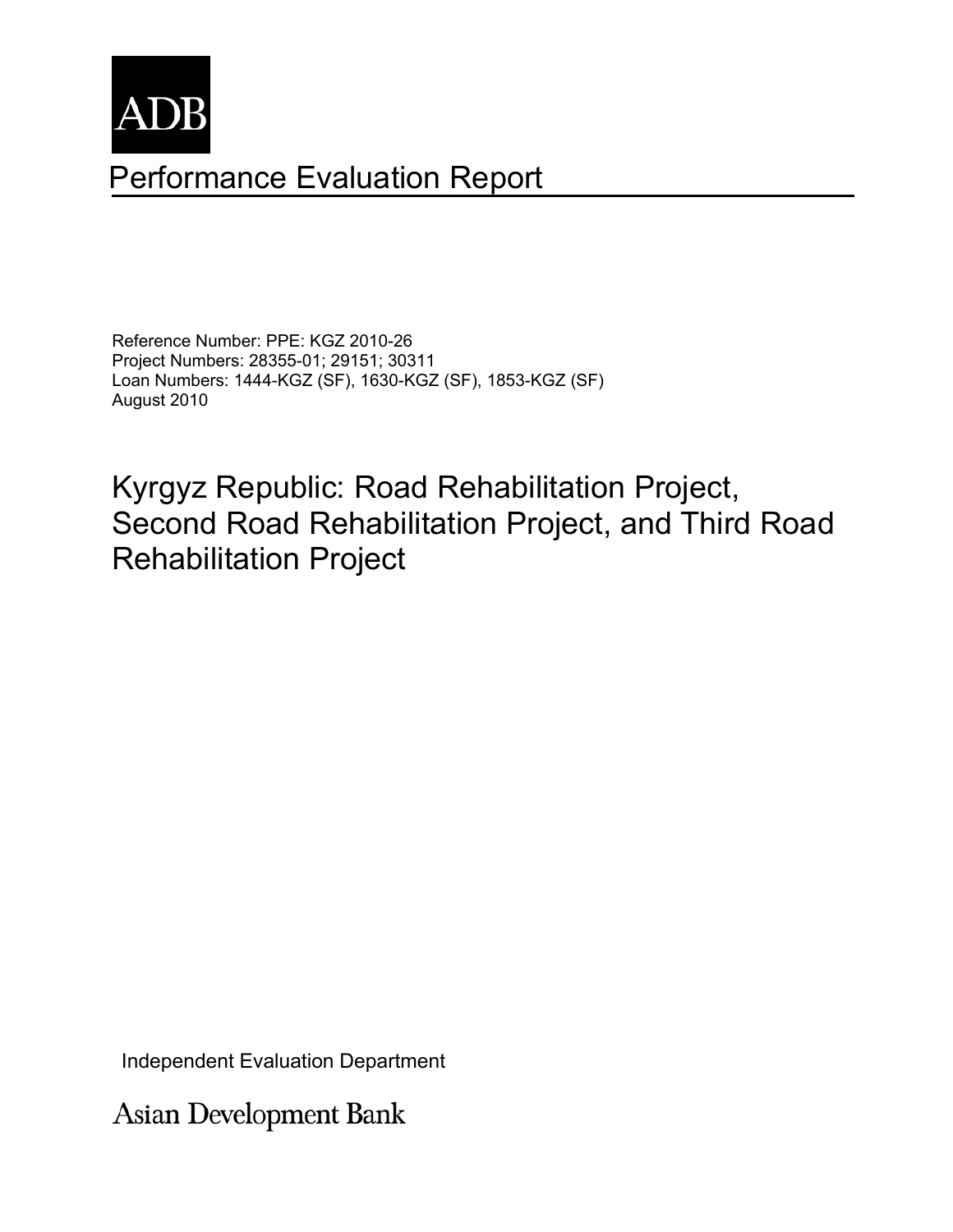ADB

# Performance Evaluation Report

Reference Number: PPE: KGZ 2010-26
Project Numbers: 28355-01; 29151; 30311
Loan Numbers: 1444-KGZ (SF), 1630-KGZ (SF), 1853-KGZ (SF)
August 2010

## Kyrgyz Republic: Road Rehabilitation Project, Second Road Rehabilitation Project, and Third Road Rehabilitation Project

Independent Evaluation Department

Asian Development Bank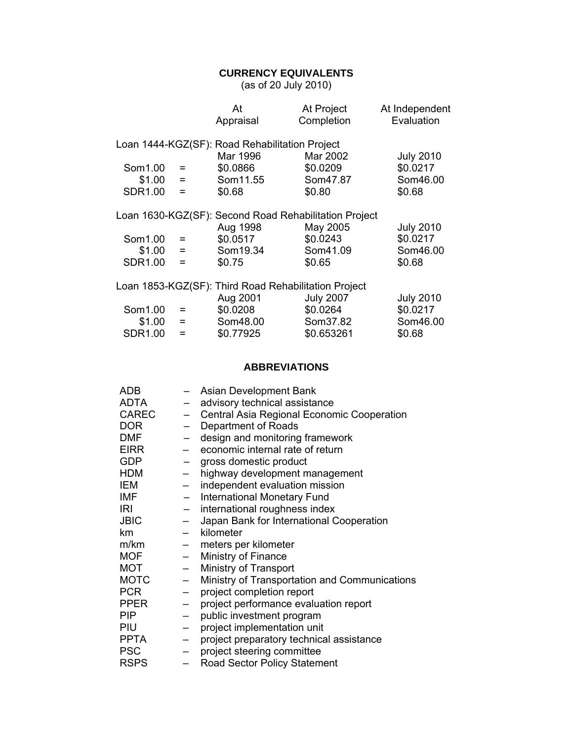## CURRENCY EQUIVALENTS

(as of 20 July 2010)

| | | At Appraisal | At Project Completion | At Independent Evaluation |
|---|---|---|---|---|
| **Loan 1444-KGZ(SF): Road Rehabilitation Project** | | | | |
| | | Mar 1996 | Mar 2002 | July 2010 |
| Som1.00 | = | $0.0866 | $0.0209 | $0.0217 |
| $1.00 | = | Som11.55 | Som47.87 | Som46.00 |
| SDR1.00 | = | $0.68 | $0.80 | $0.68 |
| **Loan 1630-KGZ(SF): Second Road Rehabilitation Project** | | | | |
| | | Aug 1998 | May 2005 | July 2010 |
| Som1.00 | = | $0.0517 | $0.0243 | $0.0217 |
| $1.00 | = | Som19.34 | Som41.09 | Som46.00 |
| SDR1.00 | = | $0.75 | $0.65 | $0.68 |
| **Loan 1853-KGZ(SF): Third Road Rehabilitation Project** | | | | |
| | | Aug 2001 | July 2007 | July 2010 |
| Som1.00 | = | $0.0208 | $0.0264 | $0.0217 |
| $1.00 | = | Som48.00 | Som37.82 | Som46.00 |
| SDR1.00 | = | $0.77925 | $0.653261 | $0.68 |

## ABBREVIATIONS

| | | |
|---|---|---|
| ADB | – | Asian Development Bank |
| ADTA | – | advisory technical assistance |
| CAREC | – | Central Asia Regional Economic Cooperation |
| DOR | – | Department of Roads |
| DMF | – | design and monitoring framework |
| EIRR | – | economic internal rate of return |
| GDP | – | gross domestic product |
| HDM | – | highway development management |
| IEM | – | independent evaluation mission |
| IMF | – | International Monetary Fund |
| IRI | – | international roughness index |
| JBIC | – | Japan Bank for International Cooperation |
| km | – | kilometer |
| m/km | – | meters per kilometer |
| MOF | – | Ministry of Finance |
| MOT | – | Ministry of Transport |
| MOTC | – | Ministry of Transportation and Communications |
| PCR | – | project completion report |
| PPER | – | project performance evaluation report |
| PIP | – | public investment program |
| PIU | – | project implementation unit |
| PPTA | – | project preparatory technical assistance |
| PSC | – | project steering committee |
| RSPS | – | Road Sector Policy Statement |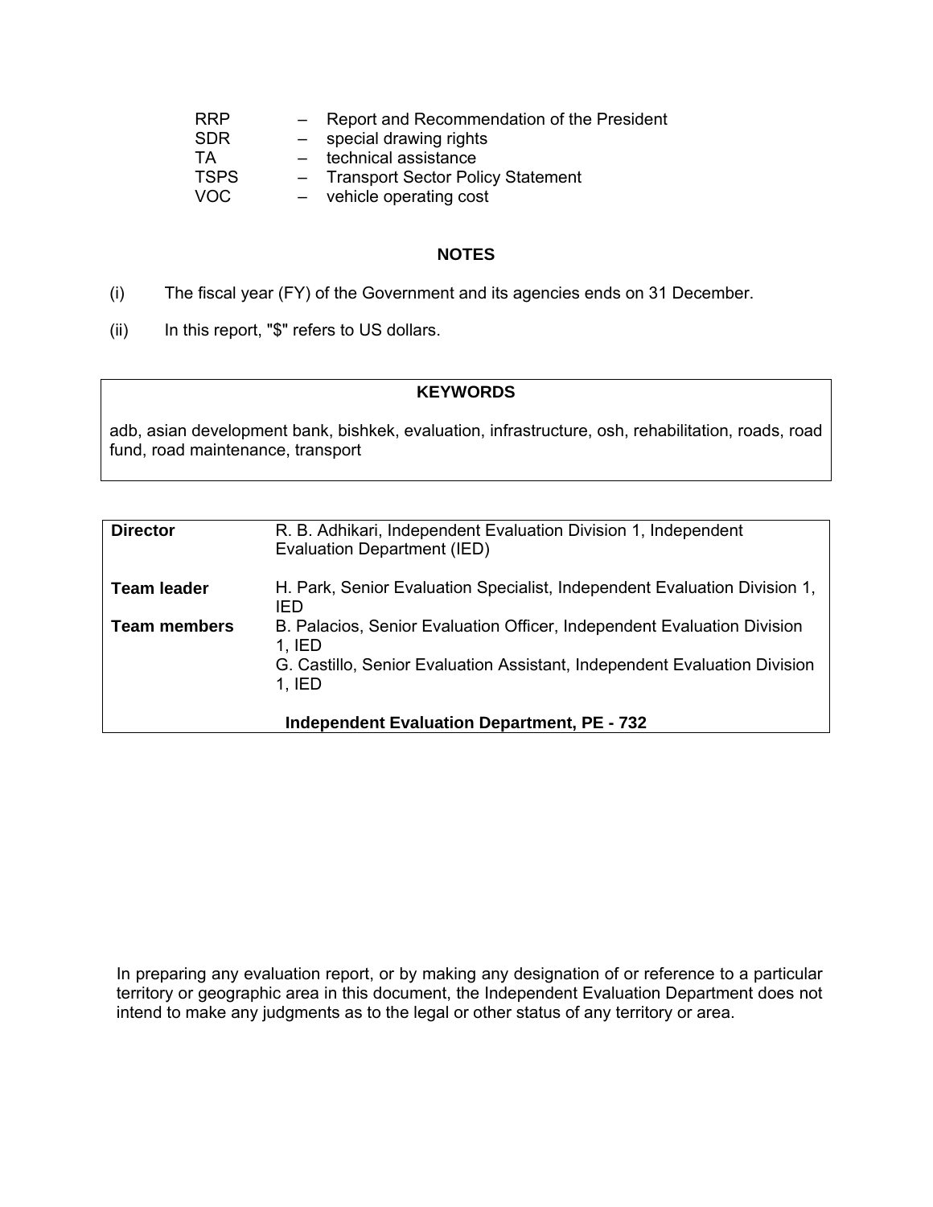| | | |
|---|---|---|
| RRP | – | Report and Recommendation of the President |
| SDR | – | special drawing rights |
| TA | – | technical assistance |
| TSPS | – | Transport Sector Policy Statement |
| VOC | – | vehicle operating cost |

## NOTES

(i) The fiscal year (FY) of the Government and its agencies ends on 31 December.

(ii) In this report, "$" refers to US dollars.

**KEYWORDS**

adb, asian development bank, bishkek, evaluation, infrastructure, osh, rehabilitation, roads, road fund, road maintenance, transport

| | |
|---|---|
| **Director** | R. B. Adhikari, Independent Evaluation Division 1, Independent Evaluation Department (IED) |
| **Team leader** | H. Park, Senior Evaluation Specialist, Independent Evaluation Division 1, IED |
| **Team members** | B. Palacios, Senior Evaluation Officer, Independent Evaluation Division 1, IED<br>G. Castillo, Senior Evaluation Assistant, Independent Evaluation Division 1, IED |

**Independent Evaluation Department, PE - 732**

In preparing any evaluation report, or by making any designation of or reference to a particular territory or geographic area in this document, the Independent Evaluation Department does not intend to make any judgments as to the legal or other status of any territory or area.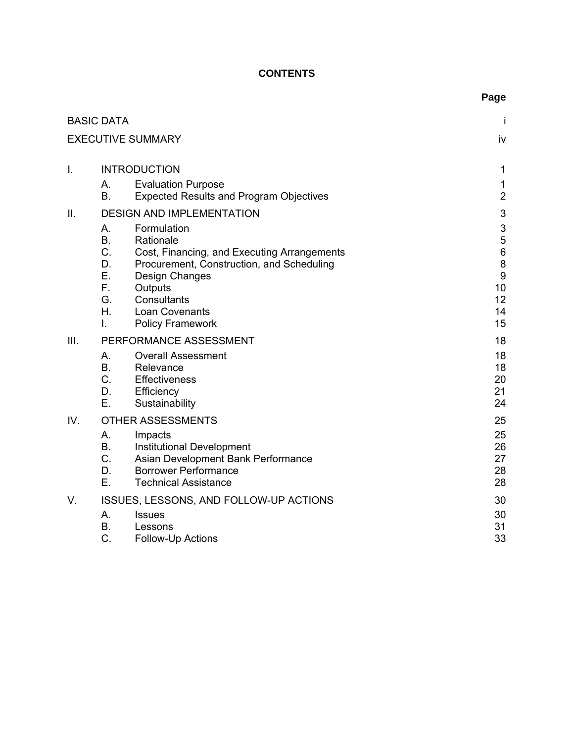**CONTENTS**

| | | | Page |
|---|---|---|---|
| BASIC DATA | | | i |
| EXECUTIVE SUMMARY | | | iv |
| I. | INTRODUCTION | | 1 |
| | A. | Evaluation Purpose | 1 |
| | B. | Expected Results and Program Objectives | 2 |
| II. | DESIGN AND IMPLEMENTATION | | 3 |
| | A. | Formulation | 3 |
| | B. | Rationale | 5 |
| | C. | Cost, Financing, and Executing Arrangements | 6 |
| | D. | Procurement, Construction, and Scheduling | 8 |
| | E. | Design Changes | 9 |
| | F. | Outputs | 10 |
| | G. | Consultants | 12 |
| | H. | Loan Covenants | 14 |
| | I. | Policy Framework | 15 |
| III. | PERFORMANCE ASSESSMENT | | 18 |
| | A. | Overall Assessment | 18 |
| | B. | Relevance | 18 |
| | C. | Effectiveness | 20 |
| | D. | Efficiency | 21 |
| | E. | Sustainability | 24 |
| IV. | OTHER ASSESSMENTS | | 25 |
| | A. | Impacts | 25 |
| | B. | Institutional Development | 26 |
| | C. | Asian Development Bank Performance | 27 |
| | D. | Borrower Performance | 28 |
| | E. | Technical Assistance | 28 |
| V. | ISSUES, LESSONS, AND FOLLOW-UP ACTIONS | | 30 |
| | A. | Issues | 30 |
| | B. | Lessons | 31 |
| | C. | Follow-Up Actions | 33 |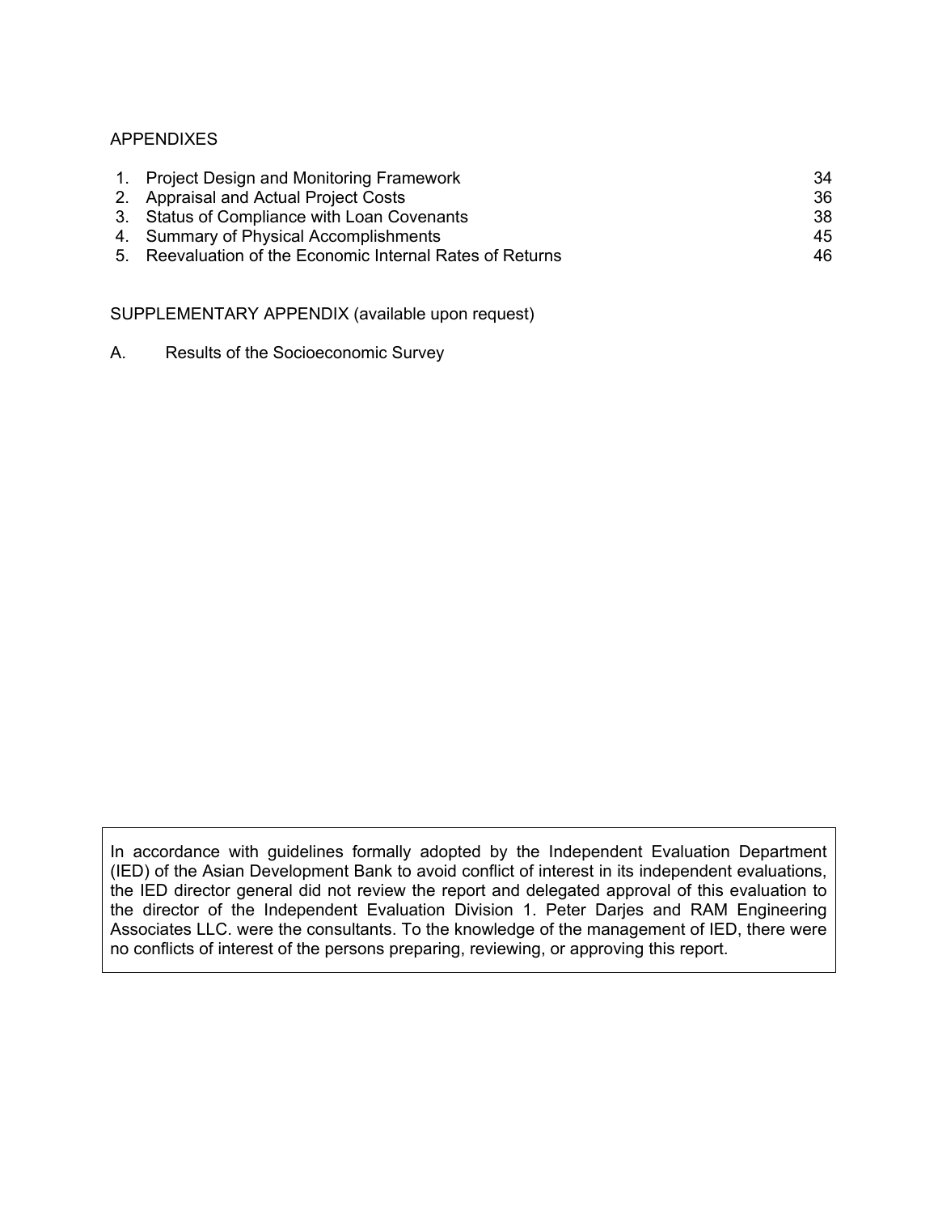APPENDIXES

| | | |
|---|---|---|
| 1. | Project Design and Monitoring Framework | 34 |
| 2. | Appraisal and Actual Project Costs | 36 |
| 3. | Status of Compliance with Loan Covenants | 38 |
| 4. | Summary of Physical Accomplishments | 45 |
| 5. | Reevaluation of the Economic Internal Rates of Returns | 46 |

SUPPLEMENTARY APPENDIX (available upon request)

A. Results of the Socioeconomic Survey

In accordance with guidelines formally adopted by the Independent Evaluation Department (IED) of the Asian Development Bank to avoid conflict of interest in its independent evaluations, the IED director general did not review the report and delegated approval of this evaluation to the director of the Independent Evaluation Division 1. Peter Darjes and RAM Engineering Associates LLC. were the consultants. To the knowledge of the management of IED, there were no conflicts of interest of the persons preparing, reviewing, or approving this report.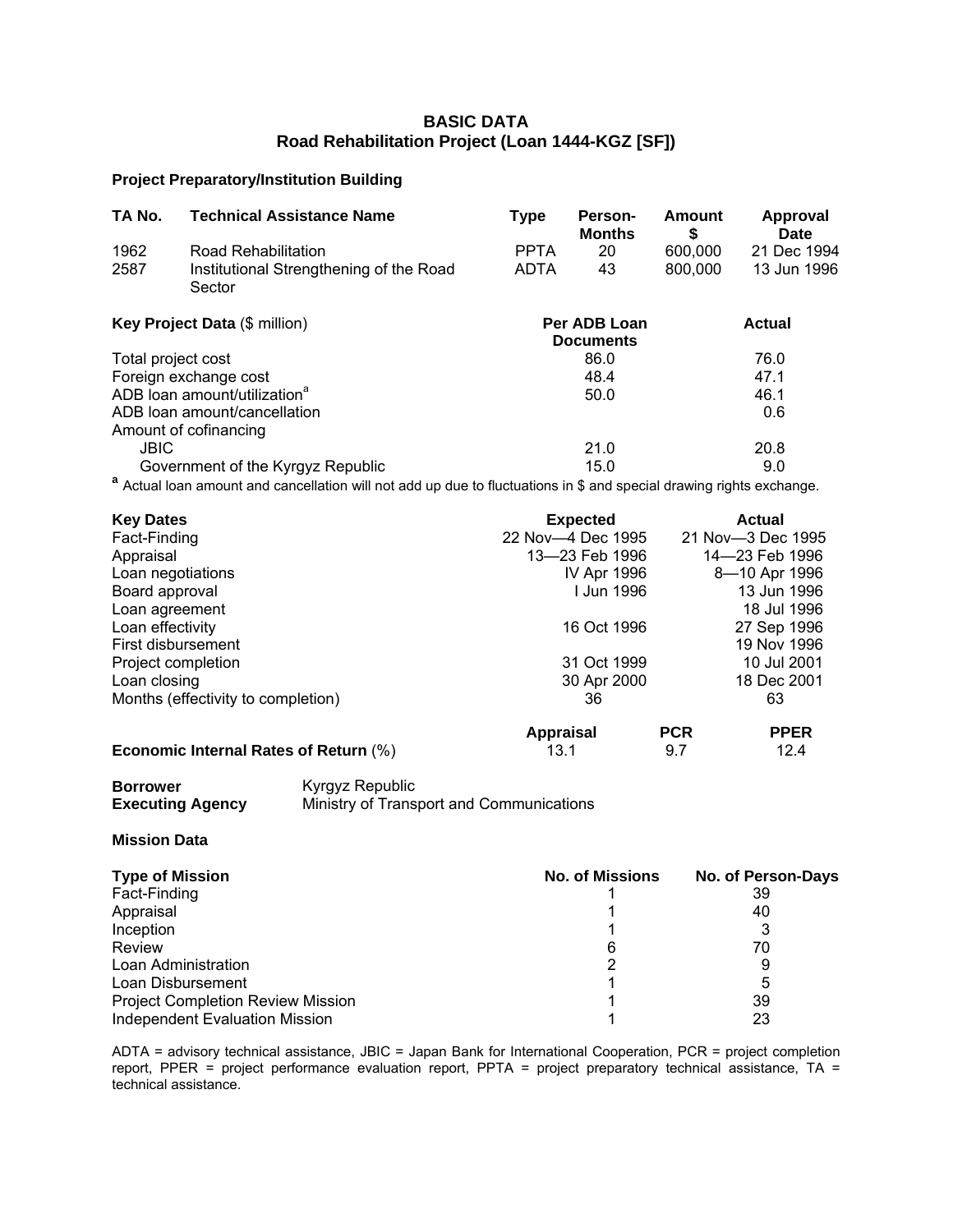# BASIC DATA
## Road Rehabilitation Project (Loan 1444-KGZ [SF])

### Project Preparatory/Institution Building

| TA No. | Technical Assistance Name | Type | Person-Months | Amount $ | Approval Date |
|---|---|---|---|---|---|
| 1962 | Road Rehabilitation | PPTA | 20 | 600,000 | 21 Dec 1994 |
| 2587 | Institutional Strengthening of the Road Sector | ADTA | 43 | 800,000 | 13 Jun 1996 |

| **Key Project Data** ($ million) | **Per ADB Loan Documents** | **Actual** |
|---|---|---|
| Total project cost | 86.0 | 76.0 |
| Foreign exchange cost | 48.4 | 47.1 |
| ADB loan amount/utilization[a] | 50.0 | 46.1 |
| ADB loan amount/cancellation | | 0.6 |
| Amount of cofinancing | | |
| JBIC | 21.0 | 20.8 |
| Government of the Kyrgyz Republic | 15.0 | 9.0 |

[a] Actual loan amount and cancellation will not add up due to fluctuations in $ and special drawing rights exchange.

| **Key Dates** | **Expected** | **Actual** |
|---|---|---|
| Fact-Finding | 22 Nov—4 Dec 1995 | 21 Nov—3 Dec 1995 |
| Appraisal | 13—23 Feb 1996 | 14—23 Feb 1996 |
| Loan negotiations | IV Apr 1996 | 8—10 Apr 1996 |
| Board approval | I Jun 1996 | 13 Jun 1996 |
| Loan agreement | | 18 Jul 1996 |
| Loan effectivity | 16 Oct 1996 | 27 Sep 1996 |
| First disbursement | | 19 Nov 1996 |
| Project completion | 31 Oct 1999 | 10 Jul 2001 |
| Loan closing | 30 Apr 2000 | 18 Dec 2001 |
| Months (effectivity to completion) | 36 | 63 |

| | **Appraisal** | **PCR** | **PPER** |
|---|---|---|---|
| **Economic Internal Rates of Return** (%) | 13.1 | 9.7 | 12.4 |

**Borrower** Kyrgyz Republic
**Executing Agency** Ministry of Transport and Communications

### Mission Data

| Type of Mission | No. of Missions | No. of Person-Days |
|---|---|---|
| Fact-Finding | 1 | 39 |
| Appraisal | 1 | 40 |
| Inception | 1 | 3 |
| Review | 6 | 70 |
| Loan Administration | 2 | 9 |
| Loan Disbursement | 1 | 5 |
| Project Completion Review Mission | 1 | 39 |
| Independent Evaluation Mission | 1 | 23 |

ADTA = advisory technical assistance, JBIC = Japan Bank for International Cooperation, PCR = project completion report, PPER = project performance evaluation report, PPTA = project preparatory technical assistance, TA = technical assistance.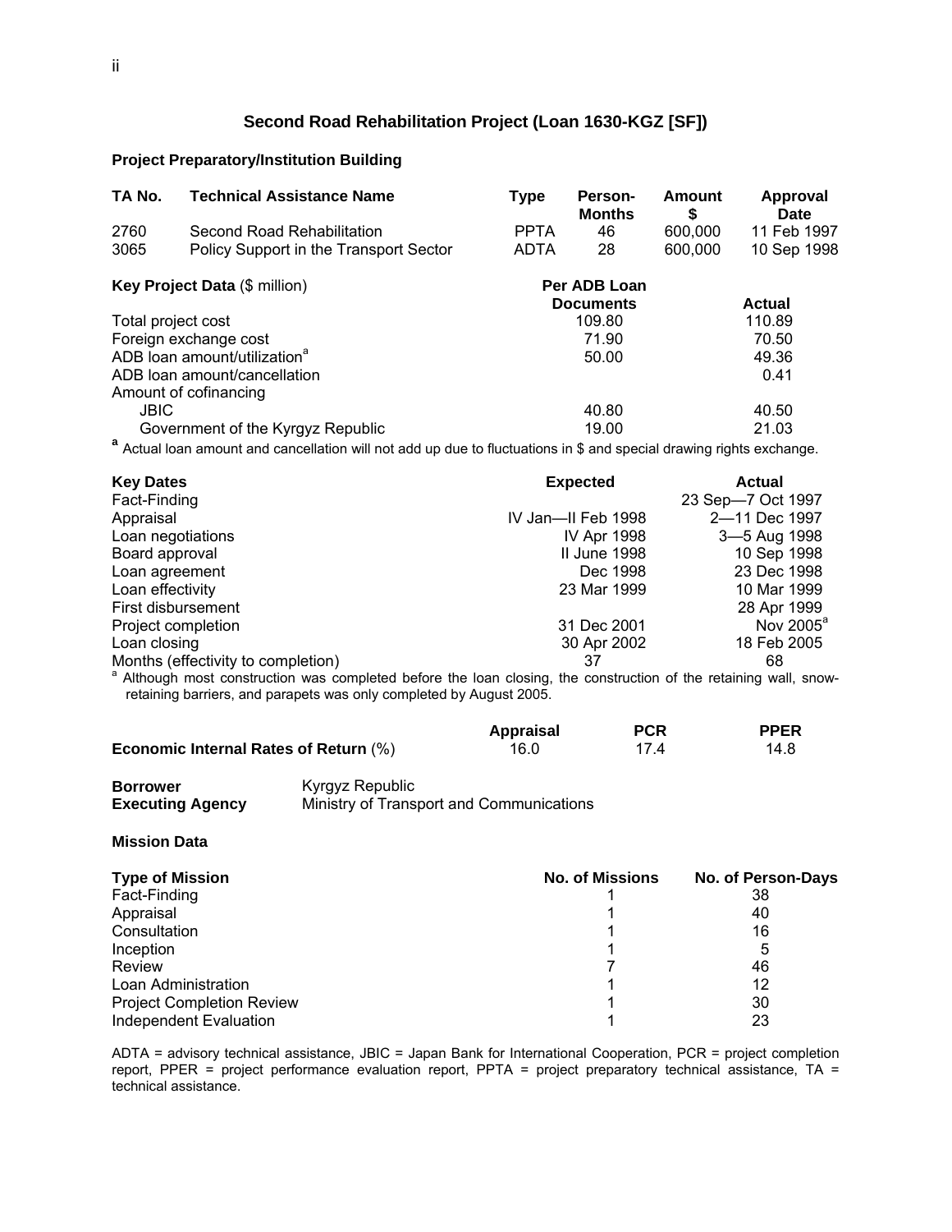# Second Road Rehabilitation Project (Loan 1630-KGZ [SF])

## Project Preparatory/Institution Building

| TA No. | Technical Assistance Name | Type | Person-Months | Amount $ | Approval Date |
|---|---|---|---|---|---|
| 2760 | Second Road Rehabilitation | PPTA | 46 | 600,000 | 11 Feb 1997 |
| 3065 | Policy Support in the Transport Sector | ADTA | 28 | 600,000 | 10 Sep 1998 |

| **Key Project Data** ($ million) | **Per ADB Loan Documents** | **Actual** |
|---|---|---|
| Total project cost | 109.80 | 110.89 |
| Foreign exchange cost | 71.90 | 70.50 |
| ADB loan amount/utilization[a] | 50.00 | 49.36 |
| ADB loan amount/cancellation | | 0.41 |
| Amount of cofinancing | | |
| JBIC | 40.80 | 40.50 |
| Government of the Kyrgyz Republic | 19.00 | 21.03 |

[a] Actual loan amount and cancellation will not add up due to fluctuations in $ and special drawing rights exchange.

| **Key Dates** | **Expected** | **Actual** |
|---|---|---|
| Fact-Finding | | 23 Sep—7 Oct 1997 |
| Appraisal | IV Jan—II Feb 1998 | 2—11 Dec 1997 |
| Loan negotiations | IV Apr 1998 | 3—5 Aug 1998 |
| Board approval | II June 1998 | 10 Sep 1998 |
| Loan agreement | Dec 1998 | 23 Dec 1998 |
| Loan effectivity | 23 Mar 1999 | 10 Mar 1999 |
| First disbursement | | 28 Apr 1999 |
| Project completion | 31 Dec 2001 | Nov 2005[a] |
| Loan closing | 30 Apr 2002 | 18 Feb 2005 |
| Months (effectivity to completion) | 37 | 68 |

[a] Although most construction was completed before the loan closing, the construction of the retaining wall, snow-retaining barriers, and parapets was only completed by August 2005.

| | **Appraisal** | **PCR** | **PPER** |
|---|---|---|---|
| **Economic Internal Rates of Return** (%) | 16.0 | 17.4 | 14.8 |

**Borrower** Kyrgyz Republic

**Executing Agency** Ministry of Transport and Communications

## Mission Data

| **Type of Mission** | **No. of Missions** | **No. of Person-Days** |
|---|---|---|
| Fact-Finding | 1 | 38 |
| Appraisal | 1 | 40 |
| Consultation | 1 | 16 |
| Inception | 1 | 5 |
| Review | 7 | 46 |
| Loan Administration | 1 | 12 |
| Project Completion Review | 1 | 30 |
| Independent Evaluation | 1 | 23 |

ADTA = advisory technical assistance, JBIC = Japan Bank for International Cooperation, PCR = project completion report, PPER = project performance evaluation report, PPTA = project preparatory technical assistance, TA = technical assistance.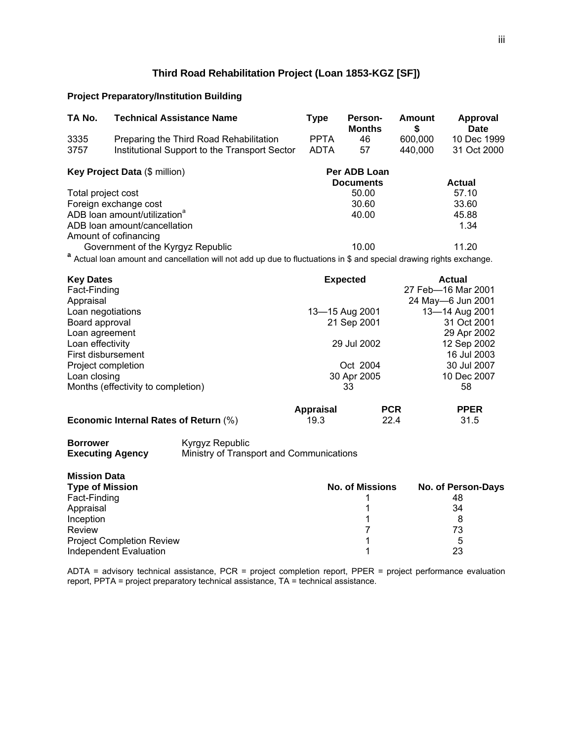# Third Road Rehabilitation Project (Loan 1853-KGZ [SF])

### Project Preparatory/Institution Building

| TA No. | Technical Assistance Name | Type | Person-Months | Amount $ | Approval Date |
|---|---|---|---|---|---|
| 3335 | Preparing the Third Road Rehabilitation | PPTA | 46 | 600,000 | 10 Dec 1999 |
| 3757 | Institutional Support to the Transport Sector | ADTA | 57 | 440,000 | 31 Oct 2000 |

| **Key Project Data** ($ million) | **Per ADB Loan Documents** | **Actual** |
|---|---|---|
| Total project cost | 50.00 | 57.10 |
| Foreign exchange cost | 30.60 | 33.60 |
| ADB loan amount/utilization[a] | 40.00 | 45.88 |
| ADB loan amount/cancellation | | 1.34 |
| Amount of cofinancing | | |
| Government of the Kyrgyz Republic | 10.00 | 11.20 |

[a] Actual loan amount and cancellation will not add up due to fluctuations in $ and special drawing rights exchange.

| **Key Dates** | **Expected** | **Actual** |
|---|---|---|
| Fact-Finding | | 27 Feb—16 Mar 2001 |
| Appraisal | | 24 May—6 Jun 2001 |
| Loan negotiations | 13—15 Aug 2001 | 13—14 Aug 2001 |
| Board approval | 21 Sep 2001 | 31 Oct 2001 |
| Loan agreement | | 29 Apr 2002 |
| Loan effectivity | 29 Jul 2002 | 12 Sep 2002 |
| First disbursement | | 16 Jul 2003 |
| Project completion | Oct 2004 | 30 Jul 2007 |
| Loan closing | 30 Apr 2005 | 10 Dec 2007 |
| Months (effectivity to completion) | 33 | 58 |

| | **Appraisal** | **PCR** | **PPER** |
|---|---|---|---|
| **Economic Internal Rates of Return** (%) | 19.3 | 22.4 | 31.5 |

**Borrower** Kyrgyz Republic
**Executing Agency** Ministry of Transport and Communications

**Mission Data**

| **Type of Mission** | **No. of Missions** | **No. of Person-Days** |
|---|---|---|
| Fact-Finding | 1 | 48 |
| Appraisal | 1 | 34 |
| Inception | 1 | 8 |
| Review | 7 | 73 |
| Project Completion Review | 1 | 5 |
| Independent Evaluation | 1 | 23 |

ADTA = advisory technical assistance, PCR = project completion report, PPER = project performance evaluation report, PPTA = project preparatory technical assistance, TA = technical assistance.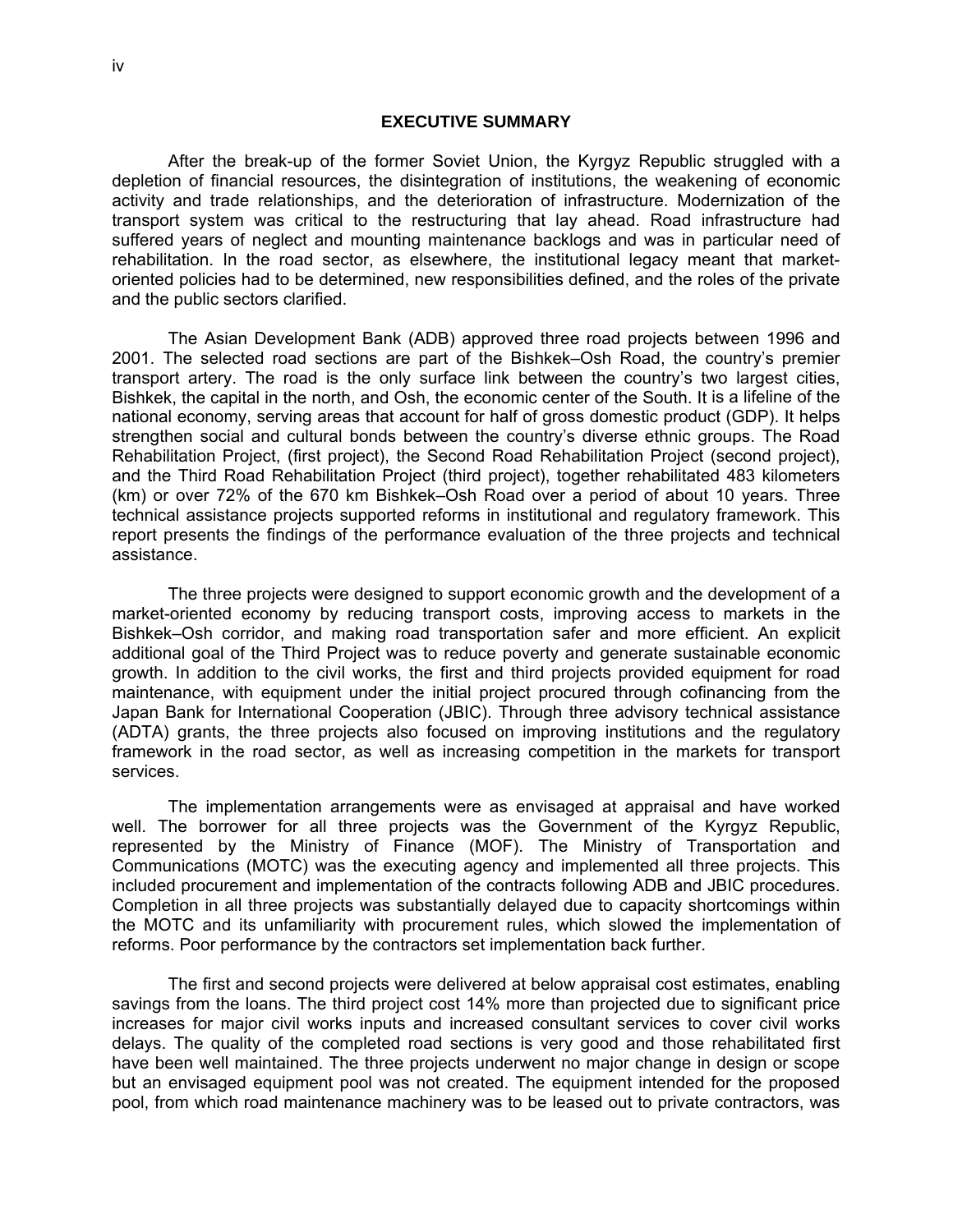# EXECUTIVE SUMMARY

After the break-up of the former Soviet Union, the Kyrgyz Republic struggled with a depletion of financial resources, the disintegration of institutions, the weakening of economic activity and trade relationships, and the deterioration of infrastructure. Modernization of the transport system was critical to the restructuring that lay ahead. Road infrastructure had suffered years of neglect and mounting maintenance backlogs and was in particular need of rehabilitation. In the road sector, as elsewhere, the institutional legacy meant that market-oriented policies had to be determined, new responsibilities defined, and the roles of the private and the public sectors clarified.

The Asian Development Bank (ADB) approved three road projects between 1996 and 2001. The selected road sections are part of the Bishkek–Osh Road, the country's premier transport artery. The road is the only surface link between the country's two largest cities, Bishkek, the capital in the north, and Osh, the economic center of the South. It is a lifeline of the national economy, serving areas that account for half of gross domestic product (GDP). It helps strengthen social and cultural bonds between the country's diverse ethnic groups. The Road Rehabilitation Project, (first project), the Second Road Rehabilitation Project (second project), and the Third Road Rehabilitation Project (third project), together rehabilitated 483 kilometers (km) or over 72% of the 670 km Bishkek–Osh Road over a period of about 10 years. Three technical assistance projects supported reforms in institutional and regulatory framework. This report presents the findings of the performance evaluation of the three projects and technical assistance.

The three projects were designed to support economic growth and the development of a market-oriented economy by reducing transport costs, improving access to markets in the Bishkek–Osh corridor, and making road transportation safer and more efficient. An explicit additional goal of the Third Project was to reduce poverty and generate sustainable economic growth. In addition to the civil works, the first and third projects provided equipment for road maintenance, with equipment under the initial project procured through cofinancing from the Japan Bank for International Cooperation (JBIC). Through three advisory technical assistance (ADTA) grants, the three projects also focused on improving institutions and the regulatory framework in the road sector, as well as increasing competition in the markets for transport services.

The implementation arrangements were as envisaged at appraisal and have worked well. The borrower for all three projects was the Government of the Kyrgyz Republic, represented by the Ministry of Finance (MOF). The Ministry of Transportation and Communications (MOTC) was the executing agency and implemented all three projects. This included procurement and implementation of the contracts following ADB and JBIC procedures. Completion in all three projects was substantially delayed due to capacity shortcomings within the MOTC and its unfamiliarity with procurement rules, which slowed the implementation of reforms. Poor performance by the contractors set implementation back further.

The first and second projects were delivered at below appraisal cost estimates, enabling savings from the loans. The third project cost 14% more than projected due to significant price increases for major civil works inputs and increased consultant services to cover civil works delays. The quality of the completed road sections is very good and those rehabilitated first have been well maintained. The three projects underwent no major change in design or scope but an envisaged equipment pool was not created. The equipment intended for the proposed pool, from which road maintenance machinery was to be leased out to private contractors, was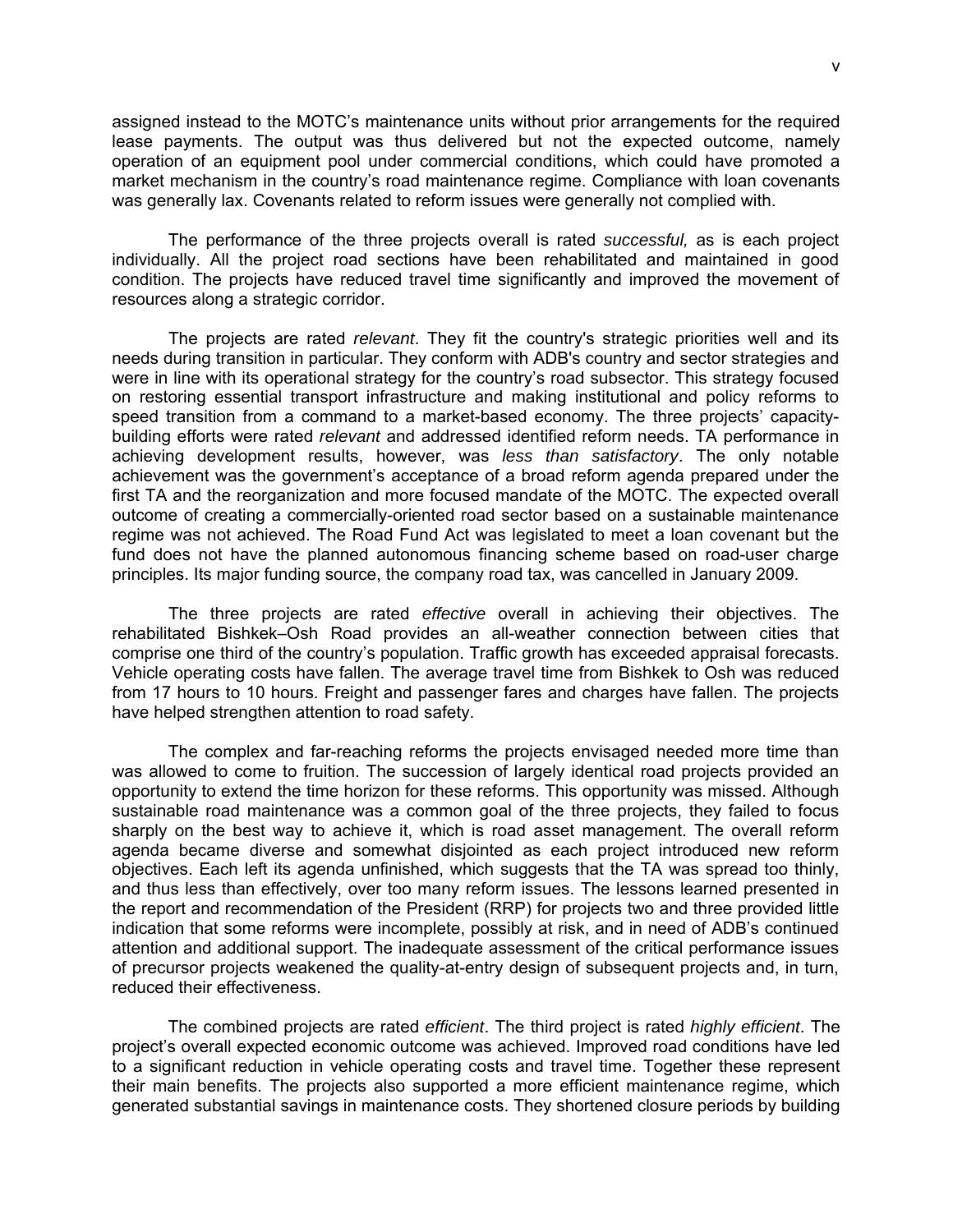assigned instead to the MOTC's maintenance units without prior arrangements for the required lease payments. The output was thus delivered but not the expected outcome, namely operation of an equipment pool under commercial conditions, which could have promoted a market mechanism in the country's road maintenance regime. Compliance with loan covenants was generally lax. Covenants related to reform issues were generally not complied with.

The performance of the three projects overall is rated *successful,* as is each project individually. All the project road sections have been rehabilitated and maintained in good condition. The projects have reduced travel time significantly and improved the movement of resources along a strategic corridor.

The projects are rated *relevant*. They fit the country's strategic priorities well and its needs during transition in particular. They conform with ADB's country and sector strategies and were in line with its operational strategy for the country's road subsector. This strategy focused on restoring essential transport infrastructure and making institutional and policy reforms to speed transition from a command to a market-based economy. The three projects' capacity-building efforts were rated *relevant* and addressed identified reform needs. TA performance in achieving development results, however, was *less than satisfactory*. The only notable achievement was the government's acceptance of a broad reform agenda prepared under the first TA and the reorganization and more focused mandate of the MOTC. The expected overall outcome of creating a commercially-oriented road sector based on a sustainable maintenance regime was not achieved. The Road Fund Act was legislated to meet a loan covenant but the fund does not have the planned autonomous financing scheme based on road-user charge principles. Its major funding source, the company road tax, was cancelled in January 2009.

The three projects are rated *effective* overall in achieving their objectives. The rehabilitated Bishkek–Osh Road provides an all-weather connection between cities that comprise one third of the country's population. Traffic growth has exceeded appraisal forecasts. Vehicle operating costs have fallen. The average travel time from Bishkek to Osh was reduced from 17 hours to 10 hours. Freight and passenger fares and charges have fallen. The projects have helped strengthen attention to road safety.

The complex and far-reaching reforms the projects envisaged needed more time than was allowed to come to fruition. The succession of largely identical road projects provided an opportunity to extend the time horizon for these reforms. This opportunity was missed. Although sustainable road maintenance was a common goal of the three projects, they failed to focus sharply on the best way to achieve it, which is road asset management. The overall reform agenda became diverse and somewhat disjointed as each project introduced new reform objectives. Each left its agenda unfinished, which suggests that the TA was spread too thinly, and thus less than effectively, over too many reform issues. The lessons learned presented in the report and recommendation of the President (RRP) for projects two and three provided little indication that some reforms were incomplete, possibly at risk, and in need of ADB's continued attention and additional support. The inadequate assessment of the critical performance issues of precursor projects weakened the quality-at-entry design of subsequent projects and, in turn, reduced their effectiveness.

The combined projects are rated *efficient*. The third project is rated *highly efficient*. The project's overall expected economic outcome was achieved. Improved road conditions have led to a significant reduction in vehicle operating costs and travel time. Together these represent their main benefits. The projects also supported a more efficient maintenance regime, which generated substantial savings in maintenance costs. They shortened closure periods by building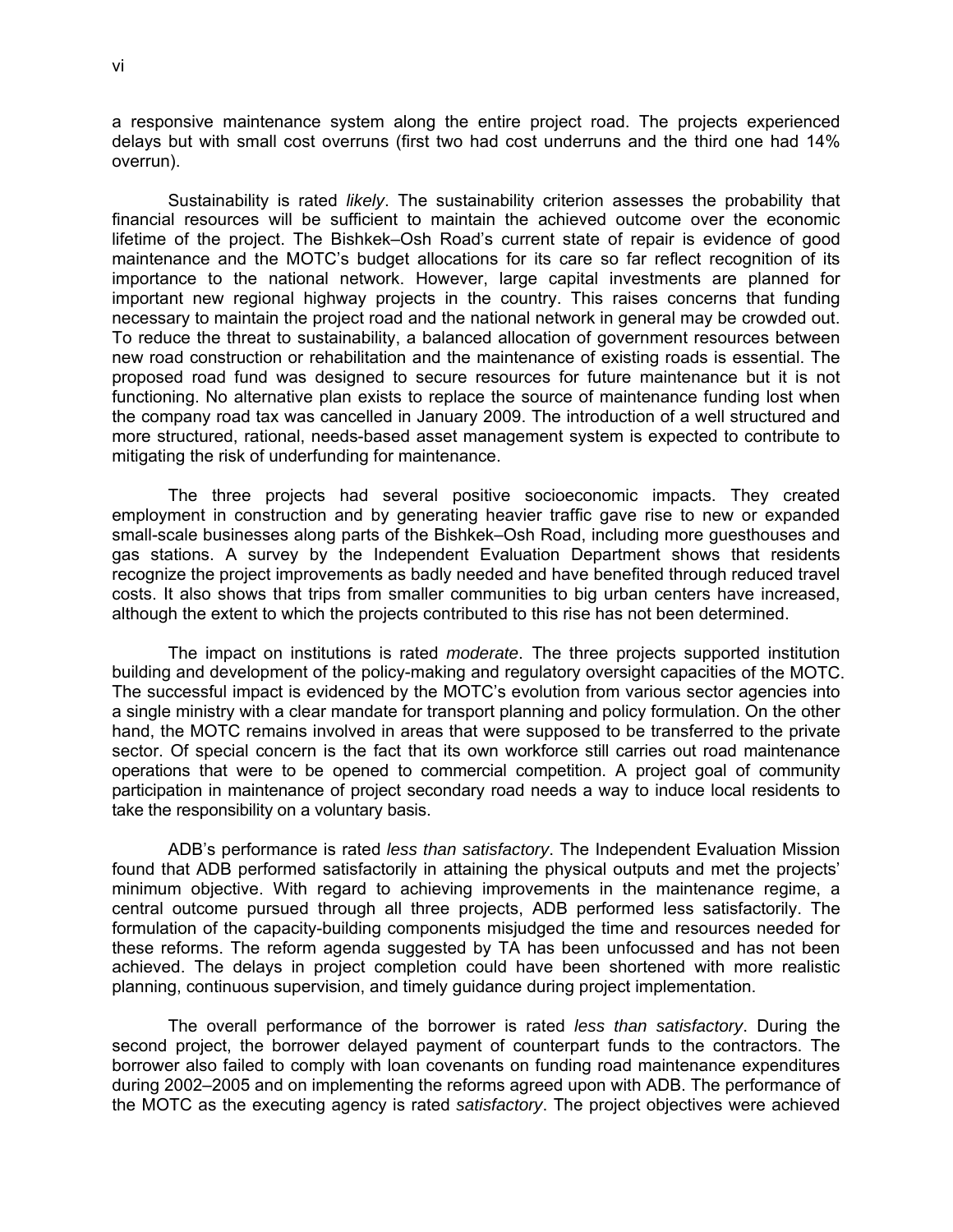a responsive maintenance system along the entire project road. The projects experienced delays but with small cost overruns (first two had cost underruns and the third one had 14% overrun).

Sustainability is rated *likely*. The sustainability criterion assesses the probability that financial resources will be sufficient to maintain the achieved outcome over the economic lifetime of the project. The Bishkek–Osh Road's current state of repair is evidence of good maintenance and the MOTC's budget allocations for its care so far reflect recognition of its importance to the national network. However, large capital investments are planned for important new regional highway projects in the country. This raises concerns that funding necessary to maintain the project road and the national network in general may be crowded out. To reduce the threat to sustainability, a balanced allocation of government resources between new road construction or rehabilitation and the maintenance of existing roads is essential. The proposed road fund was designed to secure resources for future maintenance but it is not functioning. No alternative plan exists to replace the source of maintenance funding lost when the company road tax was cancelled in January 2009. The introduction of a well structured and more structured, rational, needs-based asset management system is expected to contribute to mitigating the risk of underfunding for maintenance.

The three projects had several positive socioeconomic impacts. They created employment in construction and by generating heavier traffic gave rise to new or expanded small-scale businesses along parts of the Bishkek–Osh Road, including more guesthouses and gas stations. A survey by the Independent Evaluation Department shows that residents recognize the project improvements as badly needed and have benefited through reduced travel costs. It also shows that trips from smaller communities to big urban centers have increased, although the extent to which the projects contributed to this rise has not been determined.

The impact on institutions is rated *moderate*. The three projects supported institution building and development of the policy-making and regulatory oversight capacities of the MOTC. The successful impact is evidenced by the MOTC's evolution from various sector agencies into a single ministry with a clear mandate for transport planning and policy formulation. On the other hand, the MOTC remains involved in areas that were supposed to be transferred to the private sector. Of special concern is the fact that its own workforce still carries out road maintenance operations that were to be opened to commercial competition. A project goal of community participation in maintenance of project secondary road needs a way to induce local residents to take the responsibility on a voluntary basis.

ADB's performance is rated *less than satisfactory*. The Independent Evaluation Mission found that ADB performed satisfactorily in attaining the physical outputs and met the projects' minimum objective. With regard to achieving improvements in the maintenance regime, a central outcome pursued through all three projects, ADB performed less satisfactorily. The formulation of the capacity-building components misjudged the time and resources needed for these reforms. The reform agenda suggested by TA has been unfocussed and has not been achieved. The delays in project completion could have been shortened with more realistic planning, continuous supervision, and timely guidance during project implementation.

The overall performance of the borrower is rated *less than satisfactory*. During the second project, the borrower delayed payment of counterpart funds to the contractors. The borrower also failed to comply with loan covenants on funding road maintenance expenditures during 2002–2005 and on implementing the reforms agreed upon with ADB. The performance of the MOTC as the executing agency is rated *satisfactory*. The project objectives were achieved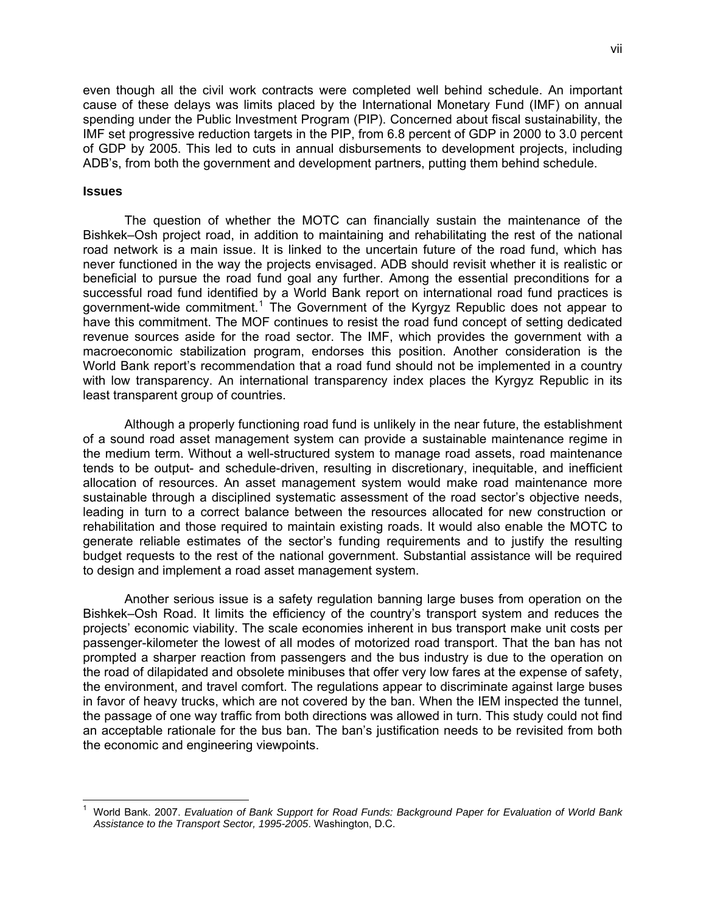even though all the civil work contracts were completed well behind schedule. An important cause of these delays was limits placed by the International Monetary Fund (IMF) on annual spending under the Public Investment Program (PIP). Concerned about fiscal sustainability, the IMF set progressive reduction targets in the PIP, from 6.8 percent of GDP in 2000 to 3.0 percent of GDP by 2005. This led to cuts in annual disbursements to development projects, including ADB's, from both the government and development partners, putting them behind schedule.

**Issues**

The question of whether the MOTC can financially sustain the maintenance of the Bishkek–Osh project road, in addition to maintaining and rehabilitating the rest of the national road network is a main issue. It is linked to the uncertain future of the road fund, which has never functioned in the way the projects envisaged. ADB should revisit whether it is realistic or beneficial to pursue the road fund goal any further. Among the essential preconditions for a successful road fund identified by a World Bank report on international road fund practices is government-wide commitment.[1] The Government of the Kyrgyz Republic does not appear to have this commitment. The MOF continues to resist the road fund concept of setting dedicated revenue sources aside for the road sector. The IMF, which provides the government with a macroeconomic stabilization program, endorses this position. Another consideration is the World Bank report's recommendation that a road fund should not be implemented in a country with low transparency. An international transparency index places the Kyrgyz Republic in its least transparent group of countries.

Although a properly functioning road fund is unlikely in the near future, the establishment of a sound road asset management system can provide a sustainable maintenance regime in the medium term. Without a well-structured system to manage road assets, road maintenance tends to be output- and schedule-driven, resulting in discretionary, inequitable, and inefficient allocation of resources. An asset management system would make road maintenance more sustainable through a disciplined systematic assessment of the road sector's objective needs, leading in turn to a correct balance between the resources allocated for new construction or rehabilitation and those required to maintain existing roads. It would also enable the MOTC to generate reliable estimates of the sector's funding requirements and to justify the resulting budget requests to the rest of the national government. Substantial assistance will be required to design and implement a road asset management system.

Another serious issue is a safety regulation banning large buses from operation on the Bishkek–Osh Road. It limits the efficiency of the country's transport system and reduces the projects' economic viability. The scale economies inherent in bus transport make unit costs per passenger-kilometer the lowest of all modes of motorized road transport. That the ban has not prompted a sharper reaction from passengers and the bus industry is due to the operation on the road of dilapidated and obsolete minibuses that offer very low fares at the expense of safety, the environment, and travel comfort. The regulations appear to discriminate against large buses in favor of heavy trucks, which are not covered by the ban. When the IEM inspected the tunnel, the passage of one way traffic from both directions was allowed in turn. This study could not find an acceptable rationale for the bus ban. The ban's justification needs to be revisited from both the economic and engineering viewpoints.

[1] World Bank. 2007. *Evaluation of Bank Support for Road Funds: Background Paper for Evaluation of World Bank Assistance to the Transport Sector, 1995-2005*. Washington, D.C.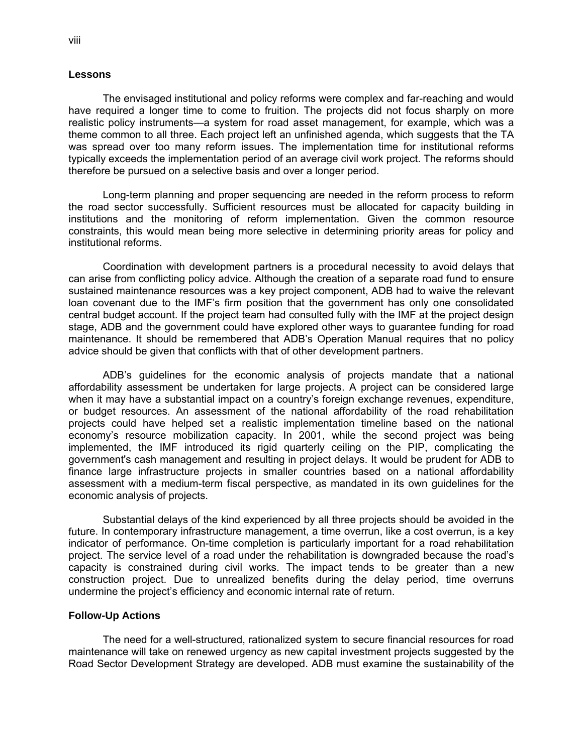## Lessons

The envisaged institutional and policy reforms were complex and far-reaching and would have required a longer time to come to fruition. The projects did not focus sharply on more realistic policy instruments—a system for road asset management, for example, which was a theme common to all three. Each project left an unfinished agenda, which suggests that the TA was spread over too many reform issues. The implementation time for institutional reforms typically exceeds the implementation period of an average civil work project. The reforms should therefore be pursued on a selective basis and over a longer period.

Long-term planning and proper sequencing are needed in the reform process to reform the road sector successfully. Sufficient resources must be allocated for capacity building in institutions and the monitoring of reform implementation. Given the common resource constraints, this would mean being more selective in determining priority areas for policy and institutional reforms.

Coordination with development partners is a procedural necessity to avoid delays that can arise from conflicting policy advice. Although the creation of a separate road fund to ensure sustained maintenance resources was a key project component, ADB had to waive the relevant loan covenant due to the IMF's firm position that the government has only one consolidated central budget account. If the project team had consulted fully with the IMF at the project design stage, ADB and the government could have explored other ways to guarantee funding for road maintenance. It should be remembered that ADB's Operation Manual requires that no policy advice should be given that conflicts with that of other development partners.

ADB's guidelines for the economic analysis of projects mandate that a national affordability assessment be undertaken for large projects. A project can be considered large when it may have a substantial impact on a country's foreign exchange revenues, expenditure, or budget resources. An assessment of the national affordability of the road rehabilitation projects could have helped set a realistic implementation timeline based on the national economy's resource mobilization capacity. In 2001, while the second project was being implemented, the IMF introduced its rigid quarterly ceiling on the PIP, complicating the government's cash management and resulting in project delays. It would be prudent for ADB to finance large infrastructure projects in smaller countries based on a national affordability assessment with a medium-term fiscal perspective, as mandated in its own guidelines for the economic analysis of projects.

Substantial delays of the kind experienced by all three projects should be avoided in the future. In contemporary infrastructure management, a time overrun, like a cost overrun, is a key indicator of performance. On-time completion is particularly important for a road rehabilitation project. The service level of a road under the rehabilitation is downgraded because the road's capacity is constrained during civil works. The impact tends to be greater than a new construction project. Due to unrealized benefits during the delay period, time overruns undermine the project's efficiency and economic internal rate of return.

## Follow-Up Actions

The need for a well-structured, rationalized system to secure financial resources for road maintenance will take on renewed urgency as new capital investment projects suggested by the Road Sector Development Strategy are developed. ADB must examine the sustainability of the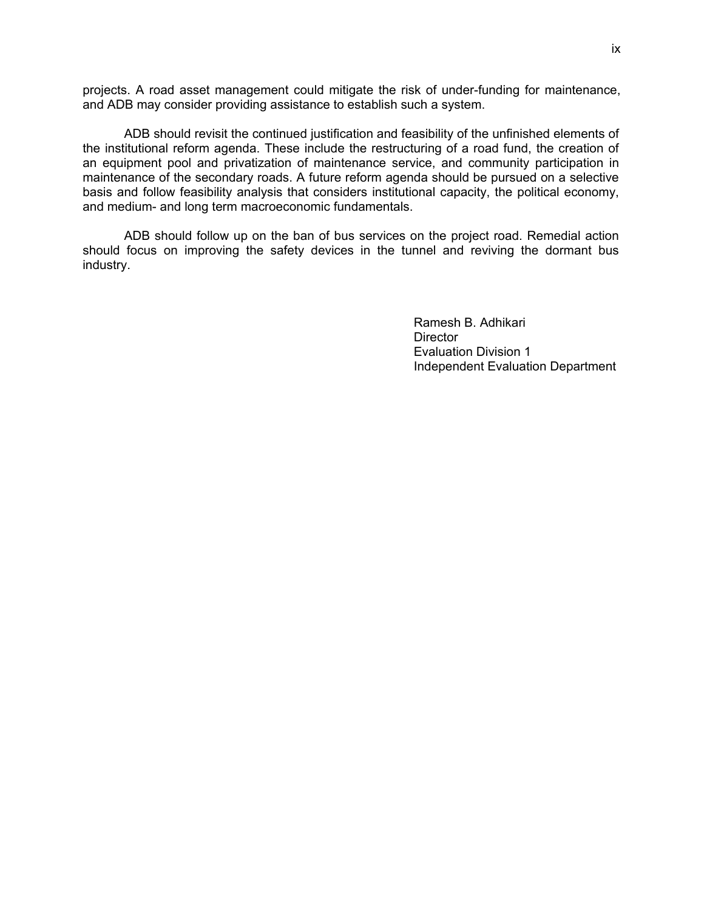projects. A road asset management could mitigate the risk of under-funding for maintenance, and ADB may consider providing assistance to establish such a system.

ADB should revisit the continued justification and feasibility of the unfinished elements of the institutional reform agenda. These include the restructuring of a road fund, the creation of an equipment pool and privatization of maintenance service, and community participation in maintenance of the secondary roads. A future reform agenda should be pursued on a selective basis and follow feasibility analysis that considers institutional capacity, the political economy, and medium- and long term macroeconomic fundamentals.

ADB should follow up on the ban of bus services on the project road. Remedial action should focus on improving the safety devices in the tunnel and reviving the dormant bus industry.

Ramesh B. Adhikari
Director
Evaluation Division 1
Independent Evaluation Department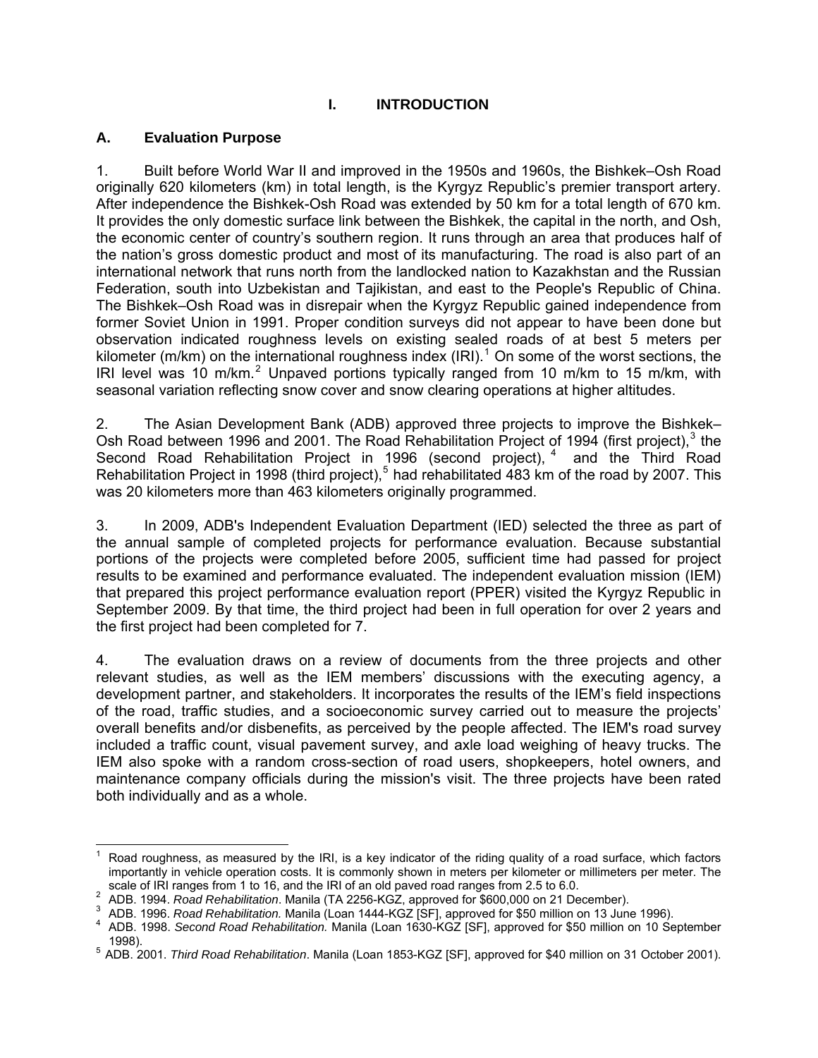# I. INTRODUCTION

## A. Evaluation Purpose

1. Built before World War II and improved in the 1950s and 1960s, the Bishkek–Osh Road originally 620 kilometers (km) in total length, is the Kyrgyz Republic's premier transport artery. After independence the Bishkek-Osh Road was extended by 50 km for a total length of 670 km. It provides the only domestic surface link between the Bishkek, the capital in the north, and Osh, the economic center of country's southern region. It runs through an area that produces half of the nation's gross domestic product and most of its manufacturing. The road is also part of an international network that runs north from the landlocked nation to Kazakhstan and the Russian Federation, south into Uzbekistan and Tajikistan, and east to the People's Republic of China. The Bishkek–Osh Road was in disrepair when the Kyrgyz Republic gained independence from former Soviet Union in 1991. Proper condition surveys did not appear to have been done but observation indicated roughness levels on existing sealed roads of at best 5 meters per kilometer (m/km) on the international roughness index (IRI).[1] On some of the worst sections, the IRI level was 10 m/km.[2] Unpaved portions typically ranged from 10 m/km to 15 m/km, with seasonal variation reflecting snow cover and snow clearing operations at higher altitudes.

2. The Asian Development Bank (ADB) approved three projects to improve the Bishkek–Osh Road between 1996 and 2001. The Road Rehabilitation Project of 1994 (first project),[3] the Second Road Rehabilitation Project in 1996 (second project),[4] and the Third Road Rehabilitation Project in 1998 (third project),[5] had rehabilitated 483 km of the road by 2007. This was 20 kilometers more than 463 kilometers originally programmed.

3. In 2009, ADB's Independent Evaluation Department (IED) selected the three as part of the annual sample of completed projects for performance evaluation. Because substantial portions of the projects were completed before 2005, sufficient time had passed for project results to be examined and performance evaluated. The independent evaluation mission (IEM) that prepared this project performance evaluation report (PPER) visited the Kyrgyz Republic in September 2009. By that time, the third project had been in full operation for over 2 years and the first project had been completed for 7.

4. The evaluation draws on a review of documents from the three projects and other relevant studies, as well as the IEM members' discussions with the executing agency, a development partner, and stakeholders. It incorporates the results of the IEM's field inspections of the road, traffic studies, and a socioeconomic survey carried out to measure the projects' overall benefits and/or disbenefits, as perceived by the people affected. The IEM's road survey included a traffic count, visual pavement survey, and axle load weighing of heavy trucks. The IEM also spoke with a random cross-section of road users, shopkeepers, hotel owners, and maintenance company officials during the mission's visit. The three projects have been rated both individually and as a whole.

---

[1] Road roughness, as measured by the IRI, is a key indicator of the riding quality of a road surface, which factors importantly in vehicle operation costs. It is commonly shown in meters per kilometer or millimeters per meter. The scale of IRI ranges from 1 to 16, and the IRI of an old paved road ranges from 2.5 to 6.0.

[2] ADB. 1994. *Road Rehabilitation*. Manila (TA 2256-KGZ, approved for $600,000 on 21 December).

[3] ADB. 1996. *Road Rehabilitation.* Manila (Loan 1444-KGZ [SF], approved for $50 million on 13 June 1996).

[4] ADB. 1998. *Second Road Rehabilitation.* Manila (Loan 1630-KGZ [SF], approved for $50 million on 10 September 1998).

[5] ADB. 2001. *Third Road Rehabilitation*. Manila (Loan 1853-KGZ [SF], approved for $40 million on 31 October 2001).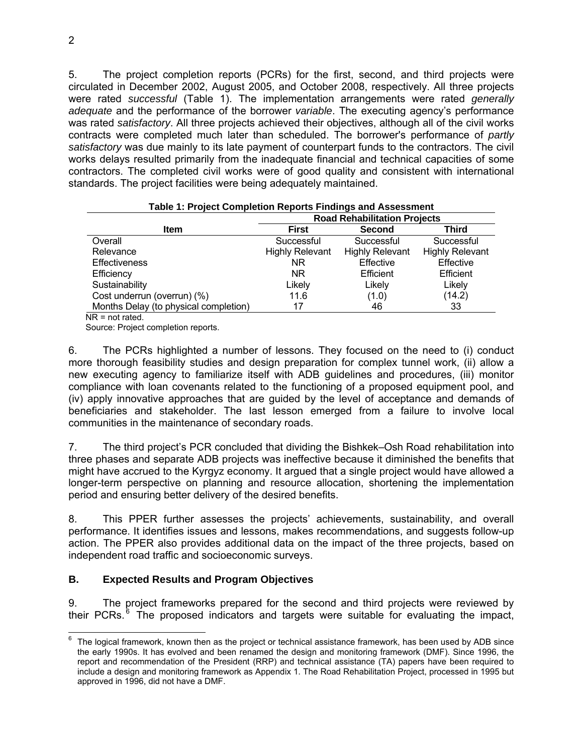5. The project completion reports (PCRs) for the first, second, and third projects were circulated in December 2002, August 2005, and October 2008, respectively. All three projects were rated *successful* (Table 1). The implementation arrangements were rated *generally adequate* and the performance of the borrower *variable*. The executing agency's performance was rated *satisfactory*. All three projects achieved their objectives, although all of the civil works contracts were completed much later than scheduled. The borrower's performance of *partly satisfactory* was due mainly to its late payment of counterpart funds to the contractors. The civil works delays resulted primarily from the inadequate financial and technical capacities of some contractors. The completed civil works were of good quality and consistent with international standards. The project facilities were being adequately maintained.

**Table 1: Project Completion Reports Findings and Assessment**

| Item | Road Rehabilitation Projects | | |
|---|---|---|---|
| | **First** | **Second** | **Third** |
| Overall | Successful | Successful | Successful |
| Relevance | Highly Relevant | Highly Relevant | Highly Relevant |
| Effectiveness | NR | Effective | Effective |
| Efficiency | NR | Efficient | Efficient |
| Sustainability | Likely | Likely | Likely |
| Cost underrun (overrun) (%) | 11.6 | (1.0) | (14.2) |
| Months Delay (to physical completion) | 17 | 46 | 33 |

NR = not rated.
Source: Project completion reports.

6. The PCRs highlighted a number of lessons. They focused on the need to (i) conduct more thorough feasibility studies and design preparation for complex tunnel work, (ii) allow a new executing agency to familiarize itself with ADB guidelines and procedures, (iii) monitor compliance with loan covenants related to the functioning of a proposed equipment pool, and (iv) apply innovative approaches that are guided by the level of acceptance and demands of beneficiaries and stakeholder. The last lesson emerged from a failure to involve local communities in the maintenance of secondary roads.

7. The third project's PCR concluded that dividing the Bishkek–Osh Road rehabilitation into three phases and separate ADB projects was ineffective because it diminished the benefits that might have accrued to the Kyrgyz economy. It argued that a single project would have allowed a longer-term perspective on planning and resource allocation, shortening the implementation period and ensuring better delivery of the desired benefits.

8. This PPER further assesses the projects' achievements, sustainability, and overall performance. It identifies issues and lessons, makes recommendations, and suggests follow-up action. The PPER also provides additional data on the impact of the three projects, based on independent road traffic and socioeconomic surveys.

## B. Expected Results and Program Objectives

9. The project frameworks prepared for the second and third projects were reviewed by their PCRs.[6] The proposed indicators and targets were suitable for evaluating the impact,

---

[6] The logical framework, known then as the project or technical assistance framework, has been used by ADB since the early 1990s. It has evolved and been renamed the design and monitoring framework (DMF). Since 1996, the report and recommendation of the President (RRP) and technical assistance (TA) papers have been required to include a design and monitoring framework as Appendix 1. The Road Rehabilitation Project, processed in 1995 but approved in 1996, did not have a DMF.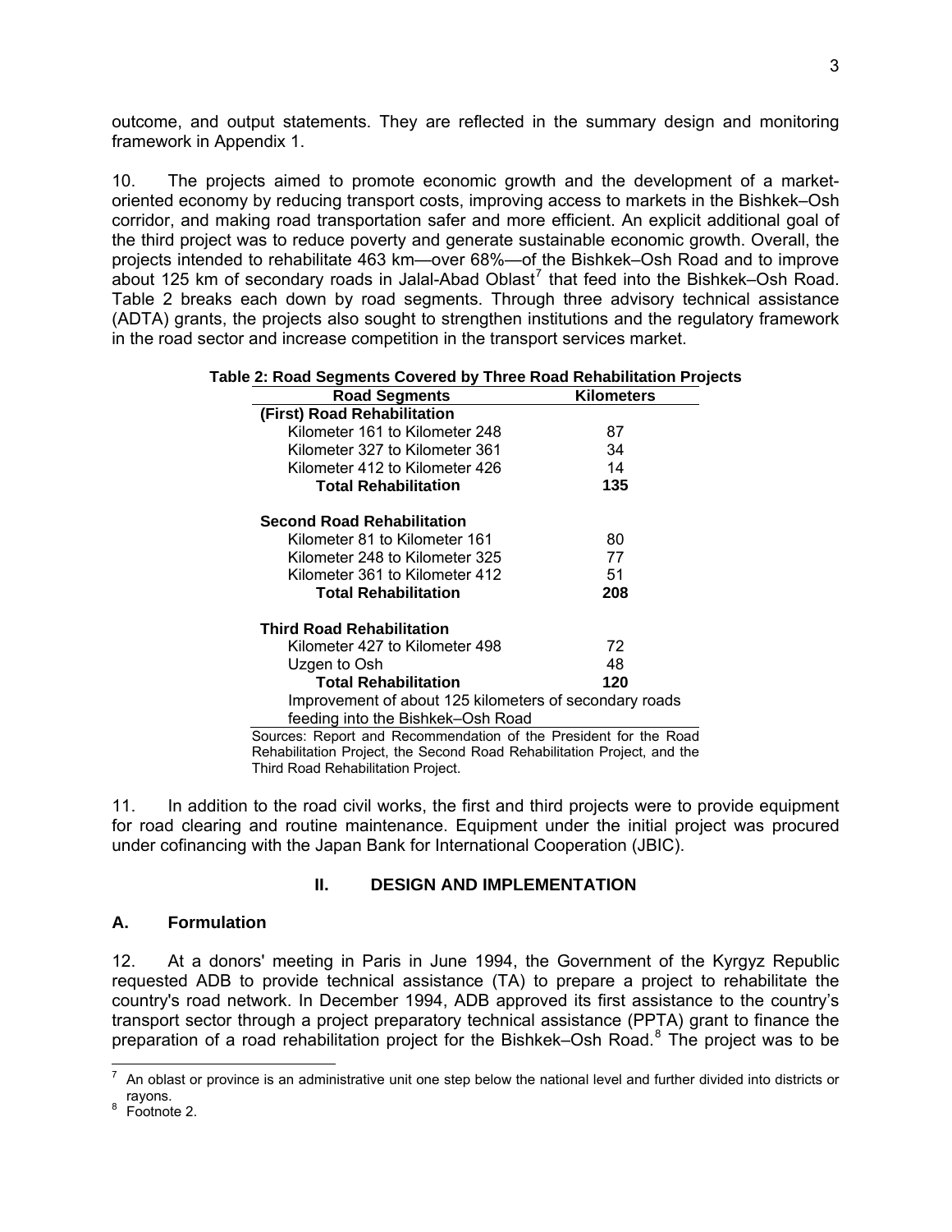outcome, and output statements. They are reflected in the summary design and monitoring framework in Appendix 1.

10. The projects aimed to promote economic growth and the development of a market-oriented economy by reducing transport costs, improving access to markets in the Bishkek–Osh corridor, and making road transportation safer and more efficient. An explicit additional goal of the third project was to reduce poverty and generate sustainable economic growth. Overall, the projects intended to rehabilitate 463 km—over 68%—of the Bishkek–Osh Road and to improve about 125 km of secondary roads in Jalal-Abad Oblast[7] that feed into the Bishkek–Osh Road. Table 2 breaks each down by road segments. Through three advisory technical assistance (ADTA) grants, the projects also sought to strengthen institutions and the regulatory framework in the road sector and increase competition in the transport services market.

**Table 2: Road Segments Covered by Three Road Rehabilitation Projects**

| Road Segments | Kilometers |
|---|---|
| **(First) Road Rehabilitation** | |
| Kilometer 161 to Kilometer 248 | 87 |
| Kilometer 327 to Kilometer 361 | 34 |
| Kilometer 412 to Kilometer 426 | 14 |
| **Total Rehabilitation** | **135** |
| **Second Road Rehabilitation** | |
| Kilometer 81 to Kilometer 161 | 80 |
| Kilometer 248 to Kilometer 325 | 77 |
| Kilometer 361 to Kilometer 412 | 51 |
| **Total Rehabilitation** | **208** |
| **Third Road Rehabilitation** | |
| Kilometer 427 to Kilometer 498 | 72 |
| Uzgen to Osh | 48 |
| **Total Rehabilitation** | **120** |
| Improvement of about 125 kilometers of secondary roads feeding into the Bishkek–Osh Road | |

Sources: Report and Recommendation of the President for the Road Rehabilitation Project, the Second Road Rehabilitation Project, and the Third Road Rehabilitation Project.

11. In addition to the road civil works, the first and third projects were to provide equipment for road clearing and routine maintenance. Equipment under the initial project was procured under cofinancing with the Japan Bank for International Cooperation (JBIC).

## II. DESIGN AND IMPLEMENTATION

### A. Formulation

12. At a donors' meeting in Paris in June 1994, the Government of the Kyrgyz Republic requested ADB to provide technical assistance (TA) to prepare a project to rehabilitate the country's road network. In December 1994, ADB approved its first assistance to the country's transport sector through a project preparatory technical assistance (PPTA) grant to finance the preparation of a road rehabilitation project for the Bishkek–Osh Road.[8] The project was to be

[7] An oblast or province is an administrative unit one step below the national level and further divided into districts or rayons.

[8] Footnote 2.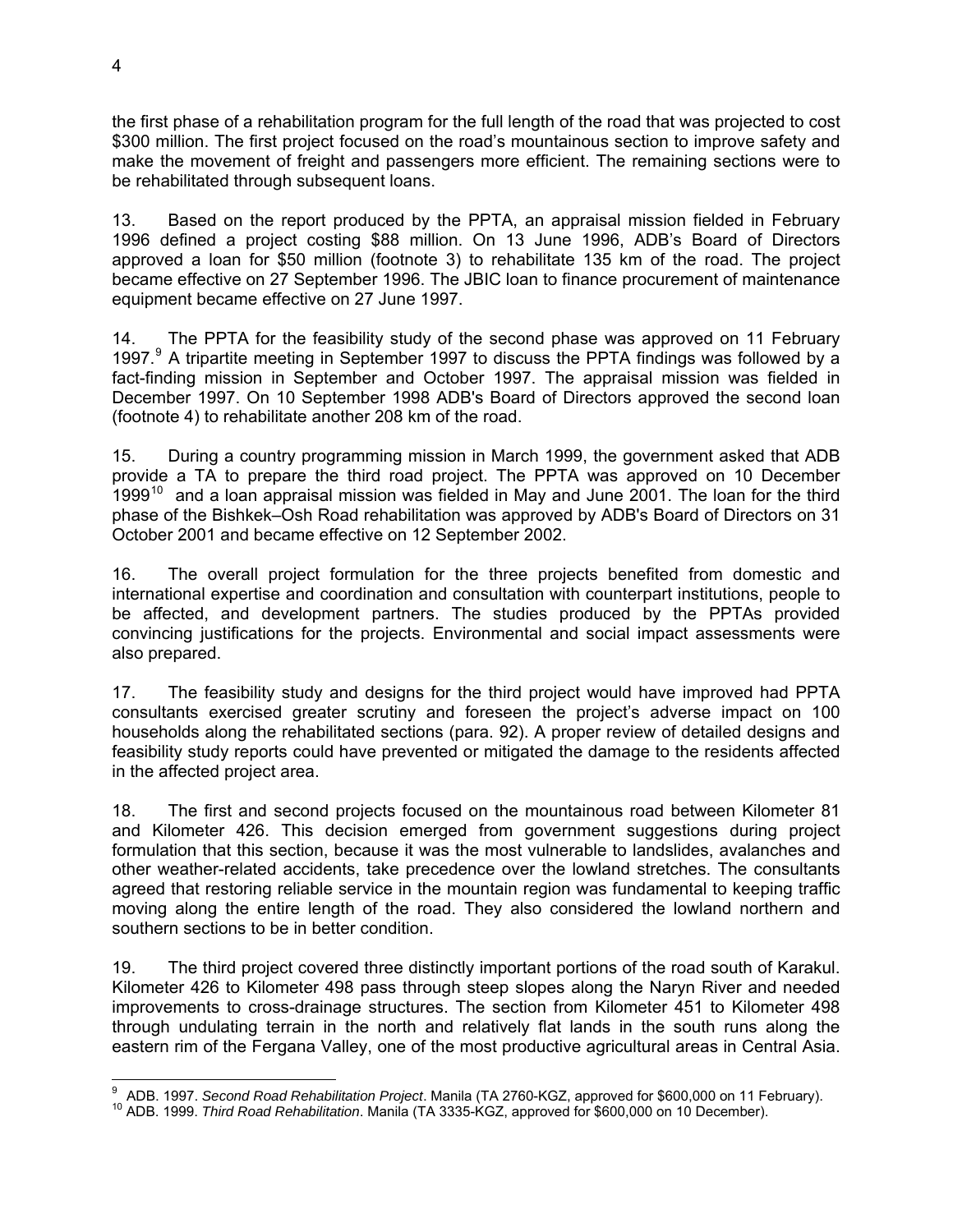the first phase of a rehabilitation program for the full length of the road that was projected to cost \$300 million. The first project focused on the road's mountainous section to improve safety and make the movement of freight and passengers more efficient. The remaining sections were to be rehabilitated through subsequent loans.

13. Based on the report produced by the PPTA, an appraisal mission fielded in February 1996 defined a project costing \$88 million. On 13 June 1996, ADB's Board of Directors approved a loan for \$50 million (footnote 3) to rehabilitate 135 km of the road. The project became effective on 27 September 1996. The JBIC loan to finance procurement of maintenance equipment became effective on 27 June 1997.

14. The PPTA for the feasibility study of the second phase was approved on 11 February 1997.[9] A tripartite meeting in September 1997 to discuss the PPTA findings was followed by a fact-finding mission in September and October 1997. The appraisal mission was fielded in December 1997. On 10 September 1998 ADB's Board of Directors approved the second loan (footnote 4) to rehabilitate another 208 km of the road.

15. During a country programming mission in March 1999, the government asked that ADB provide a TA to prepare the third road project. The PPTA was approved on 10 December 1999[10] and a loan appraisal mission was fielded in May and June 2001. The loan for the third phase of the Bishkek–Osh Road rehabilitation was approved by ADB's Board of Directors on 31 October 2001 and became effective on 12 September 2002.

16. The overall project formulation for the three projects benefited from domestic and international expertise and coordination and consultation with counterpart institutions, people to be affected, and development partners. The studies produced by the PPTAs provided convincing justifications for the projects. Environmental and social impact assessments were also prepared.

17. The feasibility study and designs for the third project would have improved had PPTA consultants exercised greater scrutiny and foreseen the project's adverse impact on 100 households along the rehabilitated sections (para. 92). A proper review of detailed designs and feasibility study reports could have prevented or mitigated the damage to the residents affected in the affected project area.

18. The first and second projects focused on the mountainous road between Kilometer 81 and Kilometer 426. This decision emerged from government suggestions during project formulation that this section, because it was the most vulnerable to landslides, avalanches and other weather-related accidents, take precedence over the lowland stretches. The consultants agreed that restoring reliable service in the mountain region was fundamental to keeping traffic moving along the entire length of the road. They also considered the lowland northern and southern sections to be in better condition.

19. The third project covered three distinctly important portions of the road south of Karakul. Kilometer 426 to Kilometer 498 pass through steep slopes along the Naryn River and needed improvements to cross-drainage structures. The section from Kilometer 451 to Kilometer 498 through undulating terrain in the north and relatively flat lands in the south runs along the eastern rim of the Fergana Valley, one of the most productive agricultural areas in Central Asia.

---

[9] ADB. 1997. *Second Road Rehabilitation Project*. Manila (TA 2760-KGZ, approved for \$600,000 on 11 February).

[10] ADB. 1999. *Third Road Rehabilitation*. Manila (TA 3335-KGZ, approved for \$600,000 on 10 December).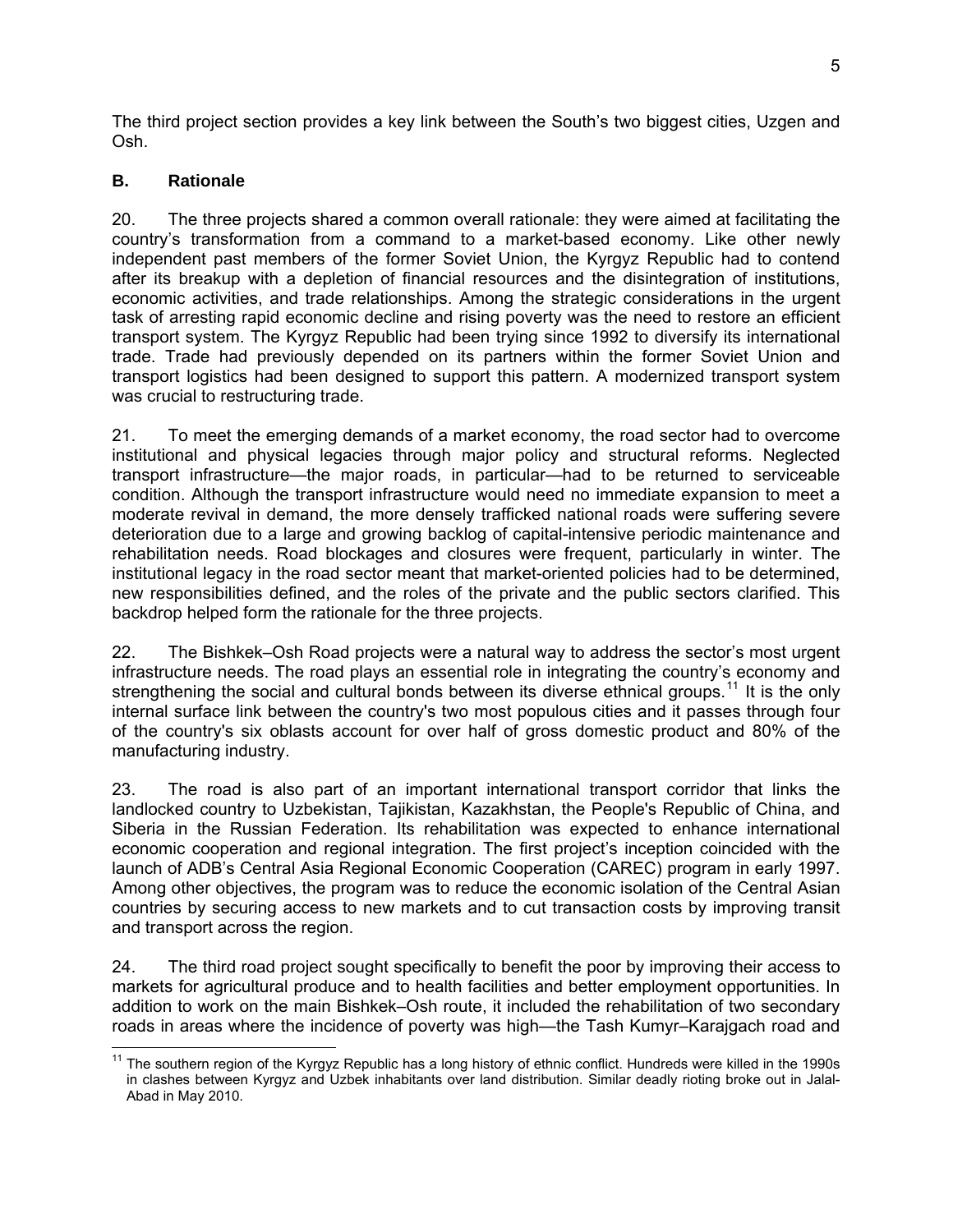The third project section provides a key link between the South's two biggest cities, Uzgen and Osh.

### B. Rationale

20. The three projects shared a common overall rationale: they were aimed at facilitating the country's transformation from a command to a market-based economy. Like other newly independent past members of the former Soviet Union, the Kyrgyz Republic had to contend after its breakup with a depletion of financial resources and the disintegration of institutions, economic activities, and trade relationships. Among the strategic considerations in the urgent task of arresting rapid economic decline and rising poverty was the need to restore an efficient transport system. The Kyrgyz Republic had been trying since 1992 to diversify its international trade. Trade had previously depended on its partners within the former Soviet Union and transport logistics had been designed to support this pattern. A modernized transport system was crucial to restructuring trade.

21. To meet the emerging demands of a market economy, the road sector had to overcome institutional and physical legacies through major policy and structural reforms. Neglected transport infrastructure—the major roads, in particular—had to be returned to serviceable condition. Although the transport infrastructure would need no immediate expansion to meet a moderate revival in demand, the more densely trafficked national roads were suffering severe deterioration due to a large and growing backlog of capital-intensive periodic maintenance and rehabilitation needs. Road blockages and closures were frequent, particularly in winter. The institutional legacy in the road sector meant that market-oriented policies had to be determined, new responsibilities defined, and the roles of the private and the public sectors clarified. This backdrop helped form the rationale for the three projects.

22. The Bishkek–Osh Road projects were a natural way to address the sector's most urgent infrastructure needs. The road plays an essential role in integrating the country's economy and strengthening the social and cultural bonds between its diverse ethnical groups.[11] It is the only internal surface link between the country's two most populous cities and it passes through four of the country's six oblasts account for over half of gross domestic product and 80% of the manufacturing industry.

23. The road is also part of an important international transport corridor that links the landlocked country to Uzbekistan, Tajikistan, Kazakhstan, the People's Republic of China, and Siberia in the Russian Federation. Its rehabilitation was expected to enhance international economic cooperation and regional integration. The first project's inception coincided with the launch of ADB's Central Asia Regional Economic Cooperation (CAREC) program in early 1997. Among other objectives, the program was to reduce the economic isolation of the Central Asian countries by securing access to new markets and to cut transaction costs by improving transit and transport across the region.

24. The third road project sought specifically to benefit the poor by improving their access to markets for agricultural produce and to health facilities and better employment opportunities. In addition to work on the main Bishkek–Osh route, it included the rehabilitation of two secondary roads in areas where the incidence of poverty was high—the Tash Kumyr–Karajgach road and

---

[11] The southern region of the Kyrgyz Republic has a long history of ethnic conflict. Hundreds were killed in the 1990s in clashes between Kyrgyz and Uzbek inhabitants over land distribution. Similar deadly rioting broke out in Jalal-Abad in May 2010.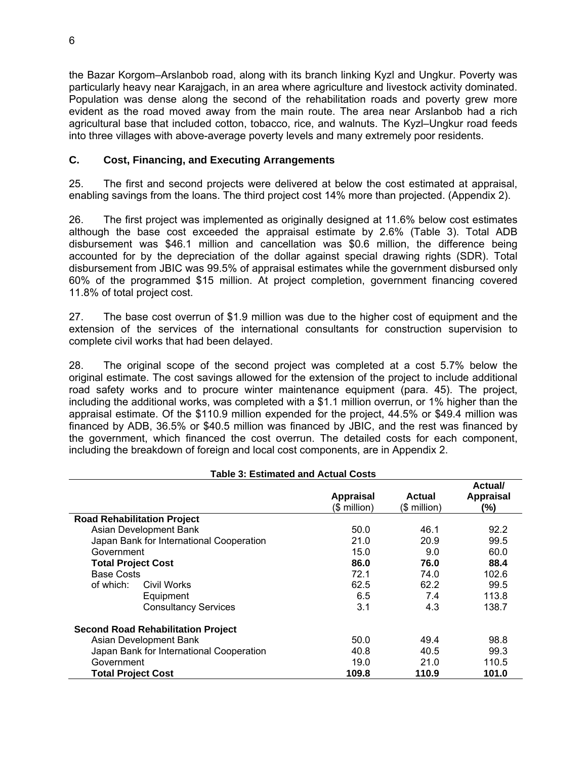the Bazar Korgom–Arslanbob road, along with its branch linking Kyzl and Ungkur. Poverty was particularly heavy near Karajgach, in an area where agriculture and livestock activity dominated. Population was dense along the second of the rehabilitation roads and poverty grew more evident as the road moved away from the main route. The area near Arslanbob had a rich agricultural base that included cotton, tobacco, rice, and walnuts. The Kyzl–Ungkur road feeds into three villages with above-average poverty levels and many extremely poor residents.

### C. Cost, Financing, and Executing Arrangements

25. The first and second projects were delivered at below the cost estimated at appraisal, enabling savings from the loans. The third project cost 14% more than projected. (Appendix 2).

26. The first project was implemented as originally designed at 11.6% below cost estimates although the base cost exceeded the appraisal estimate by 2.6% (Table 3). Total ADB disbursement was $46.1 million and cancellation was $0.6 million, the difference being accounted for by the depreciation of the dollar against special drawing rights (SDR). Total disbursement from JBIC was 99.5% of appraisal estimates while the government disbursed only 60% of the programmed $15 million. At project completion, government financing covered 11.8% of total project cost.

27. The base cost overrun of $1.9 million was due to the higher cost of equipment and the extension of the services of the international consultants for construction supervision to complete civil works that had been delayed.

28. The original scope of the second project was completed at a cost 5.7% below the original estimate. The cost savings allowed for the extension of the project to include additional road safety works and to procure winter maintenance equipment (para. 45). The project, including the additional works, was completed with a $1.1 million overrun, or 1% higher than the appraisal estimate. Of the $110.9 million expended for the project, 44.5% or $49.4 million was financed by ADB, 36.5% or $40.5 million was financed by JBIC, and the rest was financed by the government, which financed the cost overrun. The detailed costs for each component, including the breakdown of foreign and local cost components, are in Appendix 2.

**Table 3: Estimated and Actual Costs**

| | Appraisal ($ million) | Actual ($ million) | Actual/ Appraisal (%) |
|---|---|---|---|
| **Road Rehabilitation Project** | | | |
| Asian Development Bank | 50.0 | 46.1 | 92.2 |
| Japan Bank for International Cooperation | 21.0 | 20.9 | 99.5 |
| Government | 15.0 | 9.0 | 60.0 |
| **Total Project Cost** | **86.0** | **76.0** | **88.4** |
| Base Costs | 72.1 | 74.0 | 102.6 |
| of which: Civil Works | 62.5 | 62.2 | 99.5 |
| Equipment | 6.5 | 7.4 | 113.8 |
| Consultancy Services | 3.1 | 4.3 | 138.7 |
| **Second Road Rehabilitation Project** | | | |
| Asian Development Bank | 50.0 | 49.4 | 98.8 |
| Japan Bank for International Cooperation | 40.8 | 40.5 | 99.3 |
| Government | 19.0 | 21.0 | 110.5 |
| **Total Project Cost** | **109.8** | **110.9** | **101.0** |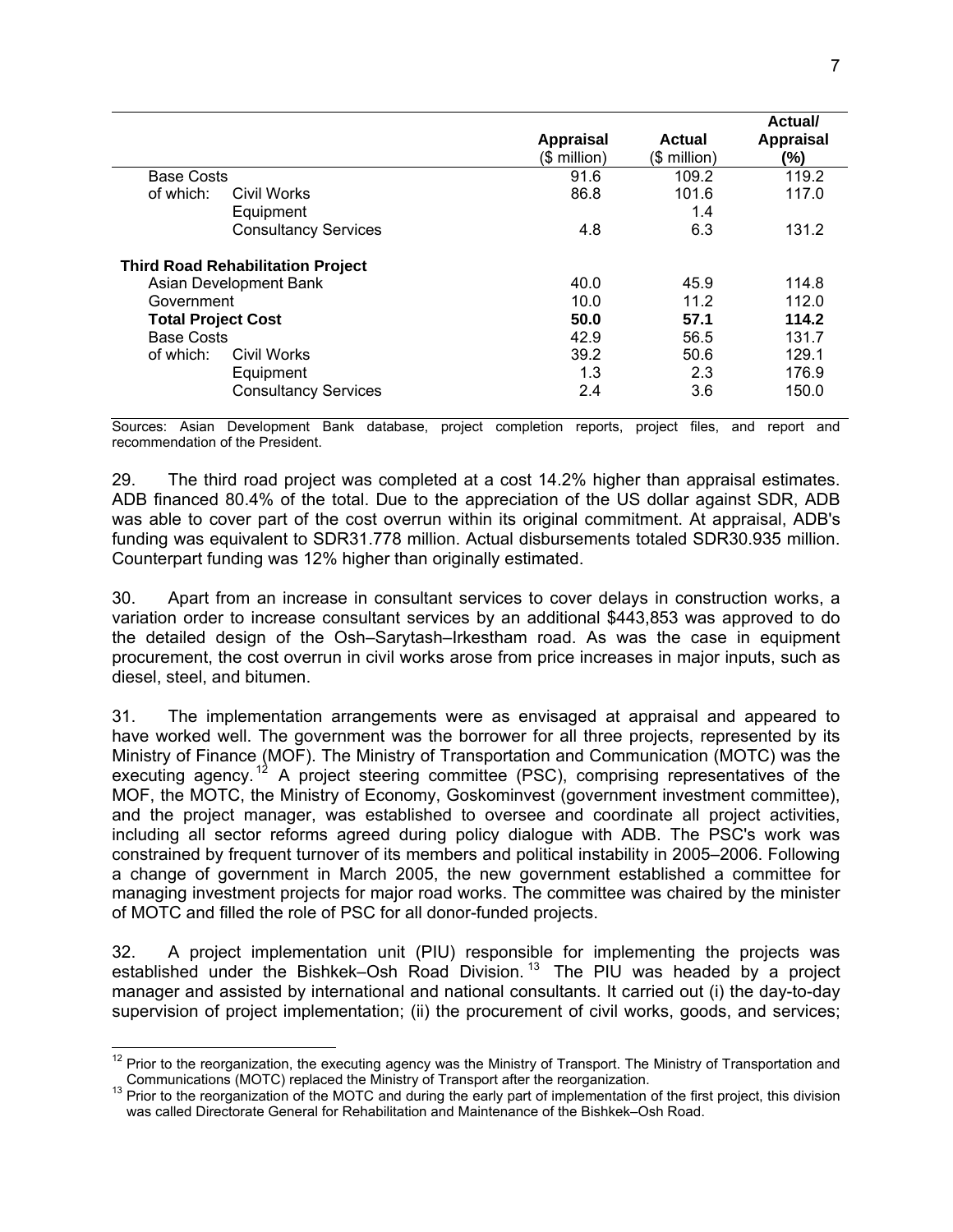| | | Appraisal ($ million) | Actual ($ million) | Actual/ Appraisal (%) |
|---|---|---|---|---|
| Base Costs | | 91.6 | 109.2 | 119.2 |
| of which: | Civil Works | 86.8 | 101.6 | 117.0 |
| | Equipment | | 1.4 | |
| | Consultancy Services | 4.8 | 6.3 | 131.2 |
| **Third Road Rehabilitation Project** | | | | |
| Asian Development Bank | | 40.0 | 45.9 | 114.8 |
| Government | | 10.0 | 11.2 | 112.0 |
| **Total Project Cost** | | **50.0** | **57.1** | **114.2** |
| Base Costs | | 42.9 | 56.5 | 131.7 |
| of which: | Civil Works | 39.2 | 50.6 | 129.1 |
| | Equipment | 1.3 | 2.3 | 176.9 |
| | Consultancy Services | 2.4 | 3.6 | 150.0 |

Sources: Asian Development Bank database, project completion reports, project files, and report and recommendation of the President.

29. The third road project was completed at a cost 14.2% higher than appraisal estimates. ADB financed 80.4% of the total. Due to the appreciation of the US dollar against SDR, ADB was able to cover part of the cost overrun within its original commitment. At appraisal, ADB's funding was equivalent to SDR31.778 million. Actual disbursements totaled SDR30.935 million. Counterpart funding was 12% higher than originally estimated.

30. Apart from an increase in consultant services to cover delays in construction works, a variation order to increase consultant services by an additional $443,853 was approved to do the detailed design of the Osh–Sarytash–Irkestham road. As was the case in equipment procurement, the cost overrun in civil works arose from price increases in major inputs, such as diesel, steel, and bitumen.

31. The implementation arrangements were as envisaged at appraisal and appeared to have worked well. The government was the borrower for all three projects, represented by its Ministry of Finance (MOF). The Ministry of Transportation and Communication (MOTC) was the executing agency.[12] A project steering committee (PSC), comprising representatives of the MOF, the MOTC, the Ministry of Economy, Goskominvest (government investment committee), and the project manager, was established to oversee and coordinate all project activities, including all sector reforms agreed during policy dialogue with ADB. The PSC's work was constrained by frequent turnover of its members and political instability in 2005–2006. Following a change of government in March 2005, the new government established a committee for managing investment projects for major road works. The committee was chaired by the minister of MOTC and filled the role of PSC for all donor-funded projects.

32. A project implementation unit (PIU) responsible for implementing the projects was established under the Bishkek–Osh Road Division.[13] The PIU was headed by a project manager and assisted by international and national consultants. It carried out (i) the day-to-day supervision of project implementation; (ii) the procurement of civil works, goods, and services;

[12] Prior to the reorganization, the executing agency was the Ministry of Transport. The Ministry of Transportation and Communications (MOTC) replaced the Ministry of Transport after the reorganization.

[13] Prior to the reorganization of the MOTC and during the early part of implementation of the first project, this division was called Directorate General for Rehabilitation and Maintenance of the Bishkek–Osh Road.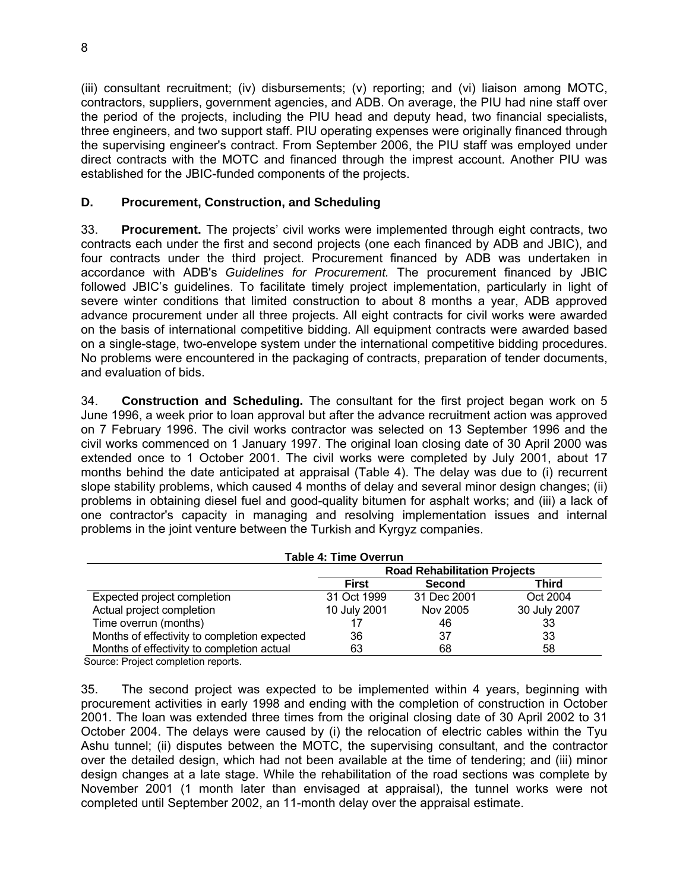(iii) consultant recruitment; (iv) disbursements; (v) reporting; and (vi) liaison among MOTC, contractors, suppliers, government agencies, and ADB. On average, the PIU had nine staff over the period of the projects, including the PIU head and deputy head, two financial specialists, three engineers, and two support staff. PIU operating expenses were originally financed through the supervising engineer's contract. From September 2006, the PIU staff was employed under direct contracts with the MOTC and financed through the imprest account. Another PIU was established for the JBIC-funded components of the projects.

### D. Procurement, Construction, and Scheduling

33. **Procurement.** The projects' civil works were implemented through eight contracts, two contracts each under the first and second projects (one each financed by ADB and JBIC), and four contracts under the third project. Procurement financed by ADB was undertaken in accordance with ADB's *Guidelines for Procurement.* The procurement financed by JBIC followed JBIC's guidelines. To facilitate timely project implementation, particularly in light of severe winter conditions that limited construction to about 8 months a year, ADB approved advance procurement under all three projects. All eight contracts for civil works were awarded on the basis of international competitive bidding. All equipment contracts were awarded based on a single-stage, two-envelope system under the international competitive bidding procedures. No problems were encountered in the packaging of contracts, preparation of tender documents, and evaluation of bids.

34. **Construction and Scheduling.** The consultant for the first project began work on 5 June 1996, a week prior to loan approval but after the advance recruitment action was approved on 7 February 1996. The civil works contractor was selected on 13 September 1996 and the civil works commenced on 1 January 1997. The original loan closing date of 30 April 2000 was extended once to 1 October 2001. The civil works were completed by July 2001, about 17 months behind the date anticipated at appraisal (Table 4). The delay was due to (i) recurrent slope stability problems, which caused 4 months of delay and several minor design changes; (ii) problems in obtaining diesel fuel and good-quality bitumen for asphalt works; and (iii) a lack of one contractor's capacity in managing and resolving implementation issues and internal problems in the joint venture between the Turkish and Kyrgyz companies.

**Table 4: Time Overrun**

| | Road Rehabilitation Projects | | |
|---|---|---|---|
| | **First** | **Second** | **Third** |
| Expected project completion | 31 Oct 1999 | 31 Dec 2001 | Oct 2004 |
| Actual project completion | 10 July 2001 | Nov 2005 | 30 July 2007 |
| Time overrun (months) | 17 | 46 | 33 |
| Months of effectivity to completion expected | 36 | 37 | 33 |
| Months of effectivity to completion actual | 63 | 68 | 58 |

Source: Project completion reports.

35. The second project was expected to be implemented within 4 years, beginning with procurement activities in early 1998 and ending with the completion of construction in October 2001. The loan was extended three times from the original closing date of 30 April 2002 to 31 October 2004. The delays were caused by (i) the relocation of electric cables within the Tyu Ashu tunnel; (ii) disputes between the MOTC, the supervising consultant, and the contractor over the detailed design, which had not been available at the time of tendering; and (iii) minor design changes at a late stage. While the rehabilitation of the road sections was complete by November 2001 (1 month later than envisaged at appraisal), the tunnel works were not completed until September 2002, an 11-month delay over the appraisal estimate.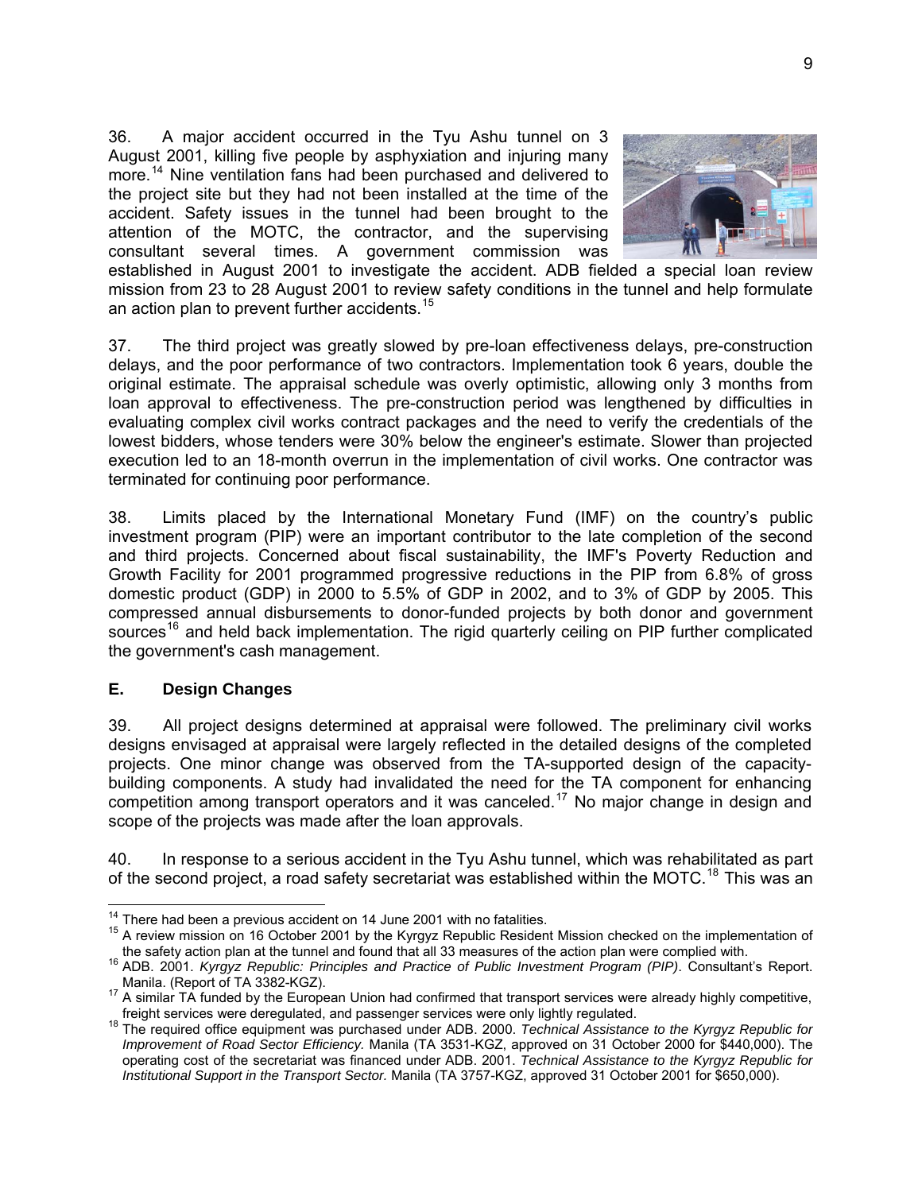36. A major accident occurred in the Tyu Ashu tunnel on 3 August 2001, killing five people by asphyxiation and injuring many more.[14] Nine ventilation fans had been purchased and delivered to the project site but they had not been installed at the time of the accident. Safety issues in the tunnel had been brought to the attention of the MOTC, the contractor, and the supervising consultant several times. A government commission was established in August 2001 to investigate the accident. ADB fielded a special loan review mission from 23 to 28 August 2001 to review safety conditions in the tunnel and help formulate an action plan to prevent further accidents.[15]

37. The third project was greatly slowed by pre-loan effectiveness delays, pre-construction delays, and the poor performance of two contractors. Implementation took 6 years, double the original estimate. The appraisal schedule was overly optimistic, allowing only 3 months from loan approval to effectiveness. The pre-construction period was lengthened by difficulties in evaluating complex civil works contract packages and the need to verify the credentials of the lowest bidders, whose tenders were 30% below the engineer's estimate. Slower than projected execution led to an 18-month overrun in the implementation of civil works. One contractor was terminated for continuing poor performance.

38. Limits placed by the International Monetary Fund (IMF) on the country's public investment program (PIP) were an important contributor to the late completion of the second and third projects. Concerned about fiscal sustainability, the IMF's Poverty Reduction and Growth Facility for 2001 programmed progressive reductions in the PIP from 6.8% of gross domestic product (GDP) in 2000 to 5.5% of GDP in 2002, and to 3% of GDP by 2005. This compressed annual disbursements to donor-funded projects by both donor and government sources[16] and held back implementation. The rigid quarterly ceiling on PIP further complicated the government's cash management.

## E. Design Changes

39. All project designs determined at appraisal were followed. The preliminary civil works designs envisaged at appraisal were largely reflected in the detailed designs of the completed projects. One minor change was observed from the TA-supported design of the capacity-building components. A study had invalidated the need for the TA component for enhancing competition among transport operators and it was canceled.[17] No major change in design and scope of the projects was made after the loan approvals.

40. In response to a serious accident in the Tyu Ashu tunnel, which was rehabilitated as part of the second project, a road safety secretariat was established within the MOTC.[18] This was an

---

[14] There had been a previous accident on 14 June 2001 with no fatalities.

[15] A review mission on 16 October 2001 by the Kyrgyz Republic Resident Mission checked on the implementation of the safety action plan at the tunnel and found that all 33 measures of the action plan were complied with.

[16] ADB. 2001. *Kyrgyz Republic: Principles and Practice of Public Investment Program (PIP)*. Consultant's Report. Manila. (Report of TA 3382-KGZ).

[17] A similar TA funded by the European Union had confirmed that transport services were already highly competitive, freight services were deregulated, and passenger services were only lightly regulated.

[18] The required office equipment was purchased under ADB. 2000. *Technical Assistance to the Kyrgyz Republic for Improvement of Road Sector Efficiency.* Manila (TA 3531-KGZ, approved on 31 October 2000 for $440,000). The operating cost of the secretariat was financed under ADB. 2001. *Technical Assistance to the Kyrgyz Republic for Institutional Support in the Transport Sector.* Manila (TA 3757-KGZ, approved 31 October 2001 for $650,000).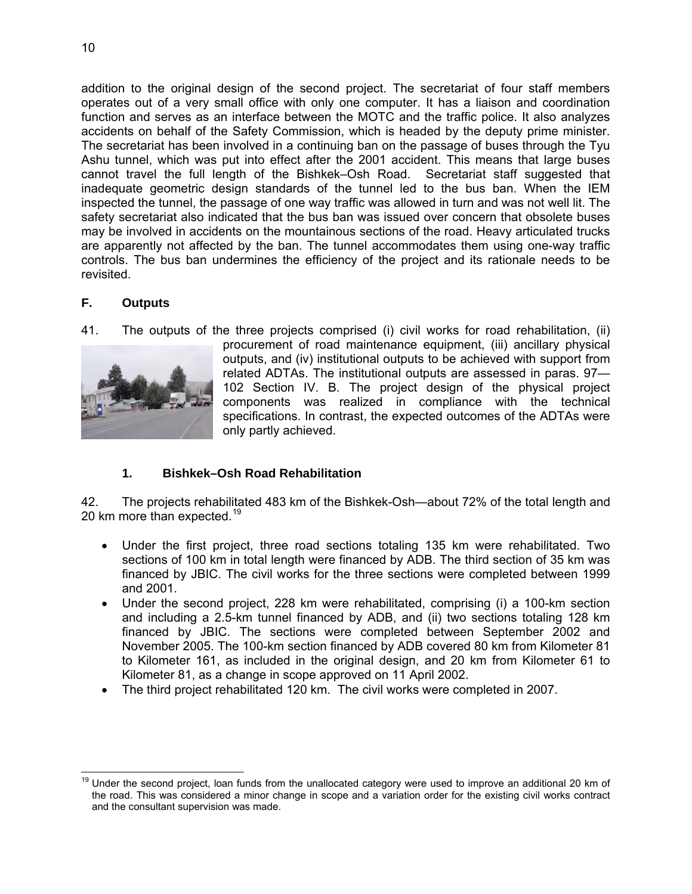addition to the original design of the second project. The secretariat of four staff members operates out of a very small office with only one computer. It has a liaison and coordination function and serves as an interface between the MOTC and the traffic police. It also analyzes accidents on behalf of the Safety Commission, which is headed by the deputy prime minister. The secretariat has been involved in a continuing ban on the passage of buses through the Tyu Ashu tunnel, which was put into effect after the 2001 accident. This means that large buses cannot travel the full length of the Bishkek–Osh Road. Secretariat staff suggested that inadequate geometric design standards of the tunnel led to the bus ban. When the IEM inspected the tunnel, the passage of one way traffic was allowed in turn and was not well lit. The safety secretariat also indicated that the bus ban was issued over concern that obsolete buses may be involved in accidents on the mountainous sections of the road. Heavy articulated trucks are apparently not affected by the ban. The tunnel accommodates them using one-way traffic controls. The bus ban undermines the efficiency of the project and its rationale needs to be revisited.

## F. Outputs

41. The outputs of the three projects comprised (i) civil works for road rehabilitation, (ii) procurement of road maintenance equipment, (iii) ancillary physical outputs, and (iv) institutional outputs to be achieved with support from related ADTAs. The institutional outputs are assessed in paras. 97—102 Section IV. B. The project design of the physical project components was realized in compliance with the technical specifications. In contrast, the expected outcomes of the ADTAs were only partly achieved.

### 1. Bishkek–Osh Road Rehabilitation

42. The projects rehabilitated 483 km of the Bishkek-Osh—about 72% of the total length and 20 km more than expected.[19]

- Under the first project, three road sections totaling 135 km were rehabilitated. Two sections of 100 km in total length were financed by ADB. The third section of 35 km was financed by JBIC. The civil works for the three sections were completed between 1999 and 2001.
- Under the second project, 228 km were rehabilitated, comprising (i) a 100-km section and including a 2.5-km tunnel financed by ADB, and (ii) two sections totaling 128 km financed by JBIC. The sections were completed between September 2002 and November 2005. The 100-km section financed by ADB covered 80 km from Kilometer 81 to Kilometer 161, as included in the original design, and 20 km from Kilometer 61 to Kilometer 81, as a change in scope approved on 11 April 2002.
- The third project rehabilitated 120 km. The civil works were completed in 2007.

[19] Under the second project, loan funds from the unallocated category were used to improve an additional 20 km of the road. This was considered a minor change in scope and a variation order for the existing civil works contract and the consultant supervision was made.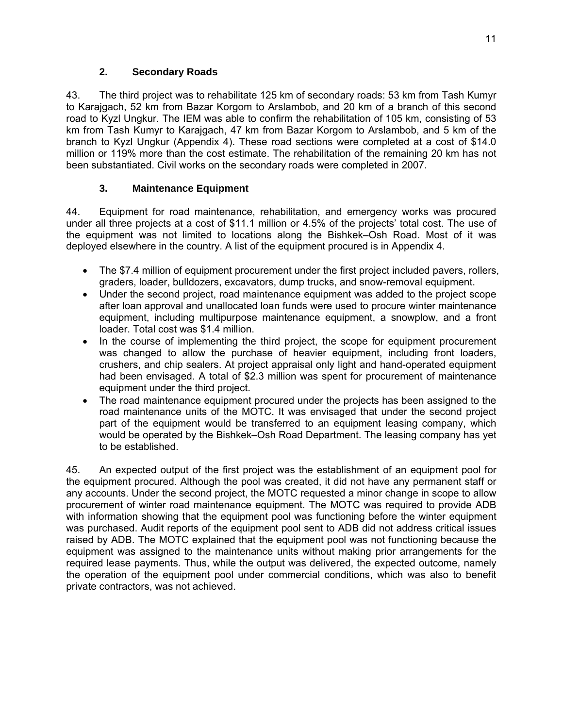### 2. Secondary Roads

43. The third project was to rehabilitate 125 km of secondary roads: 53 km from Tash Kumyr to Karajgach, 52 km from Bazar Korgom to Arslambob, and 20 km of a branch of this second road to Kyzl Ungkur. The IEM was able to confirm the rehabilitation of 105 km, consisting of 53 km from Tash Kumyr to Karajgach, 47 km from Bazar Korgom to Arslambob, and 5 km of the branch to Kyzl Ungkur (Appendix 4). These road sections were completed at a cost of $14.0 million or 119% more than the cost estimate. The rehabilitation of the remaining 20 km has not been substantiated. Civil works on the secondary roads were completed in 2007.

### 3. Maintenance Equipment

44. Equipment for road maintenance, rehabilitation, and emergency works was procured under all three projects at a cost of $11.1 million or 4.5% of the projects' total cost. The use of the equipment was not limited to locations along the Bishkek–Osh Road. Most of it was deployed elsewhere in the country. A list of the equipment procured is in Appendix 4.

- The $7.4 million of equipment procurement under the first project included pavers, rollers, graders, loader, bulldozers, excavators, dump trucks, and snow-removal equipment.
- Under the second project, road maintenance equipment was added to the project scope after loan approval and unallocated loan funds were used to procure winter maintenance equipment, including multipurpose maintenance equipment, a snowplow, and a front loader. Total cost was $1.4 million.
- In the course of implementing the third project, the scope for equipment procurement was changed to allow the purchase of heavier equipment, including front loaders, crushers, and chip sealers. At project appraisal only light and hand-operated equipment had been envisaged. A total of $2.3 million was spent for procurement of maintenance equipment under the third project.
- The road maintenance equipment procured under the projects has been assigned to the road maintenance units of the MOTC. It was envisaged that under the second project part of the equipment would be transferred to an equipment leasing company, which would be operated by the Bishkek–Osh Road Department. The leasing company has yet to be established.

45. An expected output of the first project was the establishment of an equipment pool for the equipment procured. Although the pool was created, it did not have any permanent staff or any accounts. Under the second project, the MOTC requested a minor change in scope to allow procurement of winter road maintenance equipment. The MOTC was required to provide ADB with information showing that the equipment pool was functioning before the winter equipment was purchased. Audit reports of the equipment pool sent to ADB did not address critical issues raised by ADB. The MOTC explained that the equipment pool was not functioning because the equipment was assigned to the maintenance units without making prior arrangements for the required lease payments. Thus, while the output was delivered, the expected outcome, namely the operation of the equipment pool under commercial conditions, which was also to benefit private contractors, was not achieved.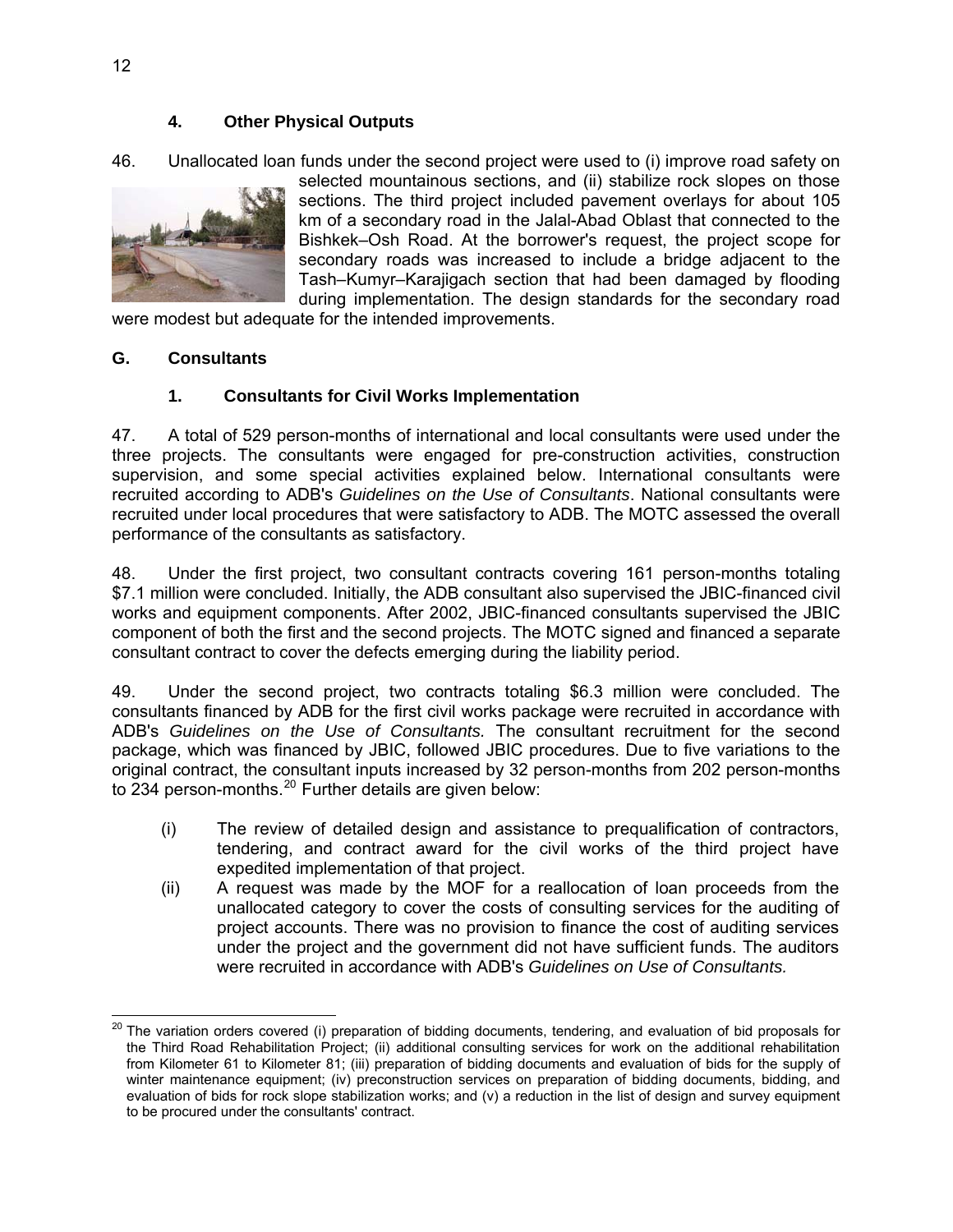### 4. Other Physical Outputs

46. Unallocated loan funds under the second project were used to (i) improve road safety on selected mountainous sections, and (ii) stabilize rock slopes on those sections. The third project included pavement overlays for about 105 km of a secondary road in the Jalal-Abad Oblast that connected to the Bishkek–Osh Road. At the borrower's request, the project scope for secondary roads was increased to include a bridge adjacent to the Tash–Kumyr–Karajigach section that had been damaged by flooding during implementation. The design standards for the secondary road were modest but adequate for the intended improvements.

## G. Consultants

### 1. Consultants for Civil Works Implementation

47. A total of 529 person-months of international and local consultants were used under the three projects. The consultants were engaged for pre-construction activities, construction supervision, and some special activities explained below. International consultants were recruited according to ADB's *Guidelines on the Use of Consultants*. National consultants were recruited under local procedures that were satisfactory to ADB. The MOTC assessed the overall performance of the consultants as satisfactory.

48. Under the first project, two consultant contracts covering 161 person-months totaling \$7.1 million were concluded. Initially, the ADB consultant also supervised the JBIC-financed civil works and equipment components. After 2002, JBIC-financed consultants supervised the JBIC component of both the first and the second projects. The MOTC signed and financed a separate consultant contract to cover the defects emerging during the liability period.

49. Under the second project, two contracts totaling \$6.3 million were concluded. The consultants financed by ADB for the first civil works package were recruited in accordance with ADB's *Guidelines on the Use of Consultants.* The consultant recruitment for the second package, which was financed by JBIC, followed JBIC procedures. Due to five variations to the original contract, the consultant inputs increased by 32 person-months from 202 person-months to 234 person-months.[20] Further details are given below:

(i) The review of detailed design and assistance to prequalification of contractors, tendering, and contract award for the civil works of the third project have expedited implementation of that project.

(ii) A request was made by the MOF for a reallocation of loan proceeds from the unallocated category to cover the costs of consulting services for the auditing of project accounts. There was no provision to finance the cost of auditing services under the project and the government did not have sufficient funds. The auditors were recruited in accordance with ADB's *Guidelines on Use of Consultants.*

---

[20] The variation orders covered (i) preparation of bidding documents, tendering, and evaluation of bid proposals for the Third Road Rehabilitation Project; (ii) additional consulting services for work on the additional rehabilitation from Kilometer 61 to Kilometer 81; (iii) preparation of bidding documents and evaluation of bids for the supply of winter maintenance equipment; (iv) preconstruction services on preparation of bidding documents, bidding, and evaluation of bids for rock slope stabilization works; and (v) a reduction in the list of design and survey equipment to be procured under the consultants' contract.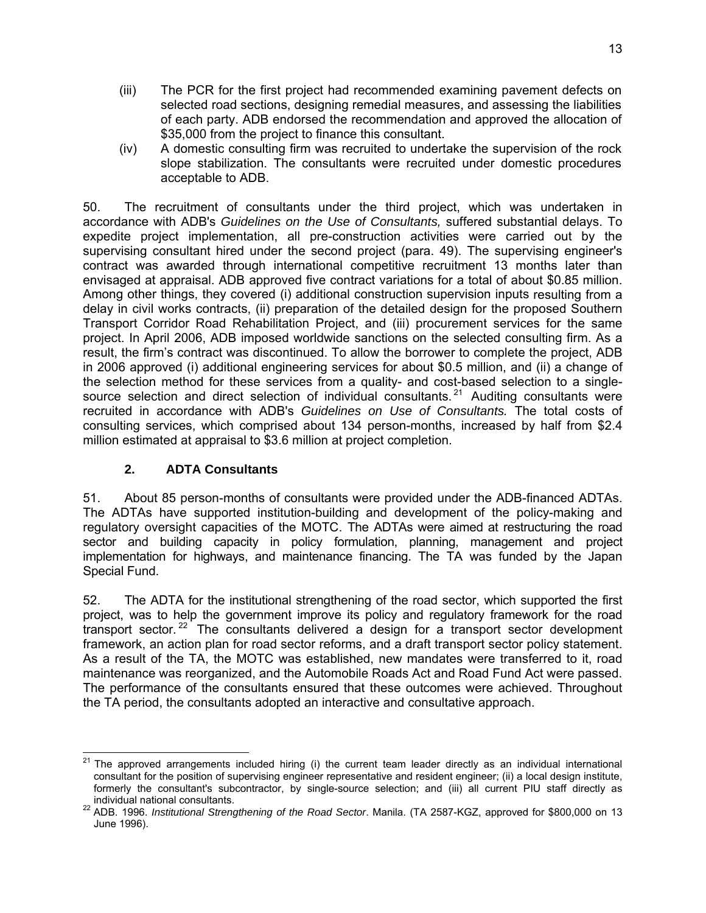(iii) The PCR for the first project had recommended examining pavement defects on selected road sections, designing remedial measures, and assessing the liabilities of each party. ADB endorsed the recommendation and approved the allocation of $35,000 from the project to finance this consultant.

(iv) A domestic consulting firm was recruited to undertake the supervision of the rock slope stabilization. The consultants were recruited under domestic procedures acceptable to ADB.

50. The recruitment of consultants under the third project, which was undertaken in accordance with ADB's *Guidelines on the Use of Consultants,* suffered substantial delays. To expedite project implementation, all pre-construction activities were carried out by the supervising consultant hired under the second project (para. 49). The supervising engineer's contract was awarded through international competitive recruitment 13 months later than envisaged at appraisal. ADB approved five contract variations for a total of about $0.85 million. Among other things, they covered (i) additional construction supervision inputs resulting from a delay in civil works contracts, (ii) preparation of the detailed design for the proposed Southern Transport Corridor Road Rehabilitation Project, and (iii) procurement services for the same project. In April 2006, ADB imposed worldwide sanctions on the selected consulting firm. As a result, the firm's contract was discontinued. To allow the borrower to complete the project, ADB in 2006 approved (i) additional engineering services for about $0.5 million, and (ii) a change of the selection method for these services from a quality- and cost-based selection to a single-source selection and direct selection of individual consultants.[21] Auditing consultants were recruited in accordance with ADB's *Guidelines on Use of Consultants.* The total costs of consulting services, which comprised about 134 person-months, increased by half from $2.4 million estimated at appraisal to $3.6 million at project completion.

### 2. ADTA Consultants

51. About 85 person-months of consultants were provided under the ADB-financed ADTAs. The ADTAs have supported institution-building and development of the policy-making and regulatory oversight capacities of the MOTC. The ADTAs were aimed at restructuring the road sector and building capacity in policy formulation, planning, management and project implementation for highways, and maintenance financing. The TA was funded by the Japan Special Fund.

52. The ADTA for the institutional strengthening of the road sector, which supported the first project, was to help the government improve its policy and regulatory framework for the road transport sector.[22] The consultants delivered a design for a transport sector development framework, an action plan for road sector reforms, and a draft transport sector policy statement. As a result of the TA, the MOTC was established, new mandates were transferred to it, road maintenance was reorganized, and the Automobile Roads Act and Road Fund Act were passed. The performance of the consultants ensured that these outcomes were achieved. Throughout the TA period, the consultants adopted an interactive and consultative approach.

---

[21] The approved arrangements included hiring (i) the current team leader directly as an individual international consultant for the position of supervising engineer representative and resident engineer; (ii) a local design institute, formerly the consultant's subcontractor, by single-source selection; and (iii) all current PIU staff directly as individual national consultants.

[22] ADB. 1996. *Institutional Strengthening of the Road Sector*. Manila. (TA 2587-KGZ, approved for $800,000 on 13 June 1996).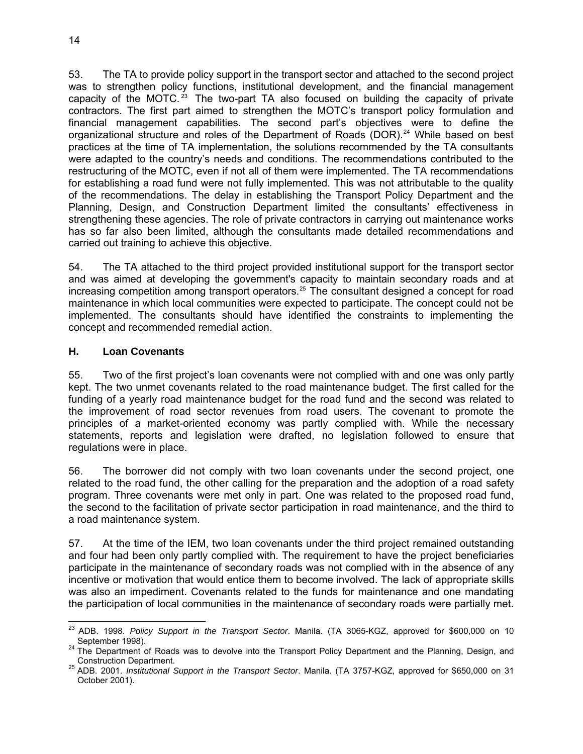53. The TA to provide policy support in the transport sector and attached to the second project was to strengthen policy functions, institutional development, and the financial management capacity of the MOTC.[23] The two-part TA also focused on building the capacity of private contractors. The first part aimed to strengthen the MOTC's transport policy formulation and financial management capabilities. The second part's objectives were to define the organizational structure and roles of the Department of Roads (DOR).[24] While based on best practices at the time of TA implementation, the solutions recommended by the TA consultants were adapted to the country's needs and conditions. The recommendations contributed to the restructuring of the MOTC, even if not all of them were implemented. The TA recommendations for establishing a road fund were not fully implemented. This was not attributable to the quality of the recommendations. The delay in establishing the Transport Policy Department and the Planning, Design, and Construction Department limited the consultants' effectiveness in strengthening these agencies. The role of private contractors in carrying out maintenance works has so far also been limited, although the consultants made detailed recommendations and carried out training to achieve this objective.

54. The TA attached to the third project provided institutional support for the transport sector and was aimed at developing the government's capacity to maintain secondary roads and at increasing competition among transport operators.[25] The consultant designed a concept for road maintenance in which local communities were expected to participate. The concept could not be implemented. The consultants should have identified the constraints to implementing the concept and recommended remedial action.

### H. Loan Covenants

55. Two of the first project's loan covenants were not complied with and one was only partly kept. The two unmet covenants related to the road maintenance budget. The first called for the funding of a yearly road maintenance budget for the road fund and the second was related to the improvement of road sector revenues from road users. The covenant to promote the principles of a market-oriented economy was partly complied with. While the necessary statements, reports and legislation were drafted, no legislation followed to ensure that regulations were in place.

56. The borrower did not comply with two loan covenants under the second project, one related to the road fund, the other calling for the preparation and the adoption of a road safety program. Three covenants were met only in part. One was related to the proposed road fund, the second to the facilitation of private sector participation in road maintenance, and the third to a road maintenance system.

57. At the time of the IEM, two loan covenants under the third project remained outstanding and four had been only partly complied with. The requirement to have the project beneficiaries participate in the maintenance of secondary roads was not complied with in the absence of any incentive or motivation that would entice them to become involved. The lack of appropriate skills was also an impediment. Covenants related to the funds for maintenance and one mandating the participation of local communities in the maintenance of secondary roads were partially met.

---

[23] ADB. 1998. *Policy Support in the Transport Sector*. Manila. (TA 3065-KGZ, approved for $600,000 on 10 September 1998).

[24] The Department of Roads was to devolve into the Transport Policy Department and the Planning, Design, and Construction Department.

[25] ADB. 2001. *Institutional Support in the Transport Sector*. Manila. (TA 3757-KGZ, approved for $650,000 on 31 October 2001).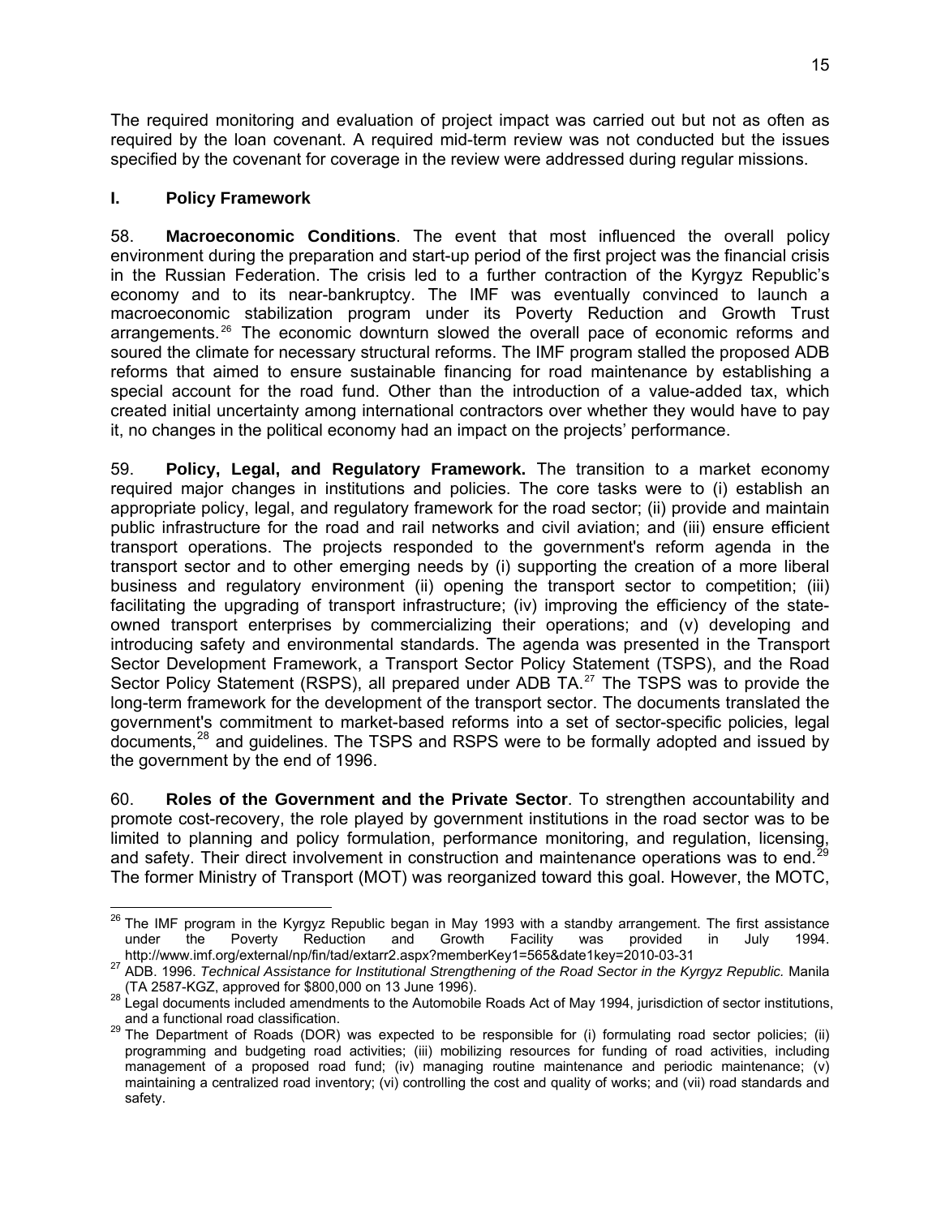The required monitoring and evaluation of project impact was carried out but not as often as required by the loan covenant. A required mid-term review was not conducted but the issues specified by the covenant for coverage in the review were addressed during regular missions.

## I. Policy Framework

58. **Macroeconomic Conditions**. The event that most influenced the overall policy environment during the preparation and start-up period of the first project was the financial crisis in the Russian Federation. The crisis led to a further contraction of the Kyrgyz Republic's economy and to its near-bankruptcy. The IMF was eventually convinced to launch a macroeconomic stabilization program under its Poverty Reduction and Growth Trust arrangements.[26] The economic downturn slowed the overall pace of economic reforms and soured the climate for necessary structural reforms. The IMF program stalled the proposed ADB reforms that aimed to ensure sustainable financing for road maintenance by establishing a special account for the road fund. Other than the introduction of a value-added tax, which created initial uncertainty among international contractors over whether they would have to pay it, no changes in the political economy had an impact on the projects' performance.

59. **Policy, Legal, and Regulatory Framework.** The transition to a market economy required major changes in institutions and policies. The core tasks were to (i) establish an appropriate policy, legal, and regulatory framework for the road sector; (ii) provide and maintain public infrastructure for the road and rail networks and civil aviation; and (iii) ensure efficient transport operations. The projects responded to the government's reform agenda in the transport sector and to other emerging needs by (i) supporting the creation of a more liberal business and regulatory environment (ii) opening the transport sector to competition; (iii) facilitating the upgrading of transport infrastructure; (iv) improving the efficiency of the state-owned transport enterprises by commercializing their operations; and (v) developing and introducing safety and environmental standards. The agenda was presented in the Transport Sector Development Framework, a Transport Sector Policy Statement (TSPS), and the Road Sector Policy Statement (RSPS), all prepared under ADB TA.[27] The TSPS was to provide the long-term framework for the development of the transport sector. The documents translated the government's commitment to market-based reforms into a set of sector-specific policies, legal documents,[28] and guidelines. The TSPS and RSPS were to be formally adopted and issued by the government by the end of 1996.

60. **Roles of the Government and the Private Sector**. To strengthen accountability and promote cost-recovery, the role played by government institutions in the road sector was to be limited to planning and policy formulation, performance monitoring, and regulation, licensing, and safety. Their direct involvement in construction and maintenance operations was to end.[29] The former Ministry of Transport (MOT) was reorganized toward this goal. However, the MOTC,

---

[26] The IMF program in the Kyrgyz Republic began in May 1993 with a standby arrangement. The first assistance under the Poverty Reduction and Growth Facility was provided in July 1994. http://www.imf.org/external/np/fin/tad/extarr2.aspx?memberKey1=565&date1key=2010-03-31

[27] ADB. 1996. *Technical Assistance for Institutional Strengthening of the Road Sector in the Kyrgyz Republic.* Manila (TA 2587-KGZ, approved for $800,000 on 13 June 1996).

[28] Legal documents included amendments to the Automobile Roads Act of May 1994, jurisdiction of sector institutions, and a functional road classification.

[29] The Department of Roads (DOR) was expected to be responsible for (i) formulating road sector policies; (ii) programming and budgeting road activities; (iii) mobilizing resources for funding of road activities, including management of a proposed road fund; (iv) managing routine maintenance and periodic maintenance; (v) maintaining a centralized road inventory; (vi) controlling the cost and quality of works; and (vii) road standards and safety.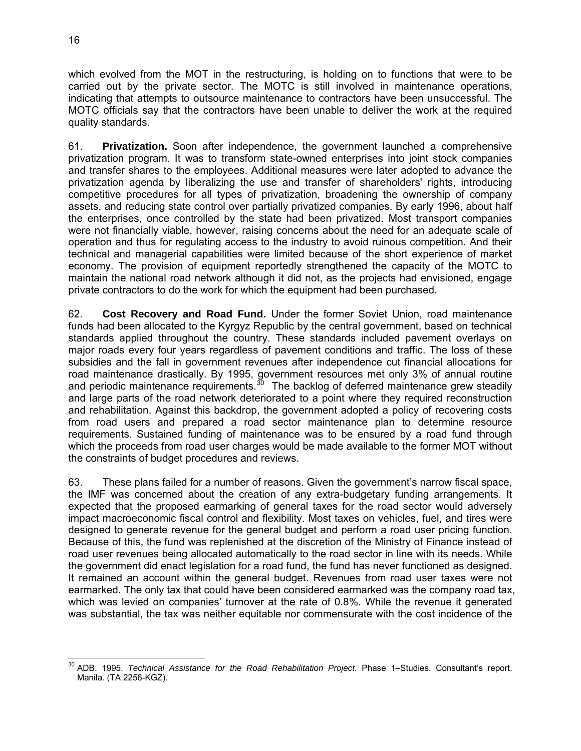which evolved from the MOT in the restructuring, is holding on to functions that were to be carried out by the private sector. The MOTC is still involved in maintenance operations, indicating that attempts to outsource maintenance to contractors have been unsuccessful. The MOTC officials say that the contractors have been unable to deliver the work at the required quality standards.

61. **Privatization.** Soon after independence, the government launched a comprehensive privatization program. It was to transform state-owned enterprises into joint stock companies and transfer shares to the employees. Additional measures were later adopted to advance the privatization agenda by liberalizing the use and transfer of shareholders' rights, introducing competitive procedures for all types of privatization, broadening the ownership of company assets, and reducing state control over partially privatized companies. By early 1996, about half the enterprises, once controlled by the state had been privatized. Most transport companies were not financially viable, however, raising concerns about the need for an adequate scale of operation and thus for regulating access to the industry to avoid ruinous competition. And their technical and managerial capabilities were limited because of the short experience of market economy. The provision of equipment reportedly strengthened the capacity of the MOTC to maintain the national road network although it did not, as the projects had envisioned, engage private contractors to do the work for which the equipment had been purchased.

62. **Cost Recovery and Road Fund.** Under the former Soviet Union, road maintenance funds had been allocated to the Kyrgyz Republic by the central government, based on technical standards applied throughout the country. These standards included pavement overlays on major roads every four years regardless of pavement conditions and traffic. The loss of these subsidies and the fall in government revenues after independence cut financial allocations for road maintenance drastically. By 1995, government resources met only 3% of annual routine and periodic maintenance requirements.[30] The backlog of deferred maintenance grew steadily and large parts of the road network deteriorated to a point where they required reconstruction and rehabilitation. Against this backdrop, the government adopted a policy of recovering costs from road users and prepared a road sector maintenance plan to determine resource requirements. Sustained funding of maintenance was to be ensured by a road fund through which the proceeds from road user charges would be made available to the former MOT without the constraints of budget procedures and reviews.

63. These plans failed for a number of reasons. Given the government's narrow fiscal space, the IMF was concerned about the creation of any extra-budgetary funding arrangements. It expected that the proposed earmarking of general taxes for the road sector would adversely impact macroeconomic fiscal control and flexibility. Most taxes on vehicles, fuel, and tires were designed to generate revenue for the general budget and perform a road user pricing function. Because of this, the fund was replenished at the discretion of the Ministry of Finance instead of road user revenues being allocated automatically to the road sector in line with its needs. While the government did enact legislation for a road fund, the fund has never functioned as designed. It remained an account within the general budget. Revenues from road user taxes were not earmarked. The only tax that could have been considered earmarked was the company road tax, which was levied on companies' turnover at the rate of 0.8%. While the revenue it generated was substantial, the tax was neither equitable nor commensurate with the cost incidence of the

[30] ADB. 1995. *Technical Assistance for the Road Rehabilitation Project.* Phase 1–Studies. Consultant's report. Manila. (TA 2256-KGZ).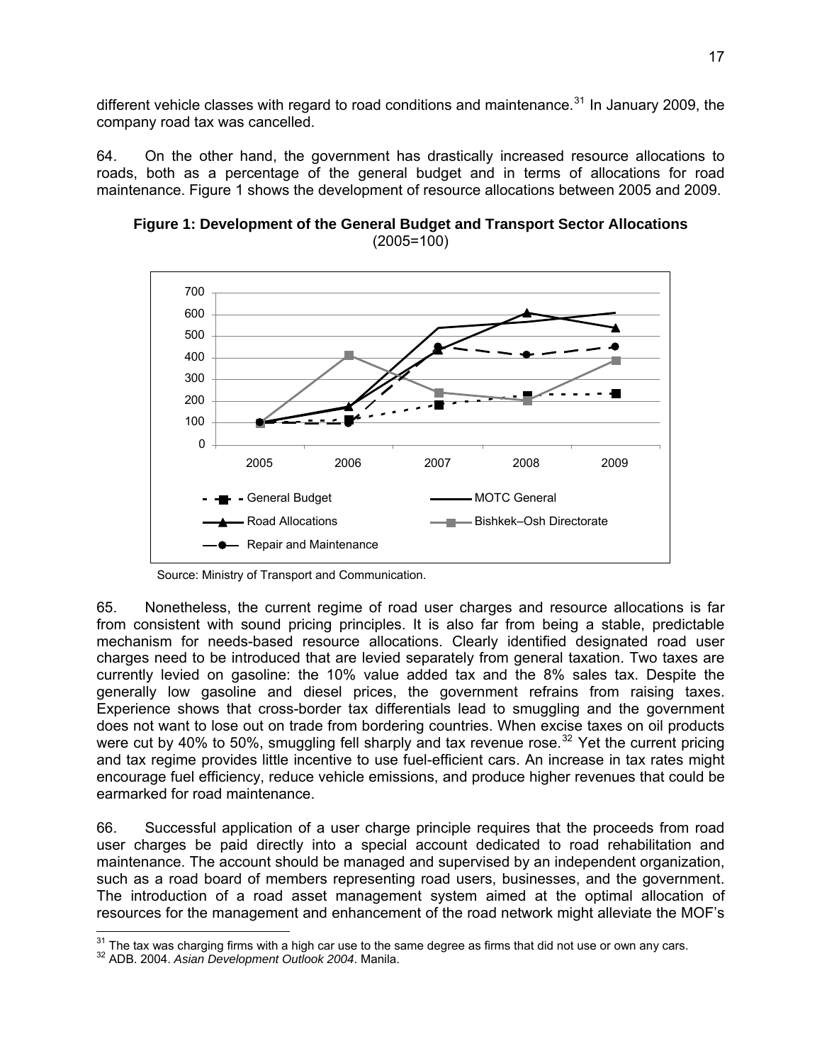different vehicle classes with regard to road conditions and maintenance.[31] In January 2009, the company road tax was cancelled.

64. On the other hand, the government has drastically increased resource allocations to roads, both as a percentage of the general budget and in terms of allocations for road maintenance. Figure 1 shows the development of resource allocations between 2005 and 2009.

**Figure 1: Development of the General Budget and Transport Sector Allocations**
(2005=100)

Source: Ministry of Transport and Communication.

65. Nonetheless, the current regime of road user charges and resource allocations is far from consistent with sound pricing principles. It is also far from being a stable, predictable mechanism for needs-based resource allocations. Clearly identified designated road user charges need to be introduced that are levied separately from general taxation. Two taxes are currently levied on gasoline: the 10% value added tax and the 8% sales tax. Despite the generally low gasoline and diesel prices, the government refrains from raising taxes. Experience shows that cross-border tax differentials lead to smuggling and the government does not want to lose out on trade from bordering countries. When excise taxes on oil products were cut by 40% to 50%, smuggling fell sharply and tax revenue rose.[32] Yet the current pricing and tax regime provides little incentive to use fuel-efficient cars. An increase in tax rates might encourage fuel efficiency, reduce vehicle emissions, and produce higher revenues that could be earmarked for road maintenance.

66. Successful application of a user charge principle requires that the proceeds from road user charges be paid directly into a special account dedicated to road rehabilitation and maintenance. The account should be managed and supervised by an independent organization, such as a road board of members representing road users, businesses, and the government. The introduction of a road asset management system aimed at the optimal allocation of resources for the management and enhancement of the road network might alleviate the MOF's

[31] The tax was charging firms with a high car use to the same degree as firms that did not use or own any cars.

[32] ADB. 2004. *Asian Development Outlook 2004*. Manila.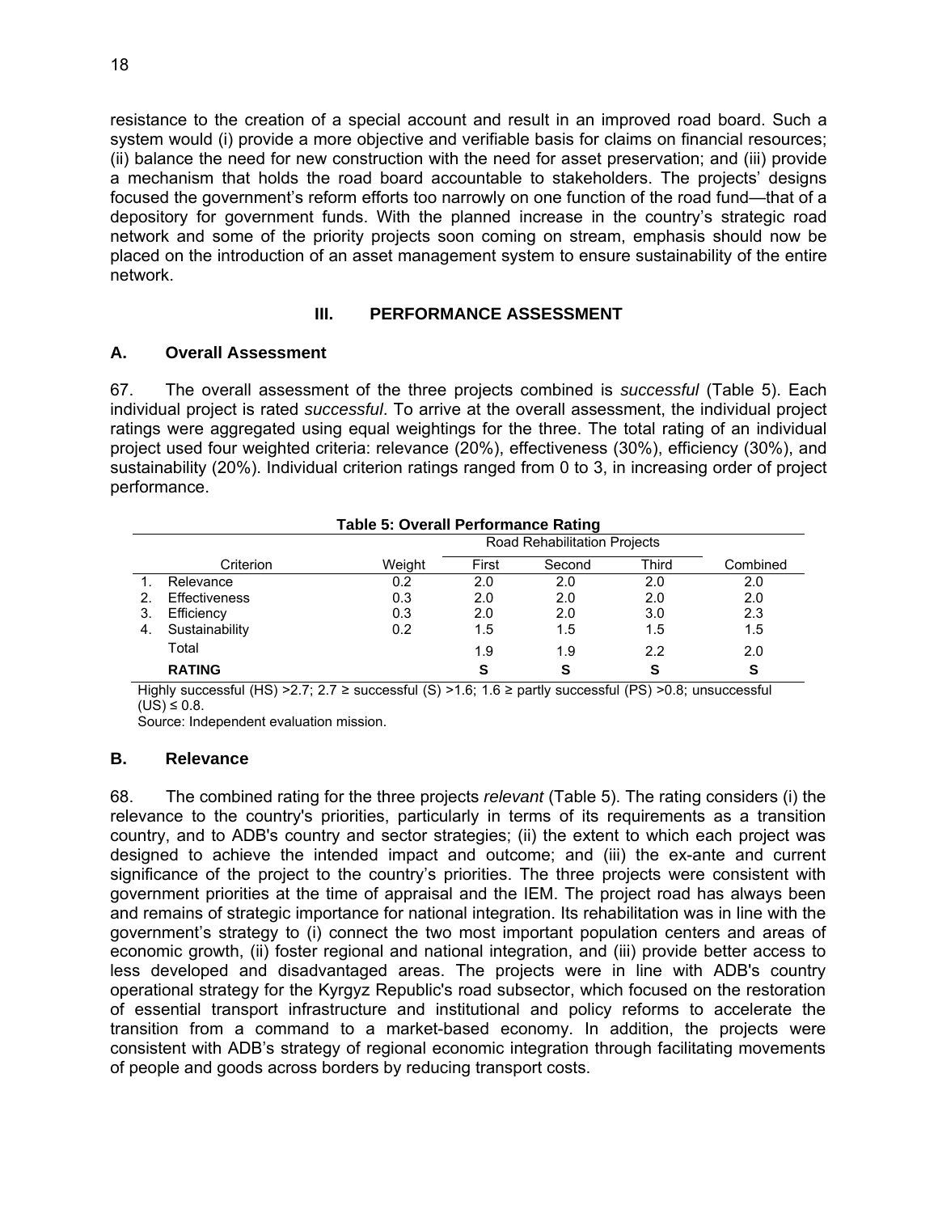resistance to the creation of a special account and result in an improved road board. Such a system would (i) provide a more objective and verifiable basis for claims on financial resources; (ii) balance the need for new construction with the need for asset preservation; and (iii) provide a mechanism that holds the road board accountable to stakeholders. The projects' designs focused the government's reform efforts too narrowly on one function of the road fund—that of a depository for government funds. With the planned increase in the country's strategic road network and some of the priority projects soon coming on stream, emphasis should now be placed on the introduction of an asset management system to ensure sustainability of the entire network.

# III. PERFORMANCE ASSESSMENT

## A. Overall Assessment

67. The overall assessment of the three projects combined is *successful* (Table 5). Each individual project is rated *successful*. To arrive at the overall assessment, the individual project ratings were aggregated using equal weightings for the three. The total rating of an individual project used four weighted criteria: relevance (20%), effectiveness (30%), efficiency (30%), and sustainability (20%). Individual criterion ratings ranged from 0 to 3, in increasing order of project performance.

**Table 5: Overall Performance Rating**

| | | | Road Rehabilitation Projects | | | |
|---|---|---|---|---|---|---|
| | Criterion | Weight | First | Second | Third | Combined |
| 1. | Relevance | 0.2 | 2.0 | 2.0 | 2.0 | 2.0 |
| 2. | Effectiveness | 0.3 | 2.0 | 2.0 | 2.0 | 2.0 |
| 3. | Efficiency | 0.3 | 2.0 | 2.0 | 3.0 | 2.3 |
| 4. | Sustainability | 0.2 | 1.5 | 1.5 | 1.5 | 1.5 |
| | Total | | 1.9 | 1.9 | 2.2 | 2.0 |
| | **RATING** | | **S** | **S** | **S** | **S** |

Highly successful (HS) >2.7; 2.7 ≥ successful (S) >1.6; 1.6 ≥ partly successful (PS) >0.8; unsuccessful (US) ≤ 0.8.

Source: Independent evaluation mission.

## B. Relevance

68. The combined rating for the three projects *relevant* (Table 5). The rating considers (i) the relevance to the country's priorities, particularly in terms of its requirements as a transition country, and to ADB's country and sector strategies; (ii) the extent to which each project was designed to achieve the intended impact and outcome; and (iii) the ex-ante and current significance of the project to the country's priorities. The three projects were consistent with government priorities at the time of appraisal and the IEM. The project road has always been and remains of strategic importance for national integration. Its rehabilitation was in line with the government's strategy to (i) connect the two most important population centers and areas of economic growth, (ii) foster regional and national integration, and (iii) provide better access to less developed and disadvantaged areas. The projects were in line with ADB's country operational strategy for the Kyrgyz Republic's road subsector, which focused on the restoration of essential transport infrastructure and institutional and policy reforms to accelerate the transition from a command to a market-based economy. In addition, the projects were consistent with ADB's strategy of regional economic integration through facilitating movements of people and goods across borders by reducing transport costs.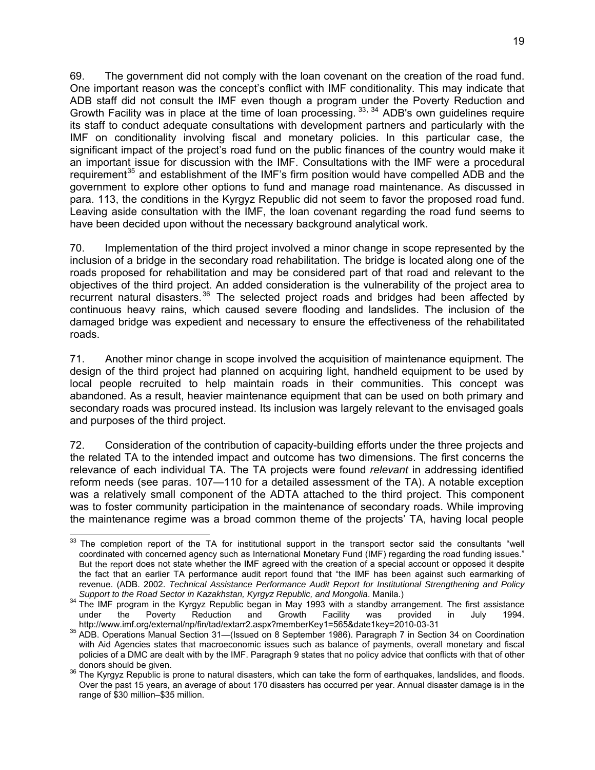69. The government did not comply with the loan covenant on the creation of the road fund. One important reason was the concept's conflict with IMF conditionality. This may indicate that ADB staff did not consult the IMF even though a program under the Poverty Reduction and Growth Facility was in place at the time of loan processing.[33, 34] ADB's own guidelines require its staff to conduct adequate consultations with development partners and particularly with the IMF on conditionality involving fiscal and monetary policies. In this particular case, the significant impact of the project's road fund on the public finances of the country would make it an important issue for discussion with the IMF. Consultations with the IMF were a procedural requirement[35] and establishment of the IMF's firm position would have compelled ADB and the government to explore other options to fund and manage road maintenance. As discussed in para. 113, the conditions in the Kyrgyz Republic did not seem to favor the proposed road fund. Leaving aside consultation with the IMF, the loan covenant regarding the road fund seems to have been decided upon without the necessary background analytical work.

70. Implementation of the third project involved a minor change in scope represented by the inclusion of a bridge in the secondary road rehabilitation. The bridge is located along one of the roads proposed for rehabilitation and may be considered part of that road and relevant to the objectives of the third project. An added consideration is the vulnerability of the project area to recurrent natural disasters.[36] The selected project roads and bridges had been affected by continuous heavy rains, which caused severe flooding and landslides. The inclusion of the damaged bridge was expedient and necessary to ensure the effectiveness of the rehabilitated roads.

71. Another minor change in scope involved the acquisition of maintenance equipment. The design of the third project had planned on acquiring light, handheld equipment to be used by local people recruited to help maintain roads in their communities. This concept was abandoned. As a result, heavier maintenance equipment that can be used on both primary and secondary roads was procured instead. Its inclusion was largely relevant to the envisaged goals and purposes of the third project.

72. Consideration of the contribution of capacity-building efforts under the three projects and the related TA to the intended impact and outcome has two dimensions. The first concerns the relevance of each individual TA. The TA projects were found *relevant* in addressing identified reform needs (see paras. 107—110 for a detailed assessment of the TA). A notable exception was a relatively small component of the ADTA attached to the third project. This component was to foster community participation in the maintenance of secondary roads. While improving the maintenance regime was a broad common theme of the projects' TA, having local people

---

[33] The completion report of the TA for institutional support in the transport sector said the consultants "well coordinated with concerned agency such as International Monetary Fund (IMF) regarding the road funding issues." But the report does not state whether the IMF agreed with the creation of a special account or opposed it despite the fact that an earlier TA performance audit report found that "the IMF has been against such earmarking of revenue. (ADB. 2002. *Technical Assistance Performance Audit Report for Institutional Strengthening and Policy Support to the Road Sector in Kazakhstan, Kyrgyz Republic, and Mongolia*. Manila.)

[34] The IMF program in the Kyrgyz Republic began in May 1993 with a standby arrangement. The first assistance under the Poverty Reduction and Growth Facility was provided in July 1994. http://www.imf.org/external/np/fin/tad/extarr2.aspx?memberKey1=565&date1key=2010-03-31

[35] ADB. Operations Manual Section 31—(Issued on 8 September 1986). Paragraph 7 in Section 34 on Coordination with Aid Agencies states that macroeconomic issues such as balance of payments, overall monetary and fiscal policies of a DMC are dealt with by the IMF. Paragraph 9 states that no policy advice that conflicts with that of other donors should be given.

[36] The Kyrgyz Republic is prone to natural disasters, which can take the form of earthquakes, landslides, and floods. Over the past 15 years, an average of about 170 disasters has occurred per year. Annual disaster damage is in the range of $30 million–$35 million.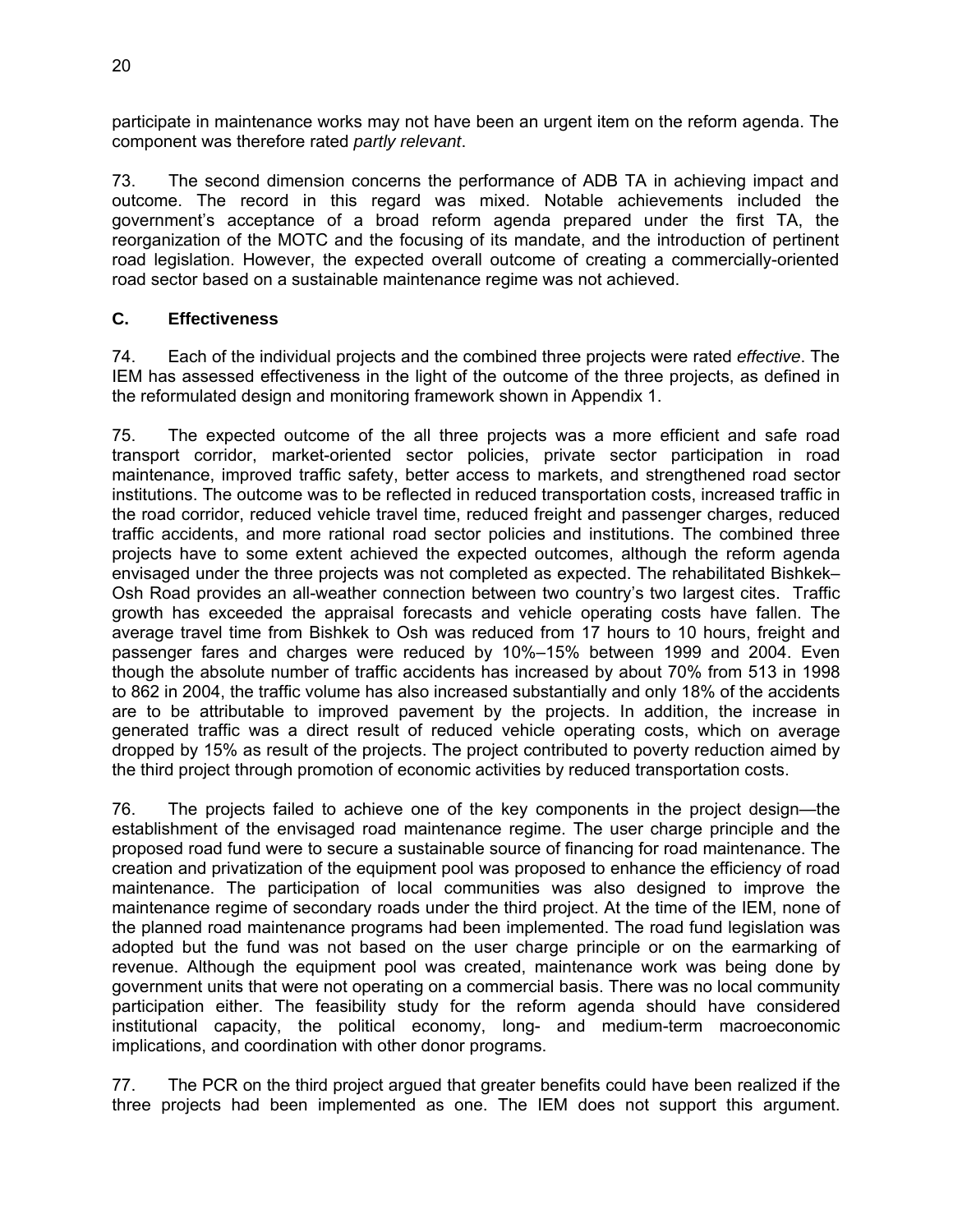participate in maintenance works may not have been an urgent item on the reform agenda. The component was therefore rated *partly relevant*.

73. The second dimension concerns the performance of ADB TA in achieving impact and outcome. The record in this regard was mixed. Notable achievements included the government's acceptance of a broad reform agenda prepared under the first TA, the reorganization of the MOTC and the focusing of its mandate, and the introduction of pertinent road legislation. However, the expected overall outcome of creating a commercially-oriented road sector based on a sustainable maintenance regime was not achieved.

### C. Effectiveness

74. Each of the individual projects and the combined three projects were rated *effective*. The IEM has assessed effectiveness in the light of the outcome of the three projects, as defined in the reformulated design and monitoring framework shown in Appendix 1.

75. The expected outcome of the all three projects was a more efficient and safe road transport corridor, market-oriented sector policies, private sector participation in road maintenance, improved traffic safety, better access to markets, and strengthened road sector institutions. The outcome was to be reflected in reduced transportation costs, increased traffic in the road corridor, reduced vehicle travel time, reduced freight and passenger charges, reduced traffic accidents, and more rational road sector policies and institutions. The combined three projects have to some extent achieved the expected outcomes, although the reform agenda envisaged under the three projects was not completed as expected. The rehabilitated Bishkek–Osh Road provides an all-weather connection between two country's two largest cites. Traffic growth has exceeded the appraisal forecasts and vehicle operating costs have fallen. The average travel time from Bishkek to Osh was reduced from 17 hours to 10 hours, freight and passenger fares and charges were reduced by 10%–15% between 1999 and 2004. Even though the absolute number of traffic accidents has increased by about 70% from 513 in 1998 to 862 in 2004, the traffic volume has also increased substantially and only 18% of the accidents are to be attributable to improved pavement by the projects. In addition, the increase in generated traffic was a direct result of reduced vehicle operating costs, which on average dropped by 15% as result of the projects. The project contributed to poverty reduction aimed by the third project through promotion of economic activities by reduced transportation costs.

76. The projects failed to achieve one of the key components in the project design—the establishment of the envisaged road maintenance regime. The user charge principle and the proposed road fund were to secure a sustainable source of financing for road maintenance. The creation and privatization of the equipment pool was proposed to enhance the efficiency of road maintenance. The participation of local communities was also designed to improve the maintenance regime of secondary roads under the third project. At the time of the IEM, none of the planned road maintenance programs had been implemented. The road fund legislation was adopted but the fund was not based on the user charge principle or on the earmarking of revenue. Although the equipment pool was created, maintenance work was being done by government units that were not operating on a commercial basis. There was no local community participation either. The feasibility study for the reform agenda should have considered institutional capacity, the political economy, long- and medium-term macroeconomic implications, and coordination with other donor programs.

77. The PCR on the third project argued that greater benefits could have been realized if the three projects had been implemented as one. The IEM does not support this argument.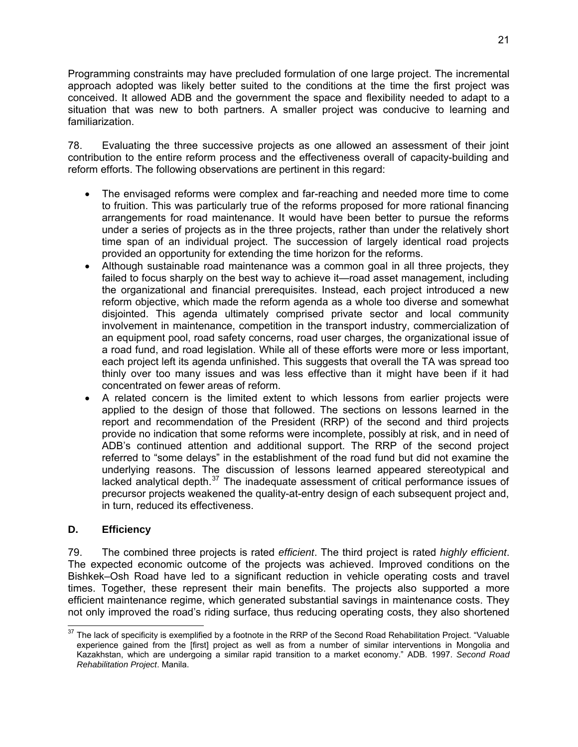Programming constraints may have precluded formulation of one large project. The incremental approach adopted was likely better suited to the conditions at the time the first project was conceived. It allowed ADB and the government the space and flexibility needed to adapt to a situation that was new to both partners. A smaller project was conducive to learning and familiarization.

78. Evaluating the three successive projects as one allowed an assessment of their joint contribution to the entire reform process and the effectiveness overall of capacity-building and reform efforts. The following observations are pertinent in this regard:

- The envisaged reforms were complex and far-reaching and needed more time to come to fruition. This was particularly true of the reforms proposed for more rational financing arrangements for road maintenance. It would have been better to pursue the reforms under a series of projects as in the three projects, rather than under the relatively short time span of an individual project. The succession of largely identical road projects provided an opportunity for extending the time horizon for the reforms.
- Although sustainable road maintenance was a common goal in all three projects, they failed to focus sharply on the best way to achieve it—road asset management, including the organizational and financial prerequisites. Instead, each project introduced a new reform objective, which made the reform agenda as a whole too diverse and somewhat disjointed. This agenda ultimately comprised private sector and local community involvement in maintenance, competition in the transport industry, commercialization of an equipment pool, road safety concerns, road user charges, the organizational issue of a road fund, and road legislation. While all of these efforts were more or less important, each project left its agenda unfinished. This suggests that overall the TA was spread too thinly over too many issues and was less effective than it might have been if it had concentrated on fewer areas of reform.
- A related concern is the limited extent to which lessons from earlier projects were applied to the design of those that followed. The sections on lessons learned in the report and recommendation of the President (RRP) of the second and third projects provide no indication that some reforms were incomplete, possibly at risk, and in need of ADB's continued attention and additional support. The RRP of the second project referred to "some delays" in the establishment of the road fund but did not examine the underlying reasons. The discussion of lessons learned appeared stereotypical and lacked analytical depth.[37] The inadequate assessment of critical performance issues of precursor projects weakened the quality-at-entry design of each subsequent project and, in turn, reduced its effectiveness.

## D. Efficiency

79. The combined three projects is rated *efficient*. The third project is rated *highly efficient*. The expected economic outcome of the projects was achieved. Improved conditions on the Bishkek–Osh Road have led to a significant reduction in vehicle operating costs and travel times. Together, these represent their main benefits. The projects also supported a more efficient maintenance regime, which generated substantial savings in maintenance costs. They not only improved the road's riding surface, thus reducing operating costs, they also shortened

[37] The lack of specificity is exemplified by a footnote in the RRP of the Second Road Rehabilitation Project. "Valuable experience gained from the [first] project as well as from a number of similar interventions in Mongolia and Kazakhstan, which are undergoing a similar rapid transition to a market economy." ADB. 1997. *Second Road Rehabilitation Project*. Manila.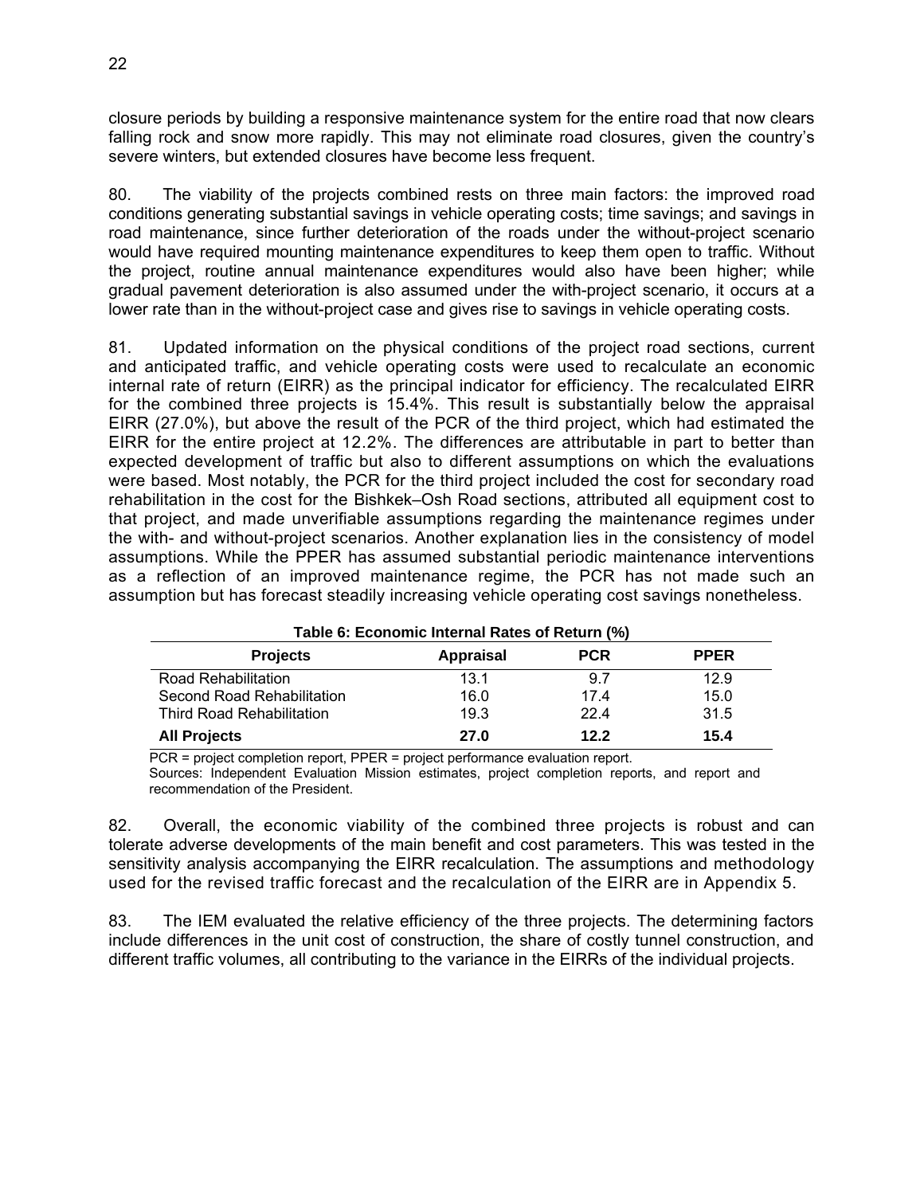closure periods by building a responsive maintenance system for the entire road that now clears falling rock and snow more rapidly. This may not eliminate road closures, given the country's severe winters, but extended closures have become less frequent.

80. The viability of the projects combined rests on three main factors: the improved road conditions generating substantial savings in vehicle operating costs; time savings; and savings in road maintenance, since further deterioration of the roads under the without-project scenario would have required mounting maintenance expenditures to keep them open to traffic. Without the project, routine annual maintenance expenditures would also have been higher; while gradual pavement deterioration is also assumed under the with-project scenario, it occurs at a lower rate than in the without-project case and gives rise to savings in vehicle operating costs.

81. Updated information on the physical conditions of the project road sections, current and anticipated traffic, and vehicle operating costs were used to recalculate an economic internal rate of return (EIRR) as the principal indicator for efficiency. The recalculated EIRR for the combined three projects is 15.4%. This result is substantially below the appraisal EIRR (27.0%), but above the result of the PCR of the third project, which had estimated the EIRR for the entire project at 12.2%. The differences are attributable in part to better than expected development of traffic but also to different assumptions on which the evaluations were based. Most notably, the PCR for the third project included the cost for secondary road rehabilitation in the cost for the Bishkek–Osh Road sections, attributed all equipment cost to that project, and made unverifiable assumptions regarding the maintenance regimes under the with- and without-project scenarios. Another explanation lies in the consistency of model assumptions. While the PPER has assumed substantial periodic maintenance interventions as a reflection of an improved maintenance regime, the PCR has not made such an assumption but has forecast steadily increasing vehicle operating cost savings nonetheless.

**Table 6: Economic Internal Rates of Return (%)**

| Projects | Appraisal | PCR | PPER |
|---|---|---|---|
| Road Rehabilitation | 13.1 | 9.7 | 12.9 |
| Second Road Rehabilitation | 16.0 | 17.4 | 15.0 |
| Third Road Rehabilitation | 19.3 | 22.4 | 31.5 |
| **All Projects** | **27.0** | **12.2** | **15.4** |

PCR = project completion report, PPER = project performance evaluation report.
Sources: Independent Evaluation Mission estimates, project completion reports, and report and recommendation of the President.

82. Overall, the economic viability of the combined three projects is robust and can tolerate adverse developments of the main benefit and cost parameters. This was tested in the sensitivity analysis accompanying the EIRR recalculation. The assumptions and methodology used for the revised traffic forecast and the recalculation of the EIRR are in Appendix 5.

83. The IEM evaluated the relative efficiency of the three projects. The determining factors include differences in the unit cost of construction, the share of costly tunnel construction, and different traffic volumes, all contributing to the variance in the EIRRs of the individual projects.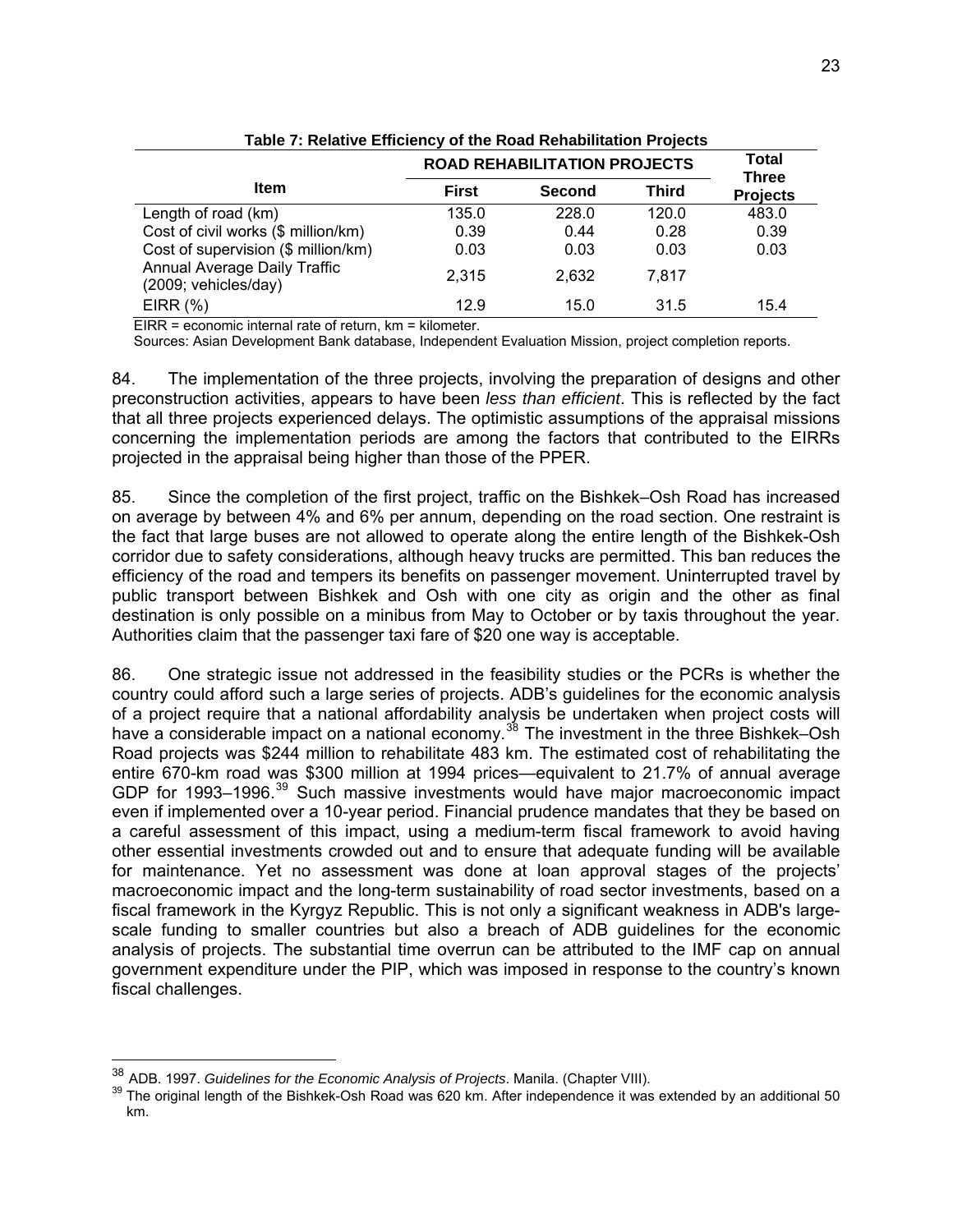**Table 7: Relative Efficiency of the Road Rehabilitation Projects**

| Item | ROAD REHABILITATION PROJECTS | | | Total Three Projects |
|---|---|---|---|---|
| | First | Second | Third | |
| Length of road (km) | 135.0 | 228.0 | 120.0 | 483.0 |
| Cost of civil works ($ million/km) | 0.39 | 0.44 | 0.28 | 0.39 |
| Cost of supervision ($ million/km) | 0.03 | 0.03 | 0.03 | 0.03 |
| Annual Average Daily Traffic (2009; vehicles/day) | 2,315 | 2,632 | 7,817 | |
| EIRR (%) | 12.9 | 15.0 | 31.5 | 15.4 |

EIRR = economic internal rate of return, km = kilometer.
Sources: Asian Development Bank database, Independent Evaluation Mission, project completion reports.

84. The implementation of the three projects, involving the preparation of designs and other preconstruction activities, appears to have been *less than efficient*. This is reflected by the fact that all three projects experienced delays. The optimistic assumptions of the appraisal missions concerning the implementation periods are among the factors that contributed to the EIRRs projected in the appraisal being higher than those of the PPER.

85. Since the completion of the first project, traffic on the Bishkek–Osh Road has increased on average by between 4% and 6% per annum, depending on the road section. One restraint is the fact that large buses are not allowed to operate along the entire length of the Bishkek-Osh corridor due to safety considerations, although heavy trucks are permitted. This ban reduces the efficiency of the road and tempers its benefits on passenger movement. Uninterrupted travel by public transport between Bishkek and Osh with one city as origin and the other as final destination is only possible on a minibus from May to October or by taxis throughout the year. Authorities claim that the passenger taxi fare of $20 one way is acceptable.

86. One strategic issue not addressed in the feasibility studies or the PCRs is whether the country could afford such a large series of projects. ADB's guidelines for the economic analysis of a project require that a national affordability analysis be undertaken when project costs will have a considerable impact on a national economy.[38] The investment in the three Bishkek–Osh Road projects was $244 million to rehabilitate 483 km. The estimated cost of rehabilitating the entire 670-km road was $300 million at 1994 prices—equivalent to 21.7% of annual average GDP for 1993–1996.[39] Such massive investments would have major macroeconomic impact even if implemented over a 10-year period. Financial prudence mandates that they be based on a careful assessment of this impact, using a medium-term fiscal framework to avoid having other essential investments crowded out and to ensure that adequate funding will be available for maintenance. Yet no assessment was done at loan approval stages of the projects' macroeconomic impact and the long-term sustainability of road sector investments, based on a fiscal framework in the Kyrgyz Republic. This is not only a significant weakness in ADB's large-scale funding to smaller countries but also a breach of ADB guidelines for the economic analysis of projects. The substantial time overrun can be attributed to the IMF cap on annual government expenditure under the PIP, which was imposed in response to the country's known fiscal challenges.

[38] ADB. 1997. *Guidelines for the Economic Analysis of Projects*. Manila. (Chapter VIII).

[39] The original length of the Bishkek-Osh Road was 620 km. After independence it was extended by an additional 50 km.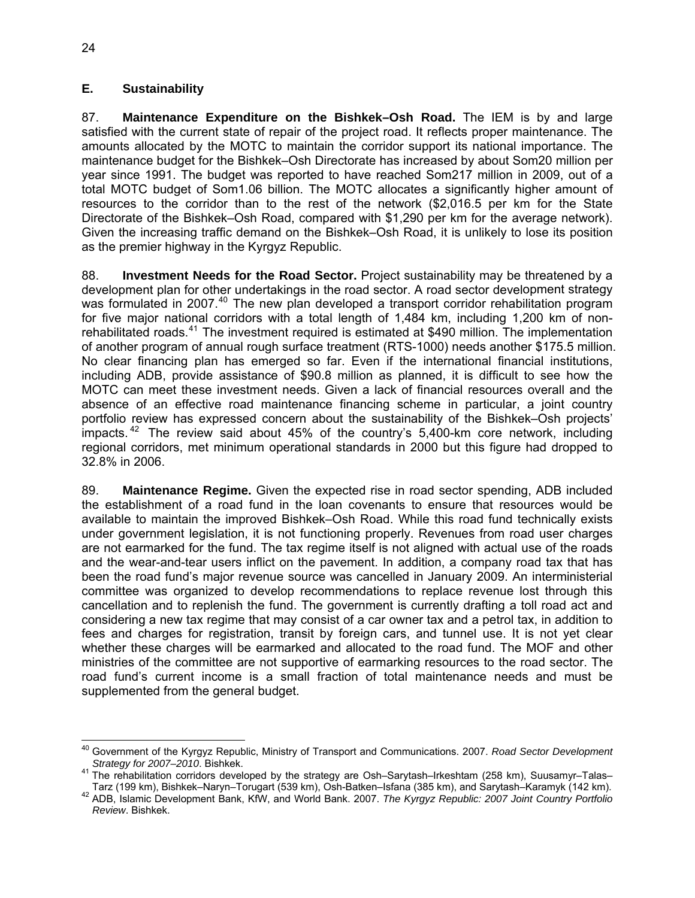## E. Sustainability

87. **Maintenance Expenditure on the Bishkek–Osh Road.** The IEM is by and large satisfied with the current state of repair of the project road. It reflects proper maintenance. The amounts allocated by the MOTC to maintain the corridor support its national importance. The maintenance budget for the Bishkek–Osh Directorate has increased by about Som20 million per year since 1991. The budget was reported to have reached Som217 million in 2009, out of a total MOTC budget of Som1.06 billion. The MOTC allocates a significantly higher amount of resources to the corridor than to the rest of the network ($2,016.5 per km for the State Directorate of the Bishkek–Osh Road, compared with $1,290 per km for the average network). Given the increasing traffic demand on the Bishkek–Osh Road, it is unlikely to lose its position as the premier highway in the Kyrgyz Republic.

88. **Investment Needs for the Road Sector.** Project sustainability may be threatened by a development plan for other undertakings in the road sector. A road sector development strategy was formulated in 2007.[40] The new plan developed a transport corridor rehabilitation program for five major national corridors with a total length of 1,484 km, including 1,200 km of non-rehabilitated roads.[41] The investment required is estimated at $490 million. The implementation of another program of annual rough surface treatment (RTS-1000) needs another $175.5 million. No clear financing plan has emerged so far. Even if the international financial institutions, including ADB, provide assistance of $90.8 million as planned, it is difficult to see how the MOTC can meet these investment needs. Given a lack of financial resources overall and the absence of an effective road maintenance financing scheme in particular, a joint country portfolio review has expressed concern about the sustainability of the Bishkek–Osh projects' impacts.[42] The review said about 45% of the country's 5,400-km core network, including regional corridors, met minimum operational standards in 2000 but this figure had dropped to 32.8% in 2006.

89. **Maintenance Regime.** Given the expected rise in road sector spending, ADB included the establishment of a road fund in the loan covenants to ensure that resources would be available to maintain the improved Bishkek–Osh Road. While this road fund technically exists under government legislation, it is not functioning properly. Revenues from road user charges are not earmarked for the fund. The tax regime itself is not aligned with actual use of the roads and the wear-and-tear users inflict on the pavement. In addition, a company road tax that has been the road fund's major revenue source was cancelled in January 2009. An interministerial committee was organized to develop recommendations to replace revenue lost through this cancellation and to replenish the fund. The government is currently drafting a toll road act and considering a new tax regime that may consist of a car owner tax and a petrol tax, in addition to fees and charges for registration, transit by foreign cars, and tunnel use. It is not yet clear whether these charges will be earmarked and allocated to the road fund. The MOF and other ministries of the committee are not supportive of earmarking resources to the road sector. The road fund's current income is a small fraction of total maintenance needs and must be supplemented from the general budget.

---

[40] Government of the Kyrgyz Republic, Ministry of Transport and Communications. 2007. *Road Sector Development Strategy for 2007–2010*. Bishkek.

[41] The rehabilitation corridors developed by the strategy are Osh–Sarytash–Irkeshtam (258 km), Suusamyr–Talas–Tarz (199 km), Bishkek–Naryn–Torugart (539 km), Osh-Batken–Isfana (385 km), and Sarytash–Karamyk (142 km).

[42] ADB, Islamic Development Bank, KfW, and World Bank. 2007. *The Kyrgyz Republic: 2007 Joint Country Portfolio Review*. Bishkek.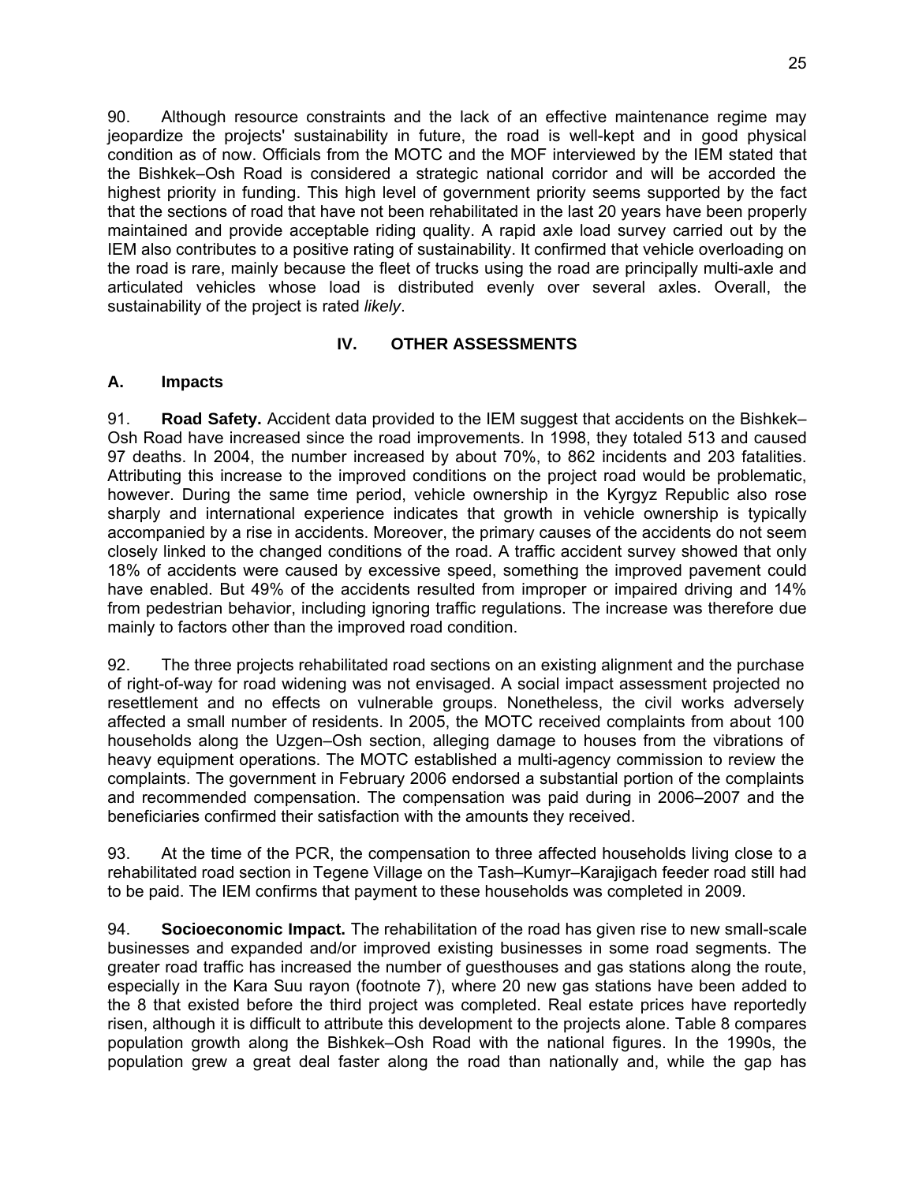90. Although resource constraints and the lack of an effective maintenance regime may jeopardize the projects' sustainability in future, the road is well-kept and in good physical condition as of now. Officials from the MOTC and the MOF interviewed by the IEM stated that the Bishkek–Osh Road is considered a strategic national corridor and will be accorded the highest priority in funding. This high level of government priority seems supported by the fact that the sections of road that have not been rehabilitated in the last 20 years have been properly maintained and provide acceptable riding quality. A rapid axle load survey carried out by the IEM also contributes to a positive rating of sustainability. It confirmed that vehicle overloading on the road is rare, mainly because the fleet of trucks using the road are principally multi-axle and articulated vehicles whose load is distributed evenly over several axles. Overall, the sustainability of the project is rated *likely*.

## IV. OTHER ASSESSMENTS

### A. Impacts

91. **Road Safety.** Accident data provided to the IEM suggest that accidents on the Bishkek–Osh Road have increased since the road improvements. In 1998, they totaled 513 and caused 97 deaths. In 2004, the number increased by about 70%, to 862 incidents and 203 fatalities. Attributing this increase to the improved conditions on the project road would be problematic, however. During the same time period, vehicle ownership in the Kyrgyz Republic also rose sharply and international experience indicates that growth in vehicle ownership is typically accompanied by a rise in accidents. Moreover, the primary causes of the accidents do not seem closely linked to the changed conditions of the road. A traffic accident survey showed that only 18% of accidents were caused by excessive speed, something the improved pavement could have enabled. But 49% of the accidents resulted from improper or impaired driving and 14% from pedestrian behavior, including ignoring traffic regulations. The increase was therefore due mainly to factors other than the improved road condition.

92. The three projects rehabilitated road sections on an existing alignment and the purchase of right-of-way for road widening was not envisaged. A social impact assessment projected no resettlement and no effects on vulnerable groups. Nonetheless, the civil works adversely affected a small number of residents. In 2005, the MOTC received complaints from about 100 households along the Uzgen–Osh section, alleging damage to houses from the vibrations of heavy equipment operations. The MOTC established a multi-agency commission to review the complaints. The government in February 2006 endorsed a substantial portion of the complaints and recommended compensation. The compensation was paid during in 2006–2007 and the beneficiaries confirmed their satisfaction with the amounts they received.

93. At the time of the PCR, the compensation to three affected households living close to a rehabilitated road section in Tegene Village on the Tash–Kumyr–Karajigach feeder road still had to be paid. The IEM confirms that payment to these households was completed in 2009.

94. **Socioeconomic Impact.** The rehabilitation of the road has given rise to new small-scale businesses and expanded and/or improved existing businesses in some road segments. The greater road traffic has increased the number of guesthouses and gas stations along the route, especially in the Kara Suu rayon (footnote 7), where 20 new gas stations have been added to the 8 that existed before the third project was completed. Real estate prices have reportedly risen, although it is difficult to attribute this development to the projects alone. Table 8 compares population growth along the Bishkek–Osh Road with the national figures. In the 1990s, the population grew a great deal faster along the road than nationally and, while the gap has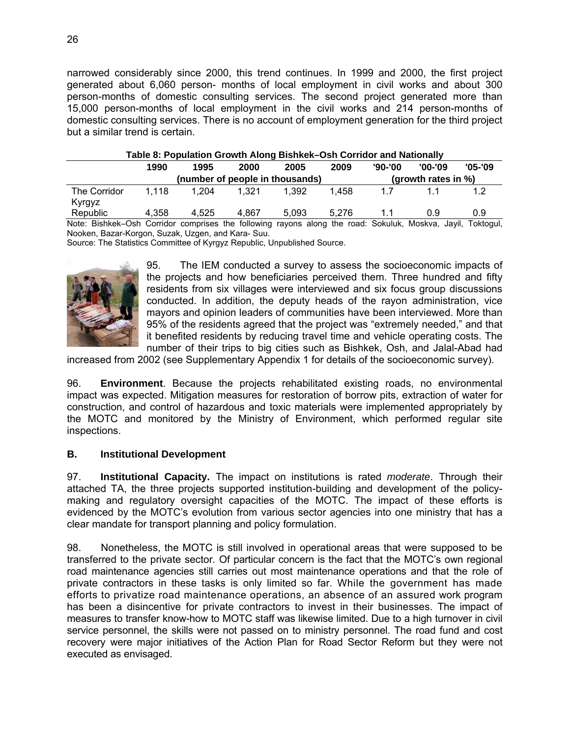narrowed considerably since 2000, this trend continues. In 1999 and 2000, the first project generated about 6,060 person- months of local employment in civil works and about 300 person-months of domestic consulting services. The second project generated more than 15,000 person-months of local employment in the civil works and 214 person-months of domestic consulting services. There is no account of employment generation for the third project but a similar trend is certain.

**Table 8: Population Growth Along Bishkek–Osh Corridor and Nationally**

| | 1990 | 1995 | 2000 | 2005 | 2009 | '90-'00 | '00-'09 | '05-'09 |
|---|---|---|---|---|---|---|---|---|
| | (number of people in thousands) | | | | | (growth rates in %) | | |
| The Corridor | 1,118 | 1,204 | 1,321 | 1,392 | 1,458 | 1.7 | 1.1 | 1.2 |
| Kyrgyz Republic | 4,358 | 4,525 | 4,867 | 5,093 | 5,276 | 1.1 | 0.9 | 0.9 |

Note: Bishkek–Osh Corridor comprises the following rayons along the road: Sokuluk, Moskva, Jayil, Toktogul, Nooken, Bazar-Korgon, Suzak, Uzgen, and Kara- Suu.
Source: The Statistics Committee of Kyrgyz Republic, Unpublished Source.

95. The IEM conducted a survey to assess the socioeconomic impacts of the projects and how beneficiaries perceived them. Three hundred and fifty residents from six villages were interviewed and six focus group discussions conducted. In addition, the deputy heads of the rayon administration, vice mayors and opinion leaders of communities have been interviewed. More than 95% of the residents agreed that the project was "extremely needed," and that it benefited residents by reducing travel time and vehicle operating costs. The number of their trips to big cities such as Bishkek, Osh, and Jalal-Abad had increased from 2002 (see Supplementary Appendix 1 for details of the socioeconomic survey).

96. **Environment**. Because the projects rehabilitated existing roads, no environmental impact was expected. Mitigation measures for restoration of borrow pits, extraction of water for construction, and control of hazardous and toxic materials were implemented appropriately by the MOTC and monitored by the Ministry of Environment, which performed regular site inspections.

## B. Institutional Development

97. **Institutional Capacity.** The impact on institutions is rated *moderate*. Through their attached TA, the three projects supported institution-building and development of the policy-making and regulatory oversight capacities of the MOTC. The impact of these efforts is evidenced by the MOTC's evolution from various sector agencies into one ministry that has a clear mandate for transport planning and policy formulation.

98. Nonetheless, the MOTC is still involved in operational areas that were supposed to be transferred to the private sector. Of particular concern is the fact that the MOTC's own regional road maintenance agencies still carries out most maintenance operations and that the role of private contractors in these tasks is only limited so far. While the government has made efforts to privatize road maintenance operations, an absence of an assured work program has been a disincentive for private contractors to invest in their businesses. The impact of measures to transfer know-how to MOTC staff was likewise limited. Due to a high turnover in civil service personnel, the skills were not passed on to ministry personnel. The road fund and cost recovery were major initiatives of the Action Plan for Road Sector Reform but they were not executed as envisaged.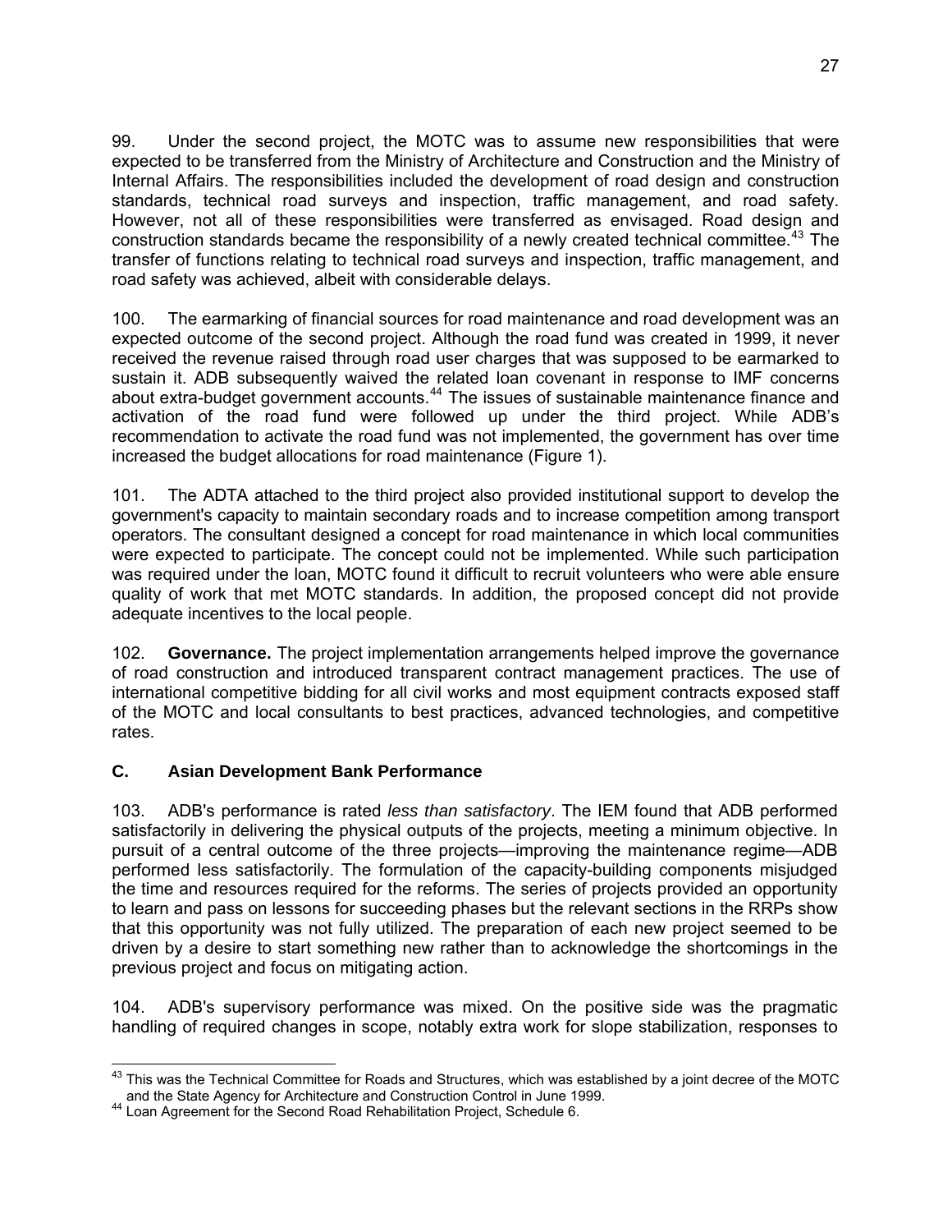99. Under the second project, the MOTC was to assume new responsibilities that were expected to be transferred from the Ministry of Architecture and Construction and the Ministry of Internal Affairs. The responsibilities included the development of road design and construction standards, technical road surveys and inspection, traffic management, and road safety. However, not all of these responsibilities were transferred as envisaged. Road design and construction standards became the responsibility of a newly created technical committee.[43] The transfer of functions relating to technical road surveys and inspection, traffic management, and road safety was achieved, albeit with considerable delays.

100. The earmarking of financial sources for road maintenance and road development was an expected outcome of the second project. Although the road fund was created in 1999, it never received the revenue raised through road user charges that was supposed to be earmarked to sustain it. ADB subsequently waived the related loan covenant in response to IMF concerns about extra-budget government accounts.[44] The issues of sustainable maintenance finance and activation of the road fund were followed up under the third project. While ADB's recommendation to activate the road fund was not implemented, the government has over time increased the budget allocations for road maintenance (Figure 1).

101. The ADTA attached to the third project also provided institutional support to develop the government's capacity to maintain secondary roads and to increase competition among transport operators. The consultant designed a concept for road maintenance in which local communities were expected to participate. The concept could not be implemented. While such participation was required under the loan, MOTC found it difficult to recruit volunteers who were able ensure quality of work that met MOTC standards. In addition, the proposed concept did not provide adequate incentives to the local people.

102. **Governance.** The project implementation arrangements helped improve the governance of road construction and introduced transparent contract management practices. The use of international competitive bidding for all civil works and most equipment contracts exposed staff of the MOTC and local consultants to best practices, advanced technologies, and competitive rates.

### C. Asian Development Bank Performance

103. ADB's performance is rated *less than satisfactory*. The IEM found that ADB performed satisfactorily in delivering the physical outputs of the projects, meeting a minimum objective. In pursuit of a central outcome of the three projects—improving the maintenance regime—ADB performed less satisfactorily. The formulation of the capacity-building components misjudged the time and resources required for the reforms. The series of projects provided an opportunity to learn and pass on lessons for succeeding phases but the relevant sections in the RRPs show that this opportunity was not fully utilized. The preparation of each new project seemed to be driven by a desire to start something new rather than to acknowledge the shortcomings in the previous project and focus on mitigating action.

104. ADB's supervisory performance was mixed. On the positive side was the pragmatic handling of required changes in scope, notably extra work for slope stabilization, responses to

---

[43] This was the Technical Committee for Roads and Structures, which was established by a joint decree of the MOTC and the State Agency for Architecture and Construction Control in June 1999.

[44] Loan Agreement for the Second Road Rehabilitation Project, Schedule 6.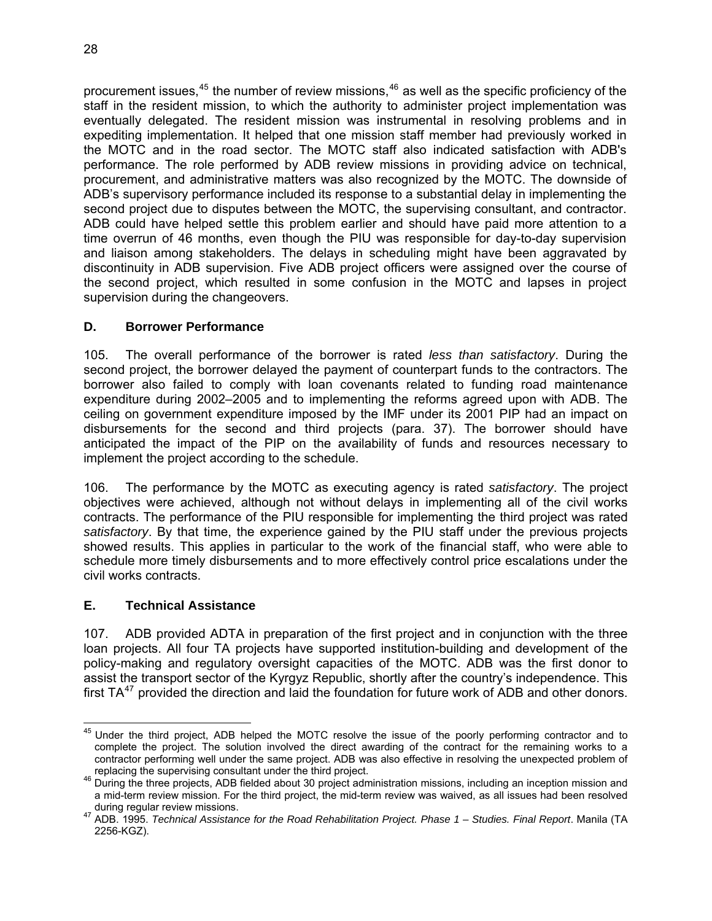procurement issues,[45] the number of review missions,[46] as well as the specific proficiency of the staff in the resident mission, to which the authority to administer project implementation was eventually delegated. The resident mission was instrumental in resolving problems and in expediting implementation. It helped that one mission staff member had previously worked in the MOTC and in the road sector. The MOTC staff also indicated satisfaction with ADB's performance. The role performed by ADB review missions in providing advice on technical, procurement, and administrative matters was also recognized by the MOTC. The downside of ADB's supervisory performance included its response to a substantial delay in implementing the second project due to disputes between the MOTC, the supervising consultant, and contractor. ADB could have helped settle this problem earlier and should have paid more attention to a time overrun of 46 months, even though the PIU was responsible for day-to-day supervision and liaison among stakeholders. The delays in scheduling might have been aggravated by discontinuity in ADB supervision. Five ADB project officers were assigned over the course of the second project, which resulted in some confusion in the MOTC and lapses in project supervision during the changeovers.

### D. Borrower Performance

105. The overall performance of the borrower is rated *less than satisfactory*. During the second project, the borrower delayed the payment of counterpart funds to the contractors. The borrower also failed to comply with loan covenants related to funding road maintenance expenditure during 2002–2005 and to implementing the reforms agreed upon with ADB. The ceiling on government expenditure imposed by the IMF under its 2001 PIP had an impact on disbursements for the second and third projects (para. 37). The borrower should have anticipated the impact of the PIP on the availability of funds and resources necessary to implement the project according to the schedule.

106. The performance by the MOTC as executing agency is rated *satisfactory*. The project objectives were achieved, although not without delays in implementing all of the civil works contracts. The performance of the PIU responsible for implementing the third project was rated *satisfactory*. By that time, the experience gained by the PIU staff under the previous projects showed results. This applies in particular to the work of the financial staff, who were able to schedule more timely disbursements and to more effectively control price escalations under the civil works contracts.

### E. Technical Assistance

107. ADB provided ADTA in preparation of the first project and in conjunction with the three loan projects. All four TA projects have supported institution-building and development of the policy-making and regulatory oversight capacities of the MOTC. ADB was the first donor to assist the transport sector of the Kyrgyz Republic, shortly after the country's independence. This first TA[47] provided the direction and laid the foundation for future work of ADB and other donors.

---

[45] Under the third project, ADB helped the MOTC resolve the issue of the poorly performing contractor and to complete the project. The solution involved the direct awarding of the contract for the remaining works to a contractor performing well under the same project. ADB was also effective in resolving the unexpected problem of replacing the supervising consultant under the third project.

[46] During the three projects, ADB fielded about 30 project administration missions, including an inception mission and a mid-term review mission. For the third project, the mid-term review was waived, as all issues had been resolved during regular review missions.

[47] ADB. 1995. *Technical Assistance for the Road Rehabilitation Project. Phase 1 – Studies. Final Report*. Manila (TA 2256-KGZ).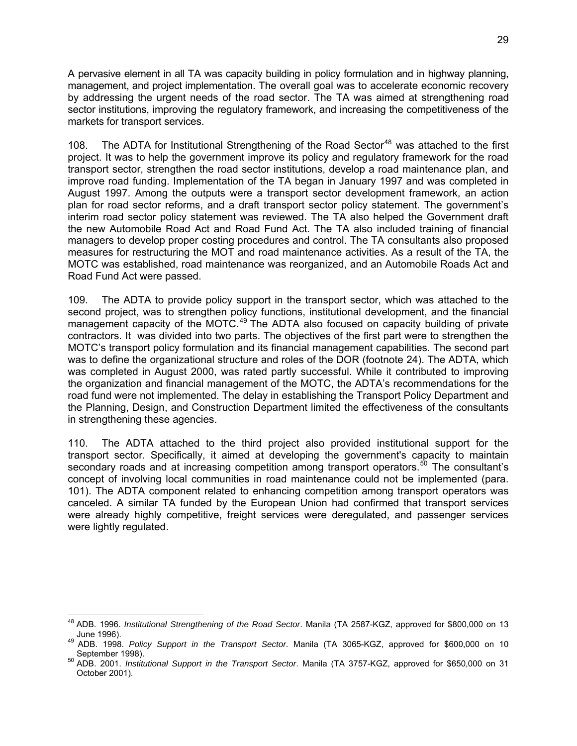A pervasive element in all TA was capacity building in policy formulation and in highway planning, management, and project implementation. The overall goal was to accelerate economic recovery by addressing the urgent needs of the road sector. The TA was aimed at strengthening road sector institutions, improving the regulatory framework, and increasing the competitiveness of the markets for transport services.

108. The ADTA for Institutional Strengthening of the Road Sector[48] was attached to the first project. It was to help the government improve its policy and regulatory framework for the road transport sector, strengthen the road sector institutions, develop a road maintenance plan, and improve road funding. Implementation of the TA began in January 1997 and was completed in August 1997. Among the outputs were a transport sector development framework, an action plan for road sector reforms, and a draft transport sector policy statement. The government's interim road sector policy statement was reviewed. The TA also helped the Government draft the new Automobile Road Act and Road Fund Act. The TA also included training of financial managers to develop proper costing procedures and control. The TA consultants also proposed measures for restructuring the MOT and road maintenance activities. As a result of the TA, the MOTC was established, road maintenance was reorganized, and an Automobile Roads Act and Road Fund Act were passed.

109. The ADTA to provide policy support in the transport sector, which was attached to the second project, was to strengthen policy functions, institutional development, and the financial management capacity of the MOTC.[49] The ADTA also focused on capacity building of private contractors. It was divided into two parts. The objectives of the first part were to strengthen the MOTC's transport policy formulation and its financial management capabilities. The second part was to define the organizational structure and roles of the DOR (footnote 24). The ADTA, which was completed in August 2000, was rated partly successful. While it contributed to improving the organization and financial management of the MOTC, the ADTA's recommendations for the road fund were not implemented. The delay in establishing the Transport Policy Department and the Planning, Design, and Construction Department limited the effectiveness of the consultants in strengthening these agencies.

110. The ADTA attached to the third project also provided institutional support for the transport sector. Specifically, it aimed at developing the government's capacity to maintain secondary roads and at increasing competition among transport operators.[50] The consultant's concept of involving local communities in road maintenance could not be implemented (para. 101). The ADTA component related to enhancing competition among transport operators was canceled. A similar TA funded by the European Union had confirmed that transport services were already highly competitive, freight services were deregulated, and passenger services were lightly regulated.

---

[48] ADB. 1996. *Institutional Strengthening of the Road Sector*. Manila (TA 2587-KGZ, approved for $800,000 on 13 June 1996).

[49] ADB. 1998. *Policy Support in the Transport Sector*. Manila (TA 3065-KGZ, approved for $600,000 on 10 September 1998).

[50] ADB. 2001. *Institutional Support in the Transport Sector*. Manila (TA 3757-KGZ, approved for $650,000 on 31 October 2001).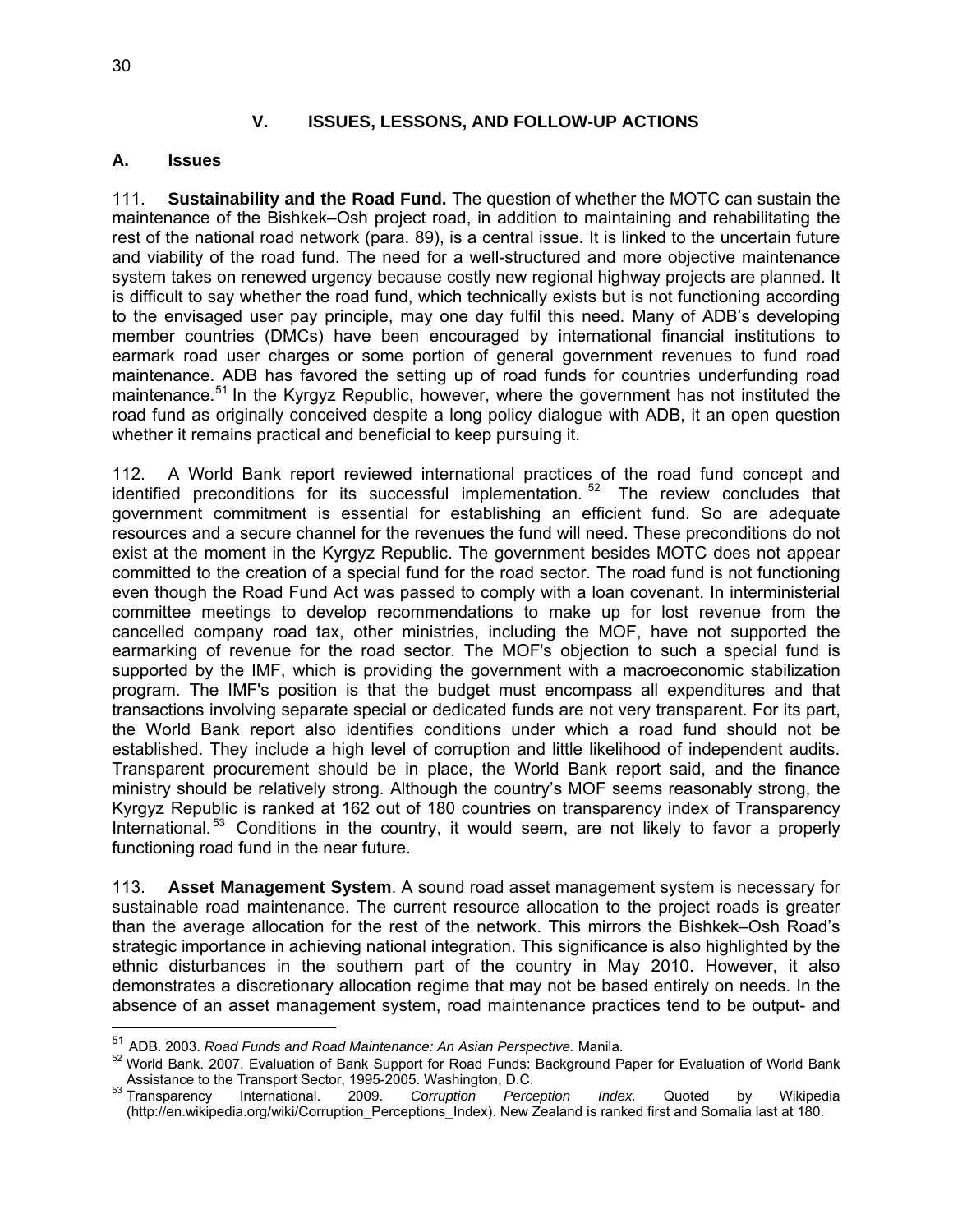## V. ISSUES, LESSONS, AND FOLLOW-UP ACTIONS

### A. Issues

111. **Sustainability and the Road Fund.** The question of whether the MOTC can sustain the maintenance of the Bishkek–Osh project road, in addition to maintaining and rehabilitating the rest of the national road network (para. 89), is a central issue. It is linked to the uncertain future and viability of the road fund. The need for a well-structured and more objective maintenance system takes on renewed urgency because costly new regional highway projects are planned. It is difficult to say whether the road fund, which technically exists but is not functioning according to the envisaged user pay principle, may one day fulfil this need. Many of ADB's developing member countries (DMCs) have been encouraged by international financial institutions to earmark road user charges or some portion of general government revenues to fund road maintenance. ADB has favored the setting up of road funds for countries underfunding road maintenance.[51] In the Kyrgyz Republic, however, where the government has not instituted the road fund as originally conceived despite a long policy dialogue with ADB, it an open question whether it remains practical and beneficial to keep pursuing it.

112. A World Bank report reviewed international practices of the road fund concept and identified preconditions for its successful implementation.[52] The review concludes that government commitment is essential for establishing an efficient fund. So are adequate resources and a secure channel for the revenues the fund will need. These preconditions do not exist at the moment in the Kyrgyz Republic. The government besides MOTC does not appear committed to the creation of a special fund for the road sector. The road fund is not functioning even though the Road Fund Act was passed to comply with a loan covenant. In interministerial committee meetings to develop recommendations to make up for lost revenue from the cancelled company road tax, other ministries, including the MOF, have not supported the earmarking of revenue for the road sector. The MOF's objection to such a special fund is supported by the IMF, which is providing the government with a macroeconomic stabilization program. The IMF's position is that the budget must encompass all expenditures and that transactions involving separate special or dedicated funds are not very transparent. For its part, the World Bank report also identifies conditions under which a road fund should not be established. They include a high level of corruption and little likelihood of independent audits. Transparent procurement should be in place, the World Bank report said, and the finance ministry should be relatively strong. Although the country's MOF seems reasonably strong, the Kyrgyz Republic is ranked at 162 out of 180 countries on transparency index of Transparency International.[53] Conditions in the country, it would seem, are not likely to favor a properly functioning road fund in the near future.

113. **Asset Management System**. A sound road asset management system is necessary for sustainable road maintenance. The current resource allocation to the project roads is greater than the average allocation for the rest of the network. This mirrors the Bishkek–Osh Road's strategic importance in achieving national integration. This significance is also highlighted by the ethnic disturbances in the southern part of the country in May 2010. However, it also demonstrates a discretionary allocation regime that may not be based entirely on needs. In the absence of an asset management system, road maintenance practices tend to be output- and

---

[51] ADB. 2003. *Road Funds and Road Maintenance: An Asian Perspective.* Manila.

[52] World Bank. 2007. Evaluation of Bank Support for Road Funds: Background Paper for Evaluation of World Bank Assistance to the Transport Sector, 1995-2005. Washington, D.C.

[53] Transparency International. 2009. *Corruption Perception Index.* Quoted by Wikipedia (http://en.wikipedia.org/wiki/Corruption_Perceptions_Index). New Zealand is ranked first and Somalia last at 180.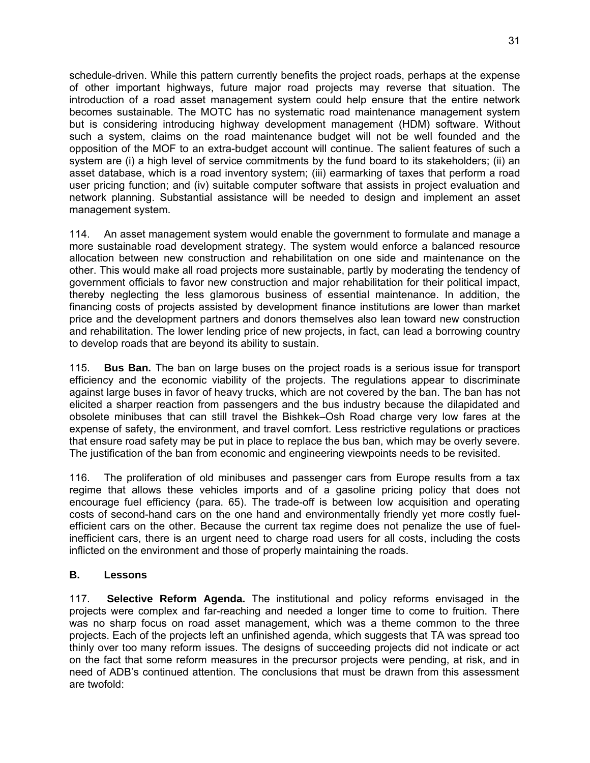schedule-driven. While this pattern currently benefits the project roads, perhaps at the expense of other important highways, future major road projects may reverse that situation. The introduction of a road asset management system could help ensure that the entire network becomes sustainable. The MOTC has no systematic road maintenance management system but is considering introducing highway development management (HDM) software. Without such a system, claims on the road maintenance budget will not be well founded and the opposition of the MOF to an extra-budget account will continue. The salient features of such a system are (i) a high level of service commitments by the fund board to its stakeholders; (ii) an asset database, which is a road inventory system; (iii) earmarking of taxes that perform a road user pricing function; and (iv) suitable computer software that assists in project evaluation and network planning. Substantial assistance will be needed to design and implement an asset management system.

114. An asset management system would enable the government to formulate and manage a more sustainable road development strategy. The system would enforce a balanced resource allocation between new construction and rehabilitation on one side and maintenance on the other. This would make all road projects more sustainable, partly by moderating the tendency of government officials to favor new construction and major rehabilitation for their political impact, thereby neglecting the less glamorous business of essential maintenance. In addition, the financing costs of projects assisted by development finance institutions are lower than market price and the development partners and donors themselves also lean toward new construction and rehabilitation. The lower lending price of new projects, in fact, can lead a borrowing country to develop roads that are beyond its ability to sustain.

115. **Bus Ban.** The ban on large buses on the project roads is a serious issue for transport efficiency and the economic viability of the projects. The regulations appear to discriminate against large buses in favor of heavy trucks, which are not covered by the ban. The ban has not elicited a sharper reaction from passengers and the bus industry because the dilapidated and obsolete minibuses that can still travel the Bishkek–Osh Road charge very low fares at the expense of safety, the environment, and travel comfort. Less restrictive regulations or practices that ensure road safety may be put in place to replace the bus ban, which may be overly severe. The justification of the ban from economic and engineering viewpoints needs to be revisited.

116. The proliferation of old minibuses and passenger cars from Europe results from a tax regime that allows these vehicles imports and of a gasoline pricing policy that does not encourage fuel efficiency (para. 65). The trade-off is between low acquisition and operating costs of second-hand cars on the one hand and environmentally friendly yet more costly fuel-efficient cars on the other. Because the current tax regime does not penalize the use of fuel-inefficient cars, there is an urgent need to charge road users for all costs, including the costs inflicted on the environment and those of properly maintaining the roads.

## B. Lessons

117. **Selective Reform Agenda.** The institutional and policy reforms envisaged in the projects were complex and far-reaching and needed a longer time to come to fruition. There was no sharp focus on road asset management, which was a theme common to the three projects. Each of the projects left an unfinished agenda, which suggests that TA was spread too thinly over too many reform issues. The designs of succeeding projects did not indicate or act on the fact that some reform measures in the precursor projects were pending, at risk, and in need of ADB's continued attention. The conclusions that must be drawn from this assessment are twofold: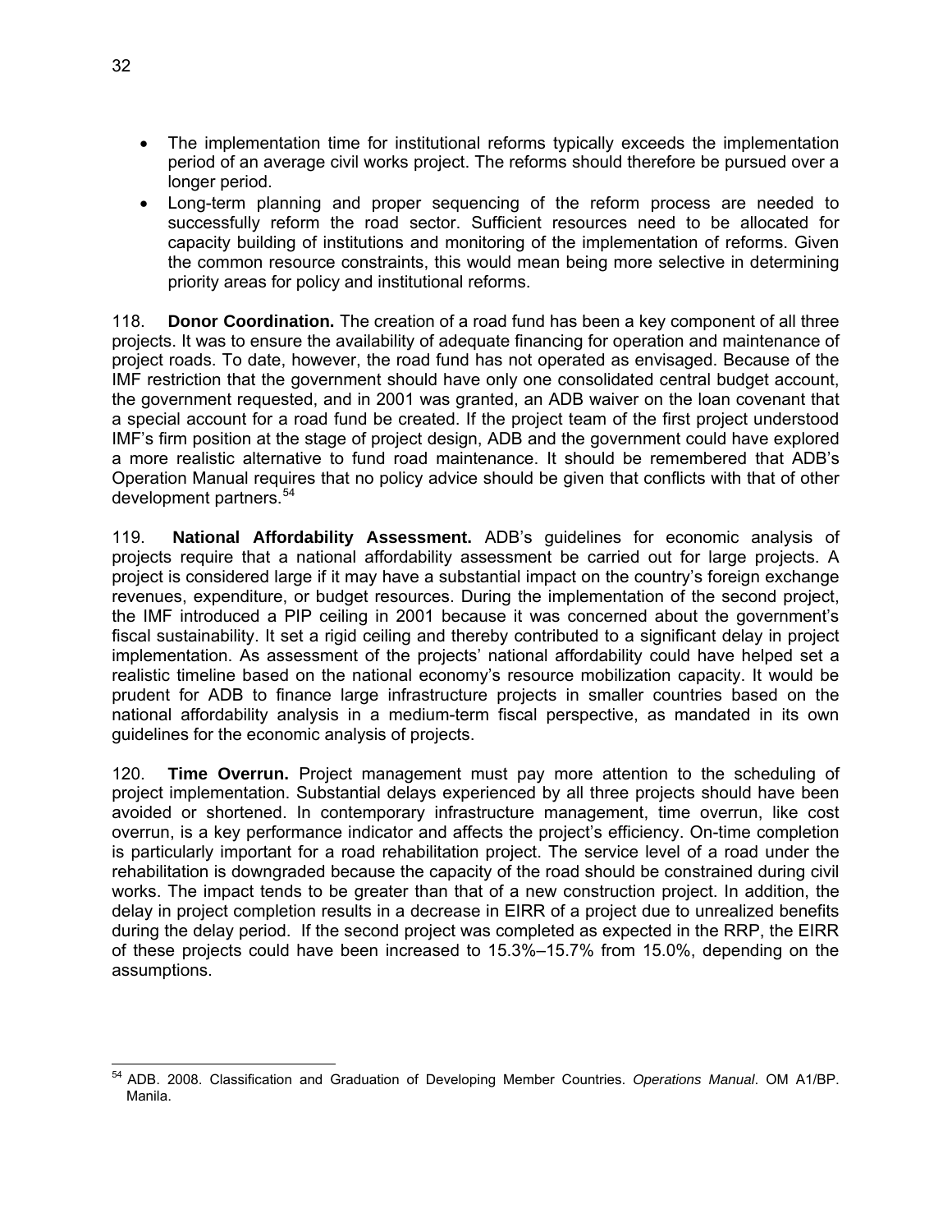- The implementation time for institutional reforms typically exceeds the implementation period of an average civil works project. The reforms should therefore be pursued over a longer period.
- Long-term planning and proper sequencing of the reform process are needed to successfully reform the road sector. Sufficient resources need to be allocated for capacity building of institutions and monitoring of the implementation of reforms. Given the common resource constraints, this would mean being more selective in determining priority areas for policy and institutional reforms.

118. **Donor Coordination.** The creation of a road fund has been a key component of all three projects. It was to ensure the availability of adequate financing for operation and maintenance of project roads. To date, however, the road fund has not operated as envisaged. Because of the IMF restriction that the government should have only one consolidated central budget account, the government requested, and in 2001 was granted, an ADB waiver on the loan covenant that a special account for a road fund be created. If the project team of the first project understood IMF's firm position at the stage of project design, ADB and the government could have explored a more realistic alternative to fund road maintenance. It should be remembered that ADB's Operation Manual requires that no policy advice should be given that conflicts with that of other development partners.[54]

119. **National Affordability Assessment.** ADB's guidelines for economic analysis of projects require that a national affordability assessment be carried out for large projects. A project is considered large if it may have a substantial impact on the country's foreign exchange revenues, expenditure, or budget resources. During the implementation of the second project, the IMF introduced a PIP ceiling in 2001 because it was concerned about the government's fiscal sustainability. It set a rigid ceiling and thereby contributed to a significant delay in project implementation. As assessment of the projects' national affordability could have helped set a realistic timeline based on the national economy's resource mobilization capacity. It would be prudent for ADB to finance large infrastructure projects in smaller countries based on the national affordability analysis in a medium-term fiscal perspective, as mandated in its own guidelines for the economic analysis of projects.

120. **Time Overrun.** Project management must pay more attention to the scheduling of project implementation. Substantial delays experienced by all three projects should have been avoided or shortened. In contemporary infrastructure management, time overrun, like cost overrun, is a key performance indicator and affects the project's efficiency. On-time completion is particularly important for a road rehabilitation project. The service level of a road under the rehabilitation is downgraded because the capacity of the road should be constrained during civil works. The impact tends to be greater than that of a new construction project. In addition, the delay in project completion results in a decrease in EIRR of a project due to unrealized benefits during the delay period. If the second project was completed as expected in the RRP, the EIRR of these projects could have been increased to 15.3%–15.7% from 15.0%, depending on the assumptions.

---

[54] ADB. 2008. Classification and Graduation of Developing Member Countries. *Operations Manual*. OM A1/BP. Manila.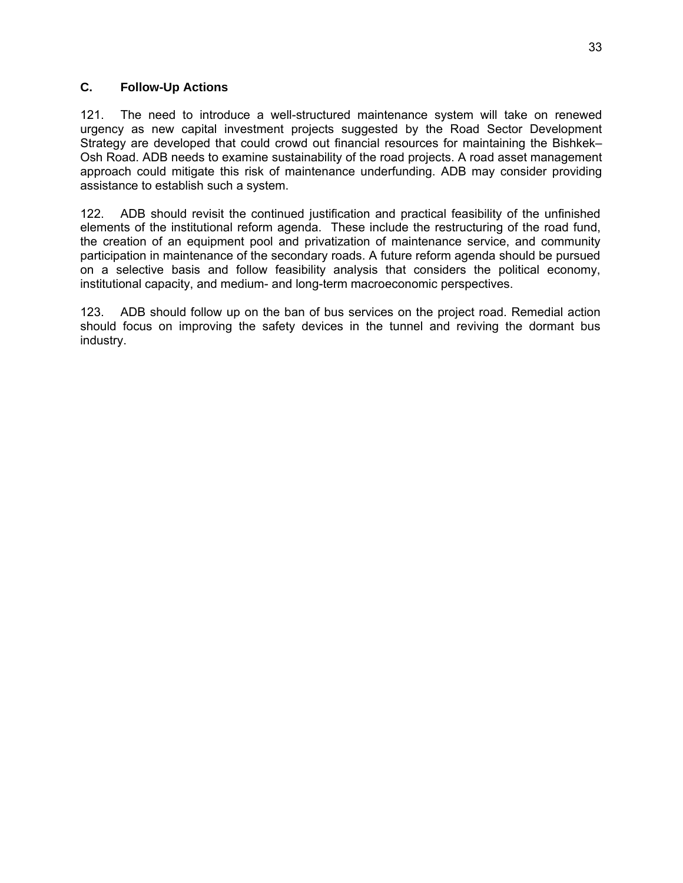### C. Follow-Up Actions

121. The need to introduce a well-structured maintenance system will take on renewed urgency as new capital investment projects suggested by the Road Sector Development Strategy are developed that could crowd out financial resources for maintaining the Bishkek–Osh Road. ADB needs to examine sustainability of the road projects. A road asset management approach could mitigate this risk of maintenance underfunding. ADB may consider providing assistance to establish such a system.

122. ADB should revisit the continued justification and practical feasibility of the unfinished elements of the institutional reform agenda. These include the restructuring of the road fund, the creation of an equipment pool and privatization of maintenance service, and community participation in maintenance of the secondary roads. A future reform agenda should be pursued on a selective basis and follow feasibility analysis that considers the political economy, institutional capacity, and medium- and long-term macroeconomic perspectives.

123. ADB should follow up on the ban of bus services on the project road. Remedial action should focus on improving the safety devices in the tunnel and reviving the dormant bus industry.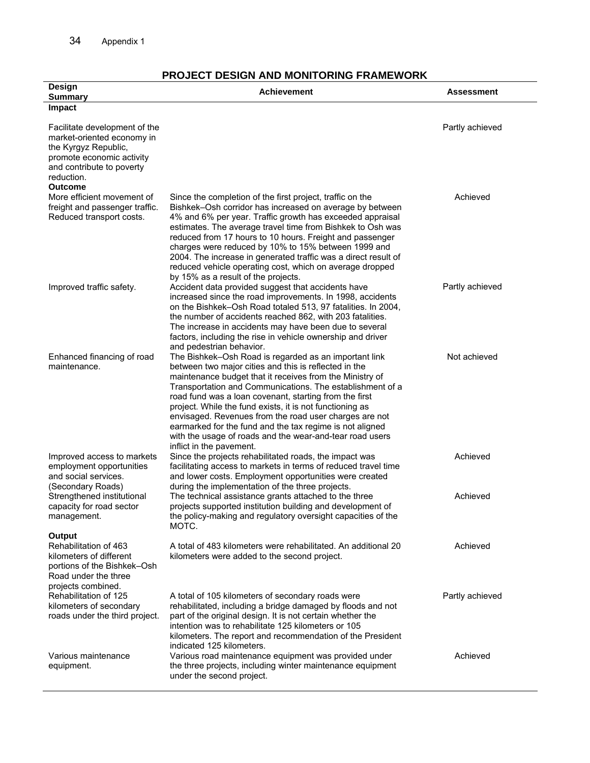Appendix 1

## PROJECT DESIGN AND MONITORING FRAMEWORK

| Design Summary | Achievement | Assessment |
|---|---|---|
| **Impact** | | |
| Facilitate development of the market-oriented economy in the Kyrgyz Republic, promote economic activity and contribute to poverty reduction. | | Partly achieved |
| **Outcome** | | |
| More efficient movement of freight and passenger traffic. Reduced transport costs. | Since the completion of the first project, traffic on the Bishkek–Osh corridor has increased on average by between 4% and 6% per year. Traffic growth has exceeded appraisal estimates. The average travel time from Bishkek to Osh was reduced from 17 hours to 10 hours. Freight and passenger charges were reduced by 10% to 15% between 1999 and 2004. The increase in generated traffic was a direct result of reduced vehicle operating cost, which on average dropped by 15% as a result of the projects. | Achieved |
| Improved traffic safety. | Accident data provided suggest that accidents have increased since the road improvements. In 1998, accidents on the Bishkek–Osh Road totaled 513, 97 fatalities. In 2004, the number of accidents reached 862, with 203 fatalities. The increase in accidents may have been due to several factors, including the rise in vehicle ownership and driver and pedestrian behavior. | Partly achieved |
| Enhanced financing of road maintenance. | The Bishkek–Osh Road is regarded as an important link between two major cities and this is reflected in the maintenance budget that it receives from the Ministry of Transportation and Communications. The establishment of a road fund was a loan covenant, starting from the first project. While the fund exists, it is not functioning as envisaged. Revenues from the road user charges are not earmarked for the fund and the tax regime is not aligned with the usage of roads and the wear-and-tear road users inflict in the pavement. | Not achieved |
| Improved access to markets employment opportunities and social services. (Secondary Roads) | Since the projects rehabilitated roads, the impact was facilitating access to markets in terms of reduced travel time and lower costs. Employment opportunities were created during the implementation of the three projects. | Achieved |
| Strengthened institutional capacity for road sector management. | The technical assistance grants attached to the three projects supported institution building and development of the policy-making and regulatory oversight capacities of the MOTC. | Achieved |
| **Output** | | |
| Rehabilitation of 463 kilometers of different portions of the Bishkek–Osh Road under the three projects combined. | A total of 483 kilometers were rehabilitated. An additional 20 kilometers were added to the second project. | Achieved |
| Rehabilitation of 125 kilometers of secondary roads under the third project. | A total of 105 kilometers of secondary roads were rehabilitated, including a bridge damaged by floods and not part of the original design. It is not certain whether the intention was to rehabilitate 125 kilometers or 105 kilometers. The report and recommendation of the President indicated 125 kilometers. | Partly achieved |
| Various maintenance equipment. | Various road maintenance equipment was provided under the three projects, including winter maintenance equipment under the second project. | Achieved |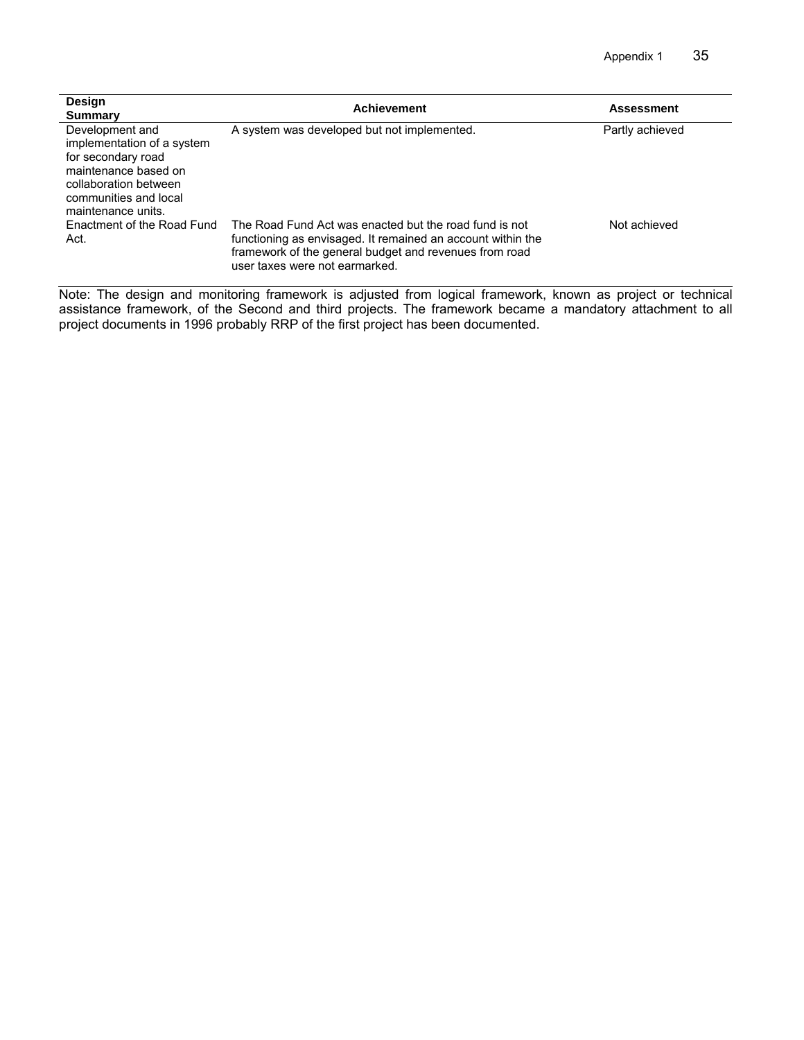| Design Summary | Achievement | Assessment |
|---|---|---|
| Development and implementation of a system for secondary road maintenance based on collaboration between communities and local maintenance units. | A system was developed but not implemented. | Partly achieved |
| Enactment of the Road Fund Act. | The Road Fund Act was enacted but the road fund is not functioning as envisaged. It remained an account within the framework of the general budget and revenues from road user taxes were not earmarked. | Not achieved |

Note: The design and monitoring framework is adjusted from logical framework, known as project or technical assistance framework, of the Second and third projects. The framework became a mandatory attachment to all project documents in 1996 probably RRP of the first project has been documented.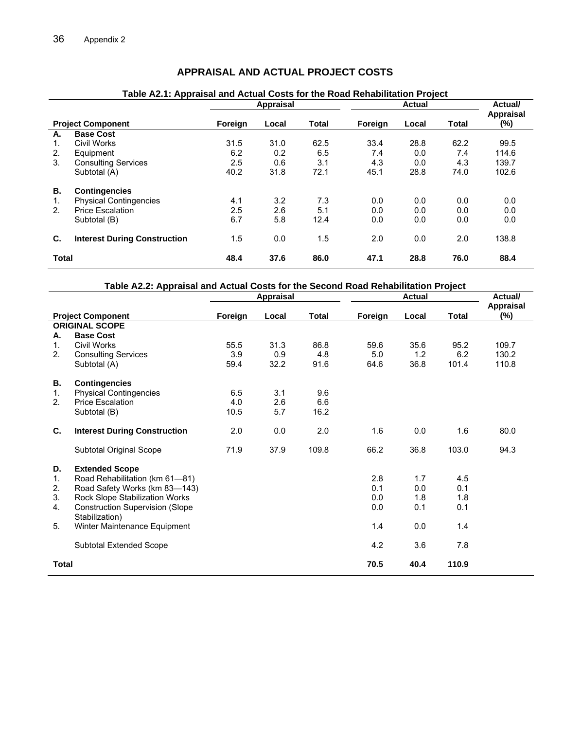## APPRAISAL AND ACTUAL PROJECT COSTS

**Table A2.1: Appraisal and Actual Costs for the Road Rehabilitation Project**

| | Project Component | Appraisal | | | Actual | | | Actual/ Appraisal (%) |
|---|---|---|---|---|---|---|---|---|
| | | Foreign | Local | Total | Foreign | Local | Total | |
| **A.** | **Base Cost** | | | | | | | |
| 1. | Civil Works | 31.5 | 31.0 | 62.5 | 33.4 | 28.8 | 62.2 | 99.5 |
| 2. | Equipment | 6.2 | 0.2 | 6.5 | 7.4 | 0.0 | 7.4 | 114.6 |
| 3. | Consulting Services | 2.5 | 0.6 | 3.1 | 4.3 | 0.0 | 4.3 | 139.7 |
| | Subtotal (A) | 40.2 | 31.8 | 72.1 | 45.1 | 28.8 | 74.0 | 102.6 |
| **B.** | **Contingencies** | | | | | | | |
| 1. | Physical Contingencies | 4.1 | 3.2 | 7.3 | 0.0 | 0.0 | 0.0 | 0.0 |
| 2. | Price Escalation | 2.5 | 2.6 | 5.1 | 0.0 | 0.0 | 0.0 | 0.0 |
| | Subtotal (B) | 6.7 | 5.8 | 12.4 | 0.0 | 0.0 | 0.0 | 0.0 |
| **C.** | **Interest During Construction** | 1.5 | 0.0 | 1.5 | 2.0 | 0.0 | 2.0 | 138.8 |
| **Total** | | **48.4** | **37.6** | **86.0** | **47.1** | **28.8** | **76.0** | **88.4** |

**Table A2.2: Appraisal and Actual Costs for the Second Road Rehabilitation Project**

| | Project Component | Appraisal | | | Actual | | | Actual/ Appraisal (%) |
|---|---|---|---|---|---|---|---|---|
| | | Foreign | Local | Total | Foreign | Local | Total | |
| | **ORIGINAL SCOPE** | | | | | | | |
| **A.** | **Base Cost** | | | | | | | |
| 1. | Civil Works | 55.5 | 31.3 | 86.8 | 59.6 | 35.6 | 95.2 | 109.7 |
| 2. | Consulting Services | 3.9 | 0.9 | 4.8 | 5.0 | 1.2 | 6.2 | 130.2 |
| | Subtotal (A) | 59.4 | 32.2 | 91.6 | 64.6 | 36.8 | 101.4 | 110.8 |
| **B.** | **Contingencies** | | | | | | | |
| 1. | Physical Contingencies | 6.5 | 3.1 | 9.6 | | | | |
| 2. | Price Escalation | 4.0 | 2.6 | 6.6 | | | | |
| | Subtotal (B) | 10.5 | 5.7 | 16.2 | | | | |
| **C.** | **Interest During Construction** | 2.0 | 0.0 | 2.0 | 1.6 | 0.0 | 1.6 | 80.0 |
| | Subtotal Original Scope | 71.9 | 37.9 | 109.8 | 66.2 | 36.8 | 103.0 | 94.3 |
| **D.** | **Extended Scope** | | | | | | | |
| 1. | Road Rehabilitation (km 61—81) | | | | 2.8 | 1.7 | 4.5 | |
| 2. | Road Safety Works (km 83—143) | | | | 0.1 | 0.0 | 0.1 | |
| 3. | Rock Slope Stabilization Works | | | | 0.0 | 1.8 | 1.8 | |
| 4. | Construction Supervision (Slope Stabilization) | | | | 0.0 | 0.1 | 0.1 | |
| 5. | Winter Maintenance Equipment | | | | 1.4 | 0.0 | 1.4 | |
| | Subtotal Extended Scope | | | | 4.2 | 3.6 | 7.8 | |
| **Total** | | | | | **70.5** | **40.4** | **110.9** | |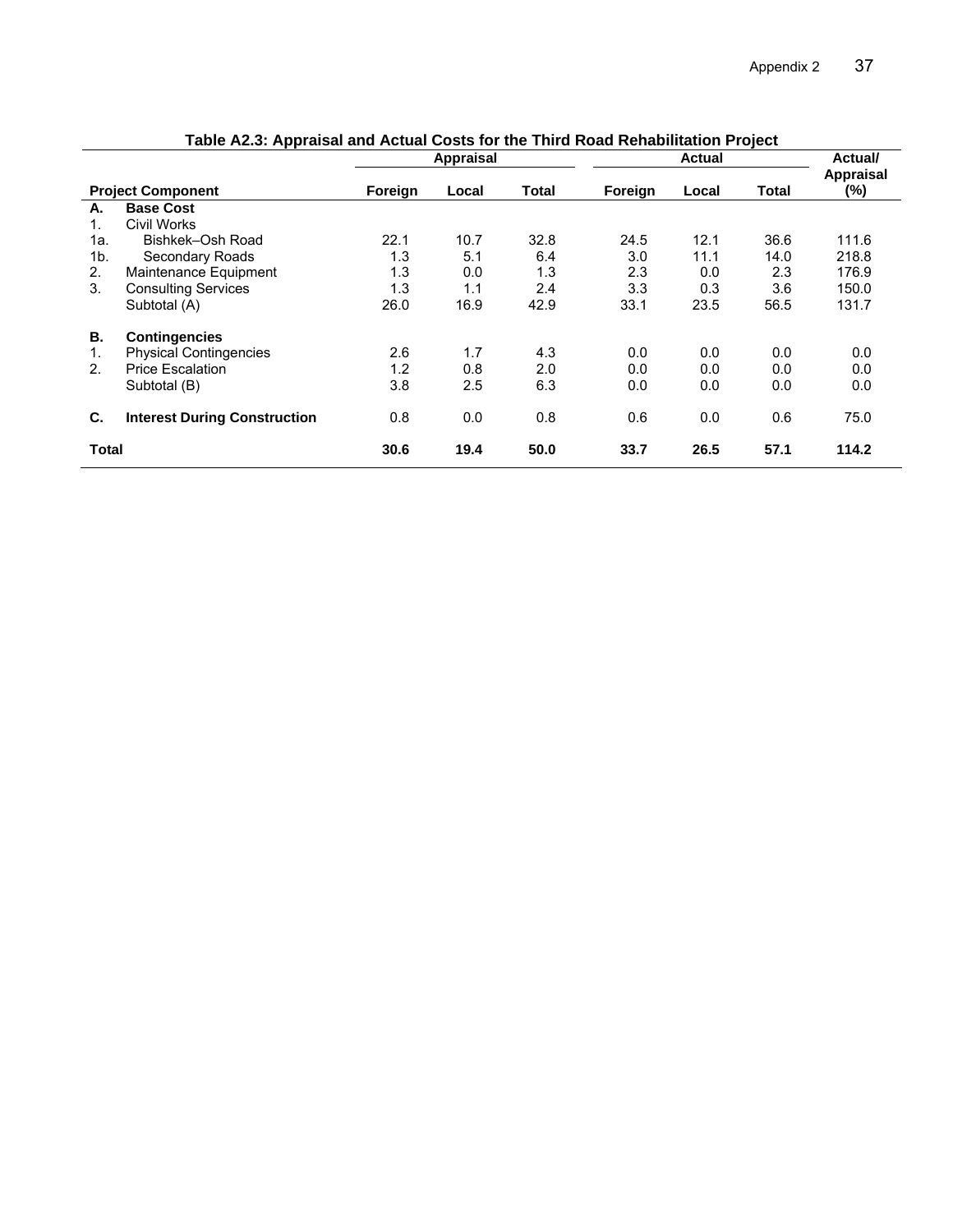**Table A2.3: Appraisal and Actual Costs for the Third Road Rehabilitation Project**

| | Project Component | Appraisal | | | Actual | | | Actual/ Appraisal (%) |
|---|---|---|---|---|---|---|---|---|
| | | Foreign | Local | Total | Foreign | Local | Total | |
| **A.** | **Base Cost** | | | | | | | |
| 1. | Civil Works | | | | | | | |
| 1a. | Bishkek–Osh Road | 22.1 | 10.7 | 32.8 | 24.5 | 12.1 | 36.6 | 111.6 |
| 1b. | Secondary Roads | 1.3 | 5.1 | 6.4 | 3.0 | 11.1 | 14.0 | 218.8 |
| 2. | Maintenance Equipment | 1.3 | 0.0 | 1.3 | 2.3 | 0.0 | 2.3 | 176.9 |
| 3. | Consulting Services | 1.3 | 1.1 | 2.4 | 3.3 | 0.3 | 3.6 | 150.0 |
| | Subtotal (A) | 26.0 | 16.9 | 42.9 | 33.1 | 23.5 | 56.5 | 131.7 |
| **B.** | **Contingencies** | | | | | | | |
| 1. | Physical Contingencies | 2.6 | 1.7 | 4.3 | 0.0 | 0.0 | 0.0 | 0.0 |
| 2. | Price Escalation | 1.2 | 0.8 | 2.0 | 0.0 | 0.0 | 0.0 | 0.0 |
| | Subtotal (B) | 3.8 | 2.5 | 6.3 | 0.0 | 0.0 | 0.0 | 0.0 |
| **C.** | **Interest During Construction** | 0.8 | 0.0 | 0.8 | 0.6 | 0.0 | 0.6 | 75.0 |
| **Total** | | **30.6** | **19.4** | **50.0** | **33.7** | **26.5** | **57.1** | **114.2** |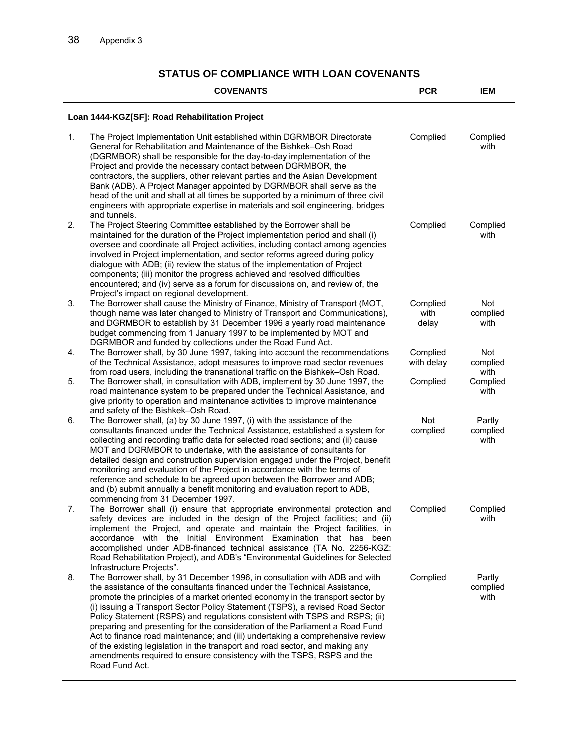## STATUS OF COMPLIANCE WITH LOAN COVENANTS

| | COVENANTS | PCR | IEM |
|---|---|---|---|
| | **Loan 1444-KGZ[SF]: Road Rehabilitation Project** | | |
| 1. | The Project Implementation Unit established within DGRMBOR Directorate General for Rehabilitation and Maintenance of the Bishkek–Osh Road (DGRMBOR) shall be responsible for the day-to-day implementation of the Project and provide the necessary contact between DGRMBOR, the contractors, the suppliers, other relevant parties and the Asian Development Bank (ADB). A Project Manager appointed by DGRMBOR shall serve as the head of the unit and shall at all times be supported by a minimum of three civil engineers with appropriate expertise in materials and soil engineering, bridges and tunnels. | Complied | Complied with |
| 2. | The Project Steering Committee established by the Borrower shall be maintained for the duration of the Project implementation period and shall (i) oversee and coordinate all Project activities, including contact among agencies involved in Project implementation, and sector reforms agreed during policy dialogue with ADB; (ii) review the status of the implementation of Project components; (iii) monitor the progress achieved and resolved difficulties encountered; and (iv) serve as a forum for discussions on, and review of, the Project's impact on regional development. | Complied | Complied with |
| 3. | The Borrower shall cause the Ministry of Finance, Ministry of Transport (MOT, though name was later changed to Ministry of Transport and Communications), and DGRMBOR to establish by 31 December 1996 a yearly road maintenance budget commencing from 1 January 1997 to be implemented by MOT and DGRMBOR and funded by collections under the Road Fund Act. | Complied with delay | Not complied with |
| 4. | The Borrower shall, by 30 June 1997, taking into account the recommendations of the Technical Assistance, adopt measures to improve road sector revenues from road users, including the transnational traffic on the Bishkek–Osh Road. | Complied with delay | Not complied with |
| 5. | The Borrower shall, in consultation with ADB, implement by 30 June 1997, the road maintenance system to be prepared under the Technical Assistance, and give priority to operation and maintenance activities to improve maintenance and safety of the Bishkek–Osh Road. | Complied | Complied with |
| 6. | The Borrower shall, (a) by 30 June 1997, (i) with the assistance of the consultants financed under the Technical Assistance, established a system for collecting and recording traffic data for selected road sections; and (ii) cause MOT and DGRMBOR to undertake, with the assistance of consultants for detailed design and construction supervision engaged under the Project, benefit monitoring and evaluation of the Project in accordance with the terms of reference and schedule to be agreed upon between the Borrower and ADB; and (b) submit annually a benefit monitoring and evaluation report to ADB, commencing from 31 December 1997. | Not complied | Partly complied with |
| 7. | The Borrower shall (i) ensure that appropriate environmental protection and safety devices are included in the design of the Project facilities; and (ii) implement the Project, and operate and maintain the Project facilities, in accordance with the Initial Environment Examination that has been accomplished under ADB-financed technical assistance (TA No. 2256-KGZ: Road Rehabilitation Project), and ADB's "Environmental Guidelines for Selected Infrastructure Projects". | Complied | Complied with |
| 8. | The Borrower shall, by 31 December 1996, in consultation with ADB and with the assistance of the consultants financed under the Technical Assistance, promote the principles of a market oriented economy in the transport sector by (i) issuing a Transport Sector Policy Statement (TSPS), a revised Road Sector Policy Statement (RSPS) and regulations consistent with TSPS and RSPS; (ii) preparing and presenting for the consideration of the Parliament a Road Fund Act to finance road maintenance; and (iii) undertaking a comprehensive review of the existing legislation in the transport and road sector, and making any amendments required to ensure consistency with the TSPS, RSPS and the Road Fund Act. | Complied | Partly complied with |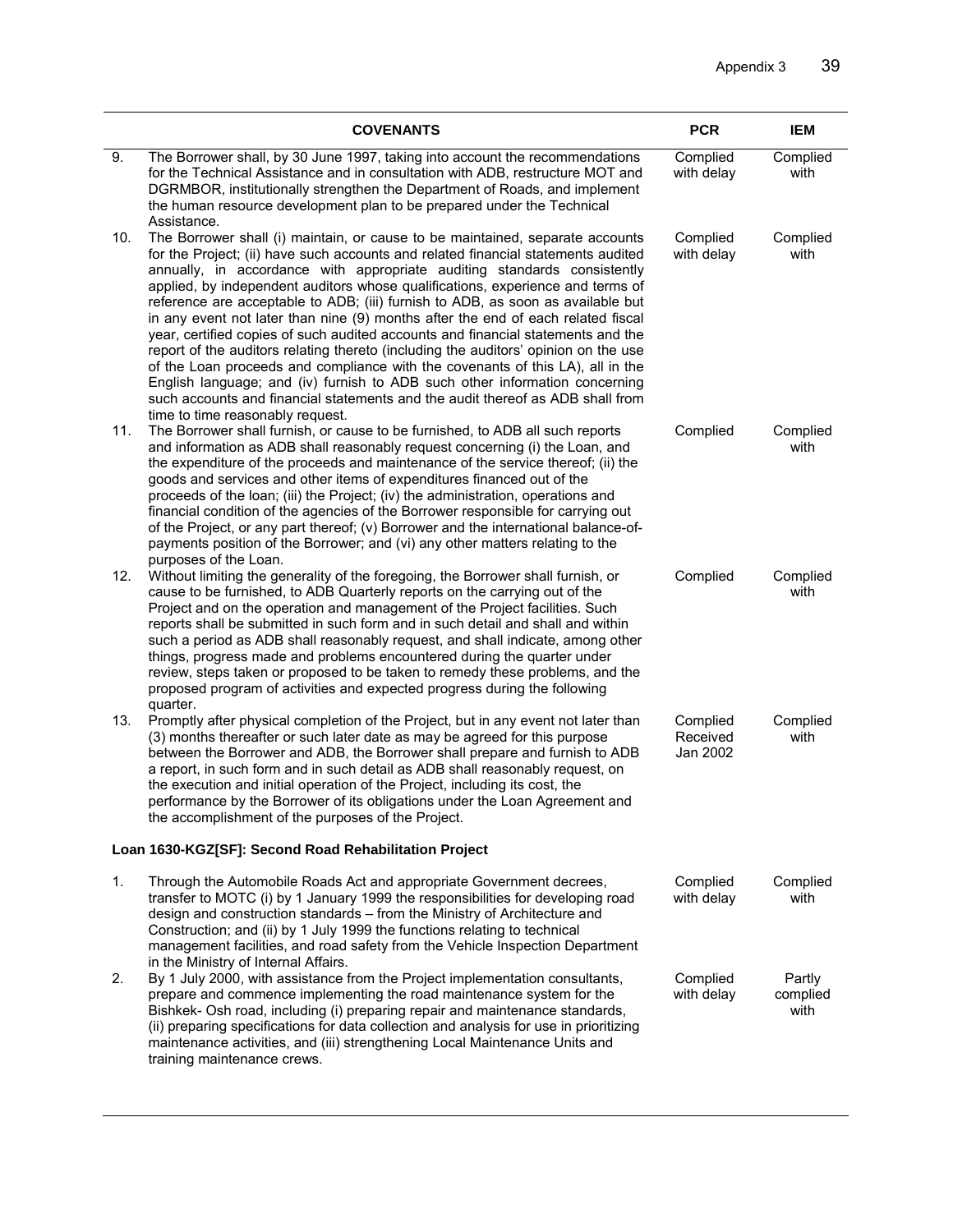| | COVENANTS | PCR | IEM |
|---|---|---|---|
| 9. | The Borrower shall, by 30 June 1997, taking into account the recommendations for the Technical Assistance and in consultation with ADB, restructure MOT and DGRMBOR, institutionally strengthen the Department of Roads, and implement the human resource development plan to be prepared under the Technical Assistance. | Complied with delay | Complied with |
| 10. | The Borrower shall (i) maintain, or cause to be maintained, separate accounts for the Project; (ii) have such accounts and related financial statements audited annually, in accordance with appropriate auditing standards consistently applied, by independent auditors whose qualifications, experience and terms of reference are acceptable to ADB; (iii) furnish to ADB, as soon as available but in any event not later than nine (9) months after the end of each related fiscal year, certified copies of such audited accounts and financial statements and the report of the auditors relating thereto (including the auditors' opinion on the use of the Loan proceeds and compliance with the covenants of this LA), all in the English language; and (iv) furnish to ADB such other information concerning such accounts and financial statements and the audit thereof as ADB shall from time to time reasonably request. | Complied with delay | Complied with |
| 11. | The Borrower shall furnish, or cause to be furnished, to ADB all such reports and information as ADB shall reasonably request concerning (i) the Loan, and the expenditure of the proceeds and maintenance of the service thereof; (ii) the goods and services and other items of expenditures financed out of the proceeds of the loan; (iii) the Project; (iv) the administration, operations and financial condition of the agencies of the Borrower responsible for carrying out of the Project, or any part thereof; (v) Borrower and the international balance-of-payments position of the Borrower; and (vi) any other matters relating to the purposes of the Loan. | Complied | Complied with |
| 12. | Without limiting the generality of the foregoing, the Borrower shall furnish, or cause to be furnished, to ADB Quarterly reports on the carrying out of the Project and on the operation and management of the Project facilities. Such reports shall be submitted in such form and in such detail and shall and within such a period as ADB shall reasonably request, and shall indicate, among other things, progress made and problems encountered during the quarter under review, steps taken or proposed to be taken to remedy these problems, and the proposed program of activities and expected progress during the following quarter. | Complied | Complied with |
| 13. | Promptly after physical completion of the Project, but in any event not later than (3) months thereafter or such later date as may be agreed for this purpose between the Borrower and ADB, the Borrower shall prepare and furnish to ADB a report, in such form and in such detail as ADB shall reasonably request, on the execution and initial operation of the Project, including its cost, the performance by the Borrower of its obligations under the Loan Agreement and the accomplishment of the purposes of the Project. | Complied Received Jan 2002 | Complied with |
| | **Loan 1630-KGZ[SF]: Second Road Rehabilitation Project** | | |
| 1. | Through the Automobile Roads Act and appropriate Government decrees, transfer to MOTC (i) by 1 January 1999 the responsibilities for developing road design and construction standards – from the Ministry of Architecture and Construction; and (ii) by 1 July 1999 the functions relating to technical management facilities, and road safety from the Vehicle Inspection Department in the Ministry of Internal Affairs. | Complied with delay | Complied with |
| 2. | By 1 July 2000, with assistance from the Project implementation consultants, prepare and commence implementing the road maintenance system for the Bishkek- Osh road, including (i) preparing repair and maintenance standards, (ii) preparing specifications for data collection and analysis for use in prioritizing maintenance activities, and (iii) strengthening Local Maintenance Units and training maintenance crews. | Complied with delay | Partly complied with |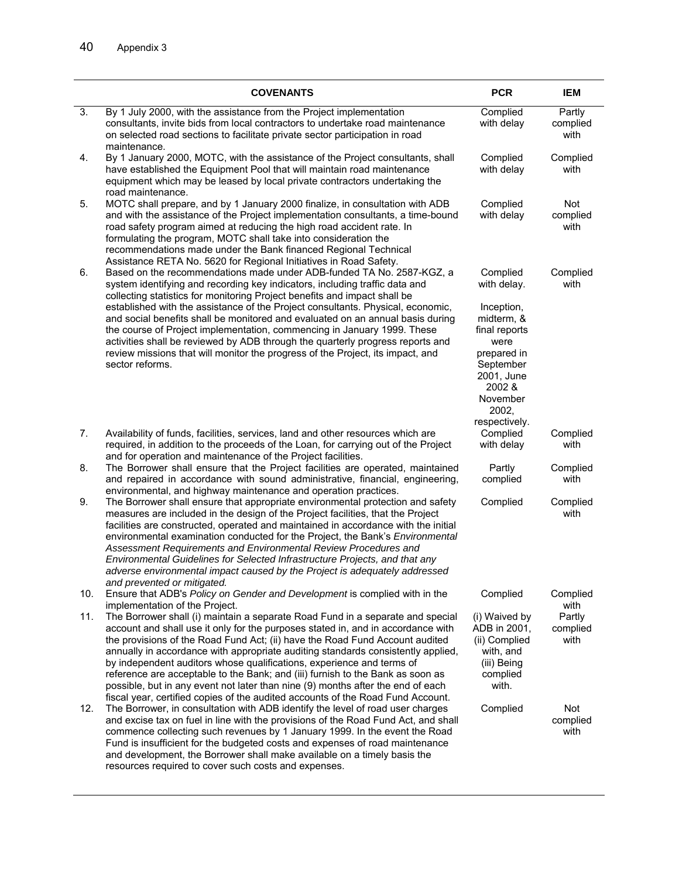| | COVENANTS | PCR | IEM |
|---|---|---|---|
| 3. | By 1 July 2000, with the assistance from the Project implementation consultants, invite bids from local contractors to undertake road maintenance on selected road sections to facilitate private sector participation in road maintenance. | Complied with delay | Partly complied with |
| 4. | By 1 January 2000, MOTC, with the assistance of the Project consultants, shall have established the Equipment Pool that will maintain road maintenance equipment which may be leased by local private contractors undertaking the road maintenance. | Complied with delay | Complied with |
| 5. | MOTC shall prepare, and by 1 January 2000 finalize, in consultation with ADB and with the assistance of the Project implementation consultants, a time-bound road safety program aimed at reducing the high road accident rate. In formulating the program, MOTC shall take into consideration the recommendations made under the Bank financed Regional Technical Assistance RETA No. 5620 for Regional Initiatives in Road Safety. | Complied with delay | Not complied with |
| 6. | Based on the recommendations made under ADB-funded TA No. 2587-KGZ, a system identifying and recording key indicators, including traffic data and collecting statistics for monitoring Project benefits and impact shall be established with the assistance of the Project consultants. Physical, economic, and social benefits shall be monitored and evaluated on an annual basis during the course of Project implementation, commencing in January 1999. These activities shall be reviewed by ADB through the quarterly progress reports and review missions that will monitor the progress of the Project, its impact, and sector reforms. | Complied with delay. Inception, midterm, & final reports were prepared in September 2001, June 2002 & November 2002, respectively. | Complied with |
| 7. | Availability of funds, facilities, services, land and other resources which are required, in addition to the proceeds of the Loan, for carrying out of the Project and for operation and maintenance of the Project facilities. | Complied with delay | Complied with |
| 8. | The Borrower shall ensure that the Project facilities are operated, maintained and repaired in accordance with sound administrative, financial, engineering, environmental, and highway maintenance and operation practices. | Partly complied | Complied with |
| 9. | The Borrower shall ensure that appropriate environmental protection and safety measures are included in the design of the Project facilities, that the Project facilities are constructed, operated and maintained in accordance with the initial environmental examination conducted for the Project, the Bank's *Environmental Assessment Requirements and Environmental Review Procedures and Environmental Guidelines for Selected Infrastructure Projects, and that any adverse environmental impact caused by the Project is adequately addressed and prevented or mitigated.* | Complied | Complied with |
| 10. | Ensure that ADB's *Policy on Gender and Development* is complied with in the implementation of the Project. | Complied | Complied with |
| 11. | The Borrower shall (i) maintain a separate Road Fund in a separate and special account and shall use it only for the purposes stated in, and in accordance with the provisions of the Road Fund Act; (ii) have the Road Fund Account audited annually in accordance with appropriate auditing standards consistently applied, by independent auditors whose qualifications, experience and terms of reference are acceptable to the Bank; and (iii) furnish to the Bank as soon as possible, but in any event not later than nine (9) months after the end of each fiscal year, certified copies of the audited accounts of the Road Fund Account. | (i) Waived by ADB in 2001, (ii) Complied with, and (iii) Being complied with. | Partly complied with |
| 12. | The Borrower, in consultation with ADB identify the level of road user charges and excise tax on fuel in line with the provisions of the Road Fund Act, and shall commence collecting such revenues by 1 January 1999. In the event the Road Fund is insufficient for the budgeted costs and expenses of road maintenance and development, the Borrower shall make available on a timely basis the resources required to cover such costs and expenses. | Complied | Not complied with |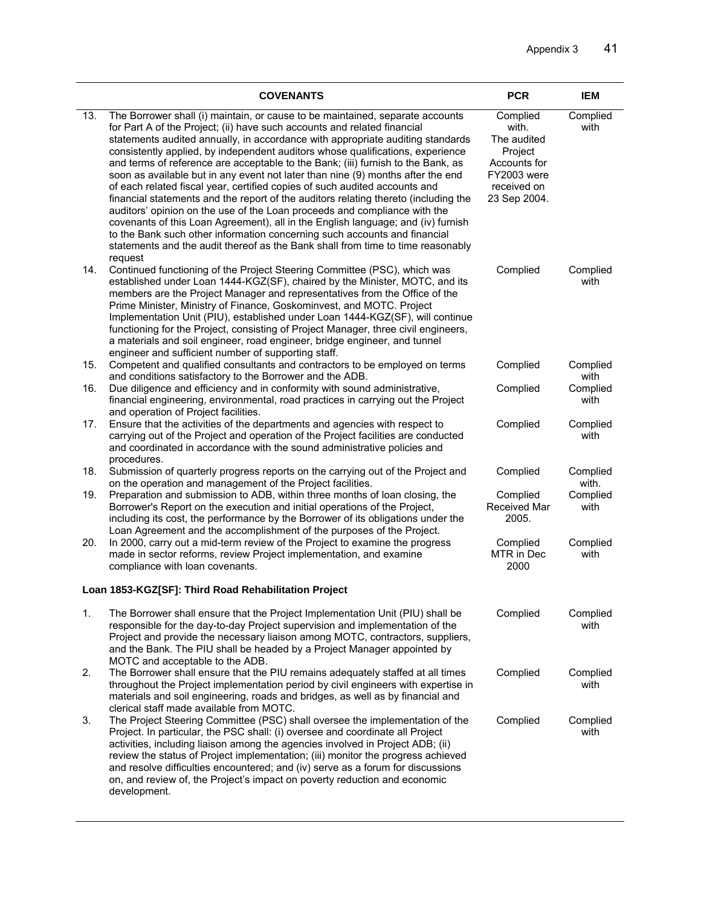| | COVENANTS | PCR | IEM |
|---|---|---|---|
| 13. | The Borrower shall (i) maintain, or cause to be maintained, separate accounts for Part A of the Project; (ii) have such accounts and related financial statements audited annually, in accordance with appropriate auditing standards consistently applied, by independent auditors whose qualifications, experience and terms of reference are acceptable to the Bank; (iii) furnish to the Bank, as soon as available but in any event not later than nine (9) months after the end of each related fiscal year, certified copies of such audited accounts and financial statements and the report of the auditors relating thereto (including the auditors' opinion on the use of the Loan proceeds and compliance with the covenants of this Loan Agreement), all in the English language; and (iv) furnish to the Bank such other information concerning such accounts and financial statements and the audit thereof as the Bank shall from time to time reasonably request | Complied with. The audited Project Accounts for FY2003 were received on 23 Sep 2004. | Complied with |
| 14. | Continued functioning of the Project Steering Committee (PSC), which was established under Loan 1444-KGZ(SF), chaired by the Minister, MOTC, and its members are the Project Manager and representatives from the Office of the Prime Minister, Ministry of Finance, Goskominvest, and MOTC. Project Implementation Unit (PIU), established under Loan 1444-KGZ(SF), will continue functioning for the Project, consisting of Project Manager, three civil engineers, a materials and soil engineer, road engineer, bridge engineer, and tunnel engineer and sufficient number of supporting staff. | Complied | Complied with |
| 15. | Competent and qualified consultants and contractors to be employed on terms and conditions satisfactory to the Borrower and the ADB. | Complied | Complied with |
| 16. | Due diligence and efficiency and in conformity with sound administrative, financial engineering, environmental, road practices in carrying out the Project and operation of Project facilities. | Complied | Complied with |
| 17. | Ensure that the activities of the departments and agencies with respect to carrying out of the Project and operation of the Project facilities are conducted and coordinated in accordance with the sound administrative policies and procedures. | Complied | Complied with |
| 18. | Submission of quarterly progress reports on the carrying out of the Project and on the operation and management of the Project facilities. | Complied | Complied with. |
| 19. | Preparation and submission to ADB, within three months of loan closing, the Borrower's Report on the execution and initial operations of the Project, including its cost, the performance by the Borrower of its obligations under the Loan Agreement and the accomplishment of the purposes of the Project. | Complied Received Mar 2005. | Complied with |
| 20. | In 2000, carry out a mid-term review of the Project to examine the progress made in sector reforms, review Project implementation, and examine compliance with loan covenants. | Complied MTR in Dec 2000 | Complied with |
| | **Loan 1853-KGZ[SF]: Third Road Rehabilitation Project** | | |
| 1. | The Borrower shall ensure that the Project Implementation Unit (PIU) shall be responsible for the day-to-day Project supervision and implementation of the Project and provide the necessary liaison among MOTC, contractors, suppliers, and the Bank. The PIU shall be headed by a Project Manager appointed by MOTC and acceptable to the ADB. | Complied | Complied with |
| 2. | The Borrower shall ensure that the PIU remains adequately staffed at all times throughout the Project implementation period by civil engineers with expertise in materials and soil engineering, roads and bridges, as well as by financial and clerical staff made available from MOTC. | Complied | Complied with |
| 3. | The Project Steering Committee (PSC) shall oversee the implementation of the Project. In particular, the PSC shall: (i) oversee and coordinate all Project activities, including liaison among the agencies involved in Project ADB; (ii) review the status of Project implementation; (iii) monitor the progress achieved and resolve difficulties encountered; and (iv) serve as a forum for discussions on, and review of, the Project's impact on poverty reduction and economic development. | Complied | Complied with |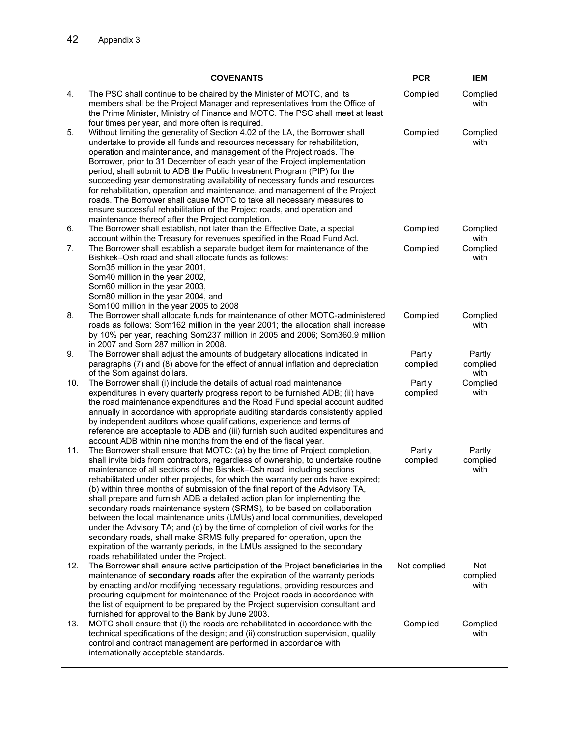| | COVENANTS | PCR | IEM |
|---|---|---|---|
| 4. | The PSC shall continue to be chaired by the Minister of MOTC, and its members shall be the Project Manager and representatives from the Office of the Prime Minister, Ministry of Finance and MOTC. The PSC shall meet at least four times per year, and more often is required. | Complied | Complied with |
| 5. | Without limiting the generality of Section 4.02 of the LA, the Borrower shall undertake to provide all funds and resources necessary for rehabilitation, operation and maintenance, and management of the Project roads. The Borrower, prior to 31 December of each year of the Project implementation period, shall submit to ADB the Public Investment Program (PIP) for the succeeding year demonstrating availability of necessary funds and resources for rehabilitation, operation and maintenance, and management of the Project roads. The Borrower shall cause MOTC to take all necessary measures to ensure successful rehabilitation of the Project roads, and operation and maintenance thereof after the Project completion. | Complied | Complied with |
| 6. | The Borrower shall establish, not later than the Effective Date, a special account within the Treasury for revenues specified in the Road Fund Act. | Complied | Complied with |
| 7. | The Borrower shall establish a separate budget item for maintenance of the Bishkek–Osh road and shall allocate funds as follows:<br>Som35 million in the year 2001,<br>Som40 million in the year 2002,<br>Som60 million in the year 2003,<br>Som80 million in the year 2004, and<br>Som100 million in the year 2005 to 2008 | Complied | Complied with |
| 8. | The Borrower shall allocate funds for maintenance of other MOTC-administered roads as follows: Som162 million in the year 2001; the allocation shall increase by 10% per year, reaching Som237 million in 2005 and 2006; Som360.9 million in 2007 and Som 287 million in 2008. | Complied | Complied with |
| 9. | The Borrower shall adjust the amounts of budgetary allocations indicated in paragraphs (7) and (8) above for the effect of annual inflation and depreciation of the Som against dollars. | Partly complied | Partly complied with |
| 10. | The Borrower shall (i) include the details of actual road maintenance expenditures in every quarterly progress report to be furnished ADB; (ii) have the road maintenance expenditures and the Road Fund special account audited annually in accordance with appropriate auditing standards consistently applied by independent auditors whose qualifications, experience and terms of reference are acceptable to ADB and (iii) furnish such audited expenditures and account ADB within nine months from the end of the fiscal year. | Partly complied | Complied with |
| 11. | The Borrower shall ensure that MOTC: (a) by the time of Project completion, shall invite bids from contractors, regardless of ownership, to undertake routine maintenance of all sections of the Bishkek–Osh road, including sections rehabilitated under other projects, for which the warranty periods have expired; (b) within three months of submission of the final report of the Advisory TA, shall prepare and furnish ADB a detailed action plan for implementing the secondary roads maintenance system (SRMS), to be based on collaboration between the local maintenance units (LMUs) and local communities, developed under the Advisory TA; and (c) by the time of completion of civil works for the secondary roads, shall make SRMS fully prepared for operation, upon the expiration of the warranty periods, in the LMUs assigned to the secondary roads rehabilitated under the Project. | Partly complied | Partly complied with |
| 12. | The Borrower shall ensure active participation of the Project beneficiaries in the maintenance of **secondary roads** after the expiration of the warranty periods by enacting and/or modifying necessary regulations, providing resources and procuring equipment for maintenance of the Project roads in accordance with the list of equipment to be prepared by the Project supervision consultant and furnished for approval to the Bank by June 2003. | Not complied | Not complied with |
| 13. | MOTC shall ensure that (i) the roads are rehabilitated in accordance with the technical specifications of the design; and (ii) construction supervision, quality control and contract management are performed in accordance with internationally acceptable standards. | Complied | Complied with |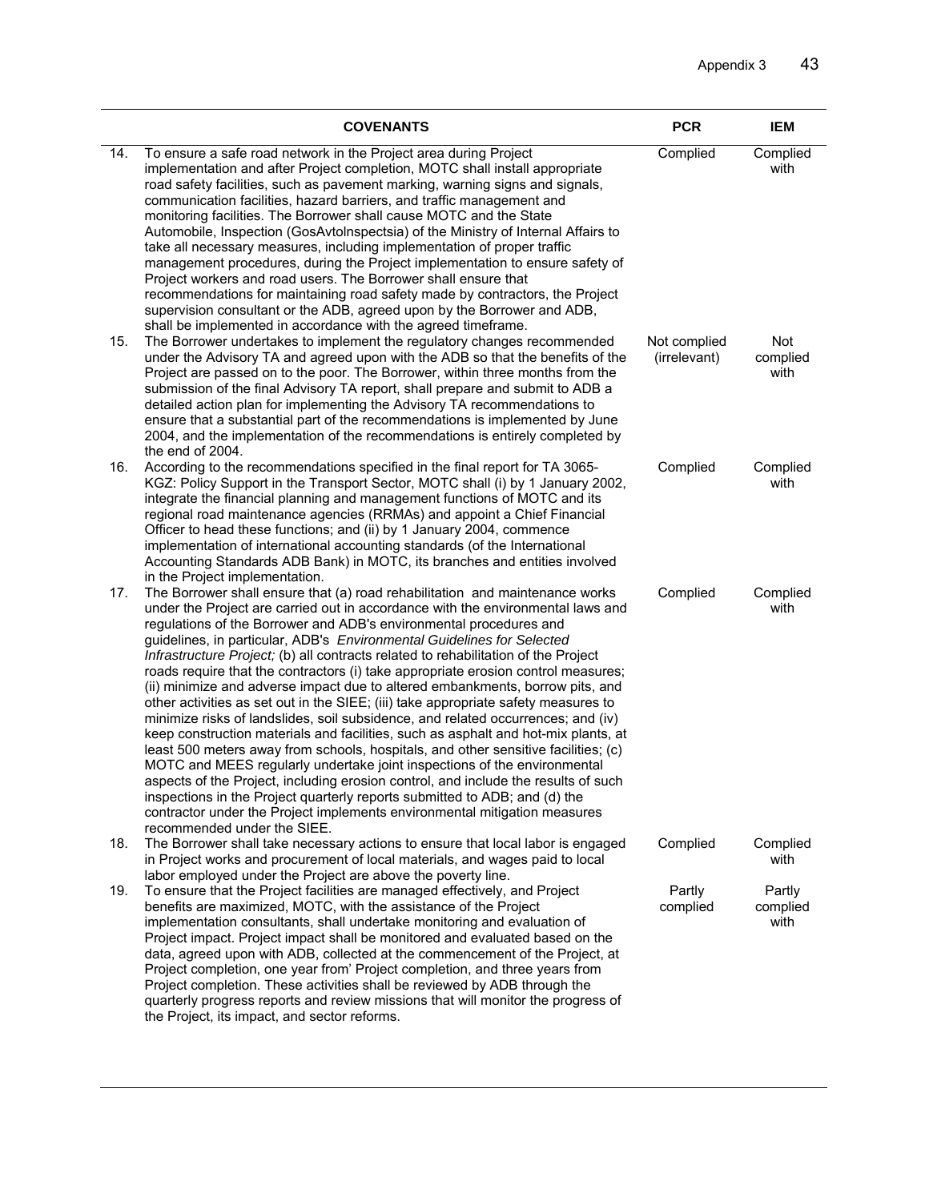| | COVENANTS | PCR | IEM |
|---|---|---|---|
| 14. | To ensure a safe road network in the Project area during Project implementation and after Project completion, MOTC shall install appropriate road safety facilities, such as pavement marking, warning signs and signals, communication facilities, hazard barriers, and traffic management and monitoring facilities. The Borrower shall cause MOTC and the State Automobile, Inspection (GosAvtoInspectsia) of the Ministry of Internal Affairs to take all necessary measures, including implementation of proper traffic management procedures, during the Project implementation to ensure safety of Project workers and road users. The Borrower shall ensure that recommendations for maintaining road safety made by contractors, the Project supervision consultant or the ADB, agreed upon by the Borrower and ADB, shall be implemented in accordance with the agreed timeframe. | Complied | Complied with |
| 15. | The Borrower undertakes to implement the regulatory changes recommended under the Advisory TA and agreed upon with the ADB so that the benefits of the Project are passed on to the poor. The Borrower, within three months from the submission of the final Advisory TA report, shall prepare and submit to ADB a detailed action plan for implementing the Advisory TA recommendations to ensure that a substantial part of the recommendations is implemented by June 2004, and the implementation of the recommendations is entirely completed by the end of 2004. | Not complied (irrelevant) | Not complied with |
| 16. | According to the recommendations specified in the final report for TA 3065-KGZ: Policy Support in the Transport Sector, MOTC shall (i) by 1 January 2002, integrate the financial planning and management functions of MOTC and its regional road maintenance agencies (RRMAs) and appoint a Chief Financial Officer to head these functions; and (ii) by 1 January 2004, commence implementation of international accounting standards (of the International Accounting Standards ADB Bank) in MOTC, its branches and entities involved in the Project implementation. | Complied | Complied with |
| 17. | The Borrower shall ensure that (a) road rehabilitation and maintenance works under the Project are carried out in accordance with the environmental laws and regulations of the Borrower and ADB's environmental procedures and guidelines, in particular, ADB's *Environmental Guidelines for Selected Infrastructure Project;* (b) all contracts related to rehabilitation of the Project roads require that the contractors (i) take appropriate erosion control measures; (ii) minimize and adverse impact due to altered embankments, borrow pits, and other activities as set out in the SIEE; (iii) take appropriate safety measures to minimize risks of landslides, soil subsidence, and related occurrences; and (iv) keep construction materials and facilities, such as asphalt and hot-mix plants, at least 500 meters away from schools, hospitals, and other sensitive facilities; (c) MOTC and MEES regularly undertake joint inspections of the environmental aspects of the Project, including erosion control, and include the results of such inspections in the Project quarterly reports submitted to ADB; and (d) the contractor under the Project implements environmental mitigation measures recommended under the SIEE. | Complied | Complied with |
| 18. | The Borrower shall take necessary actions to ensure that local labor is engaged in Project works and procurement of local materials, and wages paid to local labor employed under the Project are above the poverty line. | Complied | Complied with |
| 19. | To ensure that the Project facilities are managed effectively, and Project benefits are maximized, MOTC, with the assistance of the Project implementation consultants, shall undertake monitoring and evaluation of Project impact. Project impact shall be monitored and evaluated based on the data, agreed upon with ADB, collected at the commencement of the Project, at Project completion, one year from' Project completion, and three years from Project completion. These activities shall be reviewed by ADB through the quarterly progress reports and review missions that will monitor the progress of the Project, its impact, and sector reforms. | Partly complied | Partly complied with |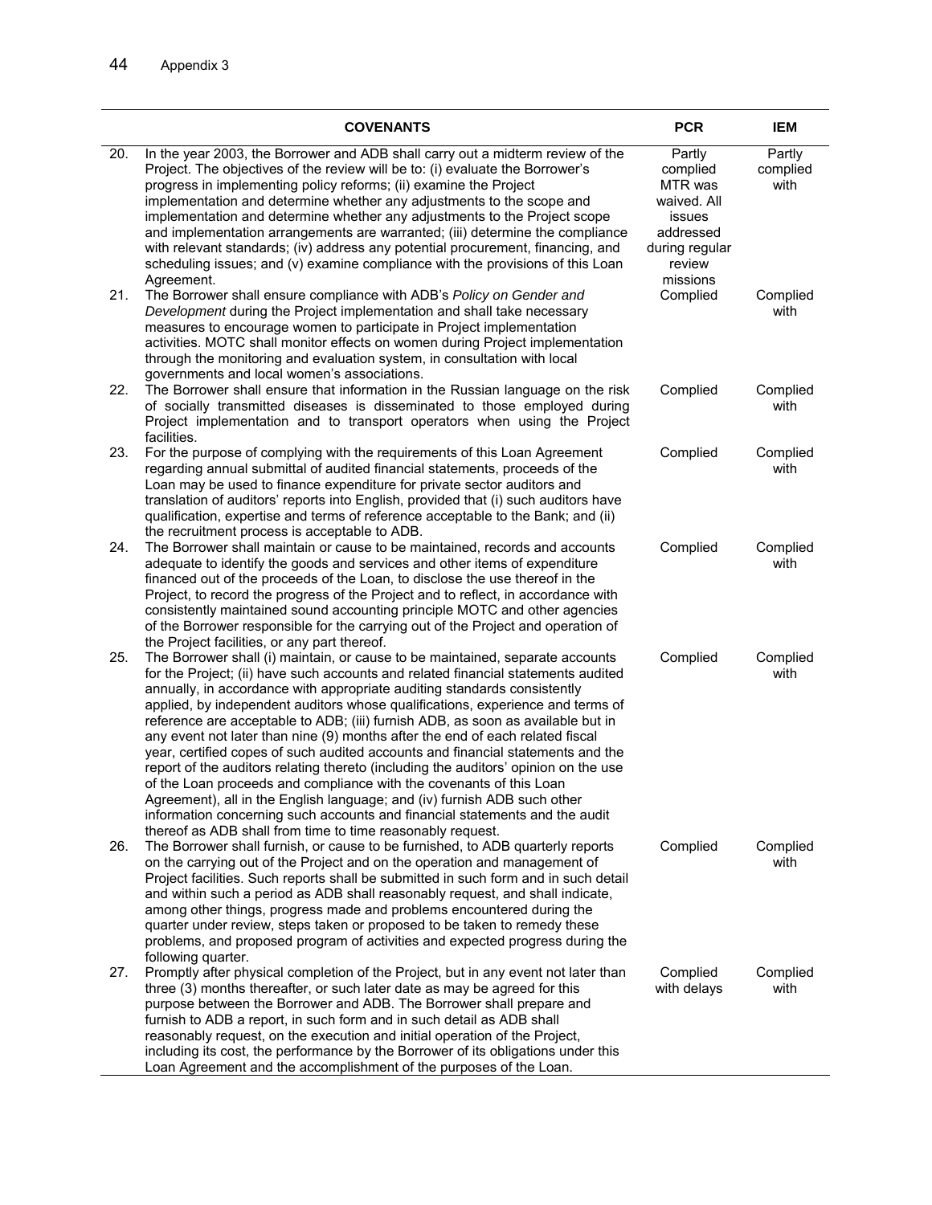| | COVENANTS | PCR | IEM |
|---|---|---|---|
| 20. | In the year 2003, the Borrower and ADB shall carry out a midterm review of the Project. The objectives of the review will be to: (i) evaluate the Borrower's progress in implementing policy reforms; (ii) examine the Project implementation and determine whether any adjustments to the scope and implementation and determine whether any adjustments to the Project scope and implementation arrangements are warranted; (iii) determine the compliance with relevant standards; (iv) address any potential procurement, financing, and scheduling issues; and (v) examine compliance with the provisions of this Loan Agreement. | Partly complied MTR was waived. All issues addressed during regular review missions | Partly complied with |
| 21. | The Borrower shall ensure compliance with ADB's *Policy on Gender and Development* during the Project implementation and shall take necessary measures to encourage women to participate in Project implementation activities. MOTC shall monitor effects on women during Project implementation through the monitoring and evaluation system, in consultation with local governments and local women's associations. | Complied | Complied with |
| 22. | The Borrower shall ensure that information in the Russian language on the risk of socially transmitted diseases is disseminated to those employed during Project implementation and to transport operators when using the Project facilities. | Complied | Complied with |
| 23. | For the purpose of complying with the requirements of this Loan Agreement regarding annual submittal of audited financial statements, proceeds of the Loan may be used to finance expenditure for private sector auditors and translation of auditors' reports into English, provided that (i) such auditors have qualification, expertise and terms of reference acceptable to the Bank; and (ii) the recruitment process is acceptable to ADB. | Complied | Complied with |
| 24. | The Borrower shall maintain or cause to be maintained, records and accounts adequate to identify the goods and services and other items of expenditure financed out of the proceeds of the Loan, to disclose the use thereof in the Project, to record the progress of the Project and to reflect, in accordance with consistently maintained sound accounting principle MOTC and other agencies of the Borrower responsible for the carrying out of the Project and operation of the Project facilities, or any part thereof. | Complied | Complied with |
| 25. | The Borrower shall (i) maintain, or cause to be maintained, separate accounts for the Project; (ii) have such accounts and related financial statements audited annually, in accordance with appropriate auditing standards consistently applied, by independent auditors whose qualifications, experience and terms of reference are acceptable to ADB; (iii) furnish ADB, as soon as available but in any event not later than nine (9) months after the end of each related fiscal year, certified copes of such audited accounts and financial statements and the report of the auditors relating thereto (including the auditors' opinion on the use of the Loan proceeds and compliance with the covenants of this Loan Agreement), all in the English language; and (iv) furnish ADB such other information concerning such accounts and financial statements and the audit thereof as ADB shall from time to time reasonably request. | Complied | Complied with |
| 26. | The Borrower shall furnish, or cause to be furnished, to ADB quarterly reports on the carrying out of the Project and on the operation and management of Project facilities. Such reports shall be submitted in such form and in such detail and within such a period as ADB shall reasonably request, and shall indicate, among other things, progress made and problems encountered during the quarter under review, steps taken or proposed to be taken to remedy these problems, and proposed program of activities and expected progress during the following quarter. | Complied | Complied with |
| 27. | Promptly after physical completion of the Project, but in any event not later than three (3) months thereafter, or such later date as may be agreed for this purpose between the Borrower and ADB. The Borrower shall prepare and furnish to ADB a report, in such form and in such detail as ADB shall reasonably request, on the execution and initial operation of the Project, including its cost, the performance by the Borrower of its obligations under this Loan Agreement and the accomplishment of the purposes of the Loan. | Complied with delays | Complied with |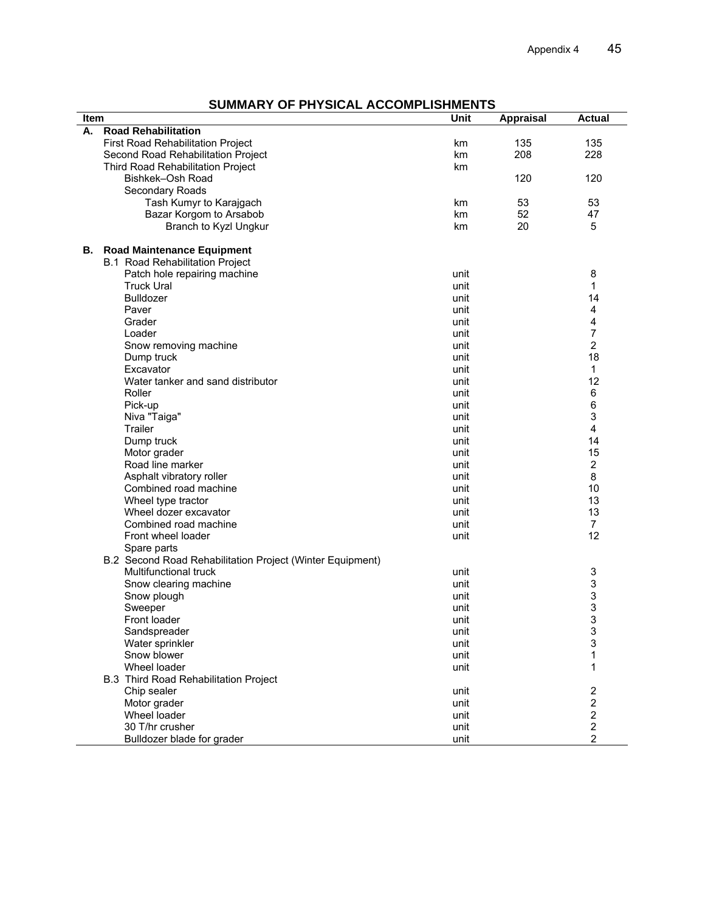## SUMMARY OF PHYSICAL ACCOMPLISHMENTS

| Item | Unit | Appraisal | Actual |
|---|---|---|---|
| **A. Road Rehabilitation** | | | |
| First Road Rehabilitation Project | km | 135 | 135 |
| Second Road Rehabilitation Project | km | 208 | 228 |
| Third Road Rehabilitation Project | km | | |
| Bishkek–Osh Road | | 120 | 120 |
| Secondary Roads | | | |
| Tash Kumyr to Karajgach | km | 53 | 53 |
| Bazar Korgom to Arsabob | km | 52 | 47 |
| Branch to Kyzl Ungkur | km | 20 | 5 |
| **B. Road Maintenance Equipment** | | | |
| B.1 Road Rehabilitation Project | | | |
| Patch hole repairing machine | unit | | 8 |
| Truck Ural | unit | | 1 |
| Bulldozer | unit | | 14 |
| Paver | unit | | 4 |
| Grader | unit | | 4 |
| Loader | unit | | 7 |
| Snow removing machine | unit | | 2 |
| Dump truck | unit | | 18 |
| Excavator | unit | | 1 |
| Water tanker and sand distributor | unit | | 12 |
| Roller | unit | | 6 |
| Pick-up | unit | | 6 |
| Niva "Taiga" | unit | | 3 |
| Trailer | unit | | 4 |
| Dump truck | unit | | 14 |
| Motor grader | unit | | 15 |
| Road line marker | unit | | 2 |
| Asphalt vibratory roller | unit | | 8 |
| Combined road machine | unit | | 10 |
| Wheel type tractor | unit | | 13 |
| Wheel dozer excavator | unit | | 13 |
| Combined road machine | unit | | 7 |
| Front wheel loader | unit | | 12 |
| Spare parts | | | |
| B.2 Second Road Rehabilitation Project (Winter Equipment) | | | |
| Multifunctional truck | unit | | 3 |
| Snow clearing machine | unit | | 3 |
| Snow plough | unit | | 3 |
| Sweeper | unit | | 3 |
| Front loader | unit | | 3 |
| Sandspreader | unit | | 3 |
| Water sprinkler | unit | | 3 |
| Snow blower | unit | | 1 |
| Wheel loader | unit | | 1 |
| B.3 Third Road Rehabilitation Project | | | |
| Chip sealer | unit | | 2 |
| Motor grader | unit | | 2 |
| Wheel loader | unit | | 2 |
| 30 T/hr crusher | unit | | 2 |
| Bulldozer blade for grader | unit | | 2 |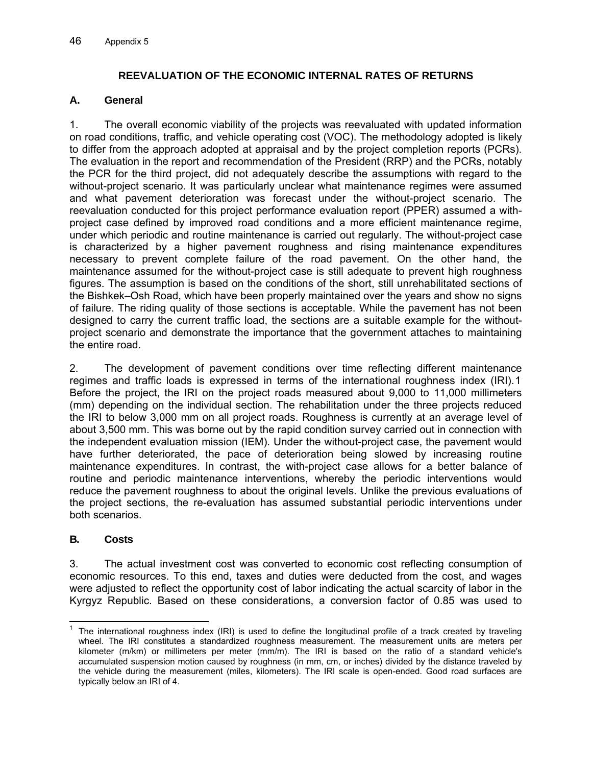## REEVALUATION OF THE ECONOMIC INTERNAL RATES OF RETURNS

### A. General

1. The overall economic viability of the projects was reevaluated with updated information on road conditions, traffic, and vehicle operating cost (VOC). The methodology adopted is likely to differ from the approach adopted at appraisal and by the project completion reports (PCRs). The evaluation in the report and recommendation of the President (RRP) and the PCRs, notably the PCR for the third project, did not adequately describe the assumptions with regard to the without-project scenario. It was particularly unclear what maintenance regimes were assumed and what pavement deterioration was forecast under the without-project scenario. The reevaluation conducted for this project performance evaluation report (PPER) assumed a with-project case defined by improved road conditions and a more efficient maintenance regime, under which periodic and routine maintenance is carried out regularly. The without-project case is characterized by a higher pavement roughness and rising maintenance expenditures necessary to prevent complete failure of the road pavement. On the other hand, the maintenance assumed for the without-project case is still adequate to prevent high roughness figures. The assumption is based on the conditions of the short, still unrehabilitated sections of the Bishkek–Osh Road, which have been properly maintained over the years and show no signs of failure. The riding quality of those sections is acceptable. While the pavement has not been designed to carry the current traffic load, the sections are a suitable example for the without-project scenario and demonstrate the importance that the government attaches to maintaining the entire road.

2. The development of pavement conditions over time reflecting different maintenance regimes and traffic loads is expressed in terms of the international roughness index (IRI).[1] Before the project, the IRI on the project roads measured about 9,000 to 11,000 millimeters (mm) depending on the individual section. The rehabilitation under the three projects reduced the IRI to below 3,000 mm on all project roads. Roughness is currently at an average level of about 3,500 mm. This was borne out by the rapid condition survey carried out in connection with the independent evaluation mission (IEM). Under the without-project case, the pavement would have further deteriorated, the pace of deterioration being slowed by increasing routine maintenance expenditures. In contrast, the with-project case allows for a better balance of routine and periodic maintenance interventions, whereby the periodic interventions would reduce the pavement roughness to about the original levels. Unlike the previous evaluations of the project sections, the re-evaluation has assumed substantial periodic interventions under both scenarios.

### B. Costs

3. The actual investment cost was converted to economic cost reflecting consumption of economic resources. To this end, taxes and duties were deducted from the cost, and wages were adjusted to reflect the opportunity cost of labor indicating the actual scarcity of labor in the Kyrgyz Republic. Based on these considerations, a conversion factor of 0.85 was used to

---

[1] The international roughness index (IRI) is used to define the longitudinal profile of a track created by traveling wheel. The IRI constitutes a standardized roughness measurement. The measurement units are meters per kilometer (m/km) or millimeters per meter (mm/m). The IRI is based on the ratio of a standard vehicle's accumulated suspension motion caused by roughness (in mm, cm, or inches) divided by the distance traveled by the vehicle during the measurement (miles, kilometers). The IRI scale is open-ended. Good road surfaces are typically below an IRI of 4.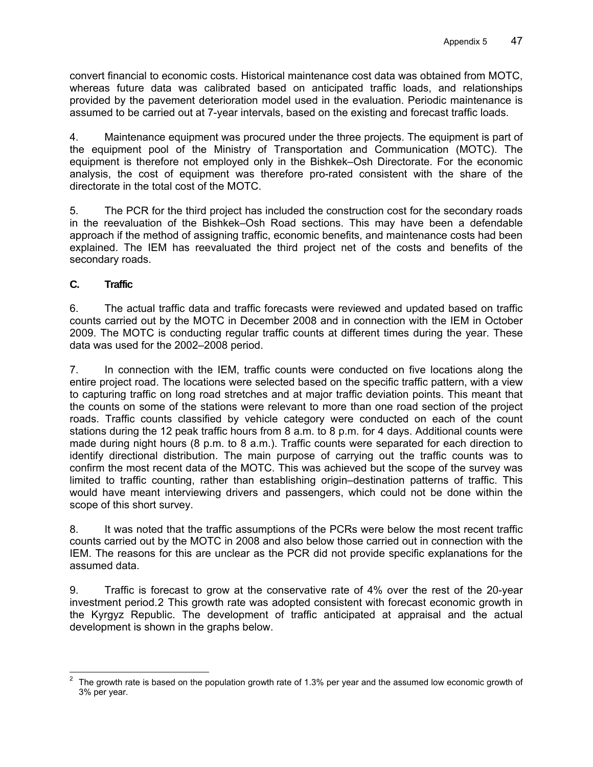convert financial to economic costs. Historical maintenance cost data was obtained from MOTC, whereas future data was calibrated based on anticipated traffic loads, and relationships provided by the pavement deterioration model used in the evaluation. Periodic maintenance is assumed to be carried out at 7-year intervals, based on the existing and forecast traffic loads.

4. Maintenance equipment was procured under the three projects. The equipment is part of the equipment pool of the Ministry of Transportation and Communication (MOTC). The equipment is therefore not employed only in the Bishkek–Osh Directorate. For the economic analysis, the cost of equipment was therefore pro-rated consistent with the share of the directorate in the total cost of the MOTC.

5. The PCR for the third project has included the construction cost for the secondary roads in the reevaluation of the Bishkek–Osh Road sections. This may have been a defendable approach if the method of assigning traffic, economic benefits, and maintenance costs had been explained. The IEM has reevaluated the third project net of the costs and benefits of the secondary roads.

### C. Traffic

6. The actual traffic data and traffic forecasts were reviewed and updated based on traffic counts carried out by the MOTC in December 2008 and in connection with the IEM in October 2009. The MOTC is conducting regular traffic counts at different times during the year. These data was used for the 2002–2008 period.

7. In connection with the IEM, traffic counts were conducted on five locations along the entire project road. The locations were selected based on the specific traffic pattern, with a view to capturing traffic on long road stretches and at major traffic deviation points. This meant that the counts on some of the stations were relevant to more than one road section of the project roads. Traffic counts classified by vehicle category were conducted on each of the count stations during the 12 peak traffic hours from 8 a.m. to 8 p.m. for 4 days. Additional counts were made during night hours (8 p.m. to 8 a.m.). Traffic counts were separated for each direction to identify directional distribution. The main purpose of carrying out the traffic counts was to confirm the most recent data of the MOTC. This was achieved but the scope of the survey was limited to traffic counting, rather than establishing origin–destination patterns of traffic. This would have meant interviewing drivers and passengers, which could not be done within the scope of this short survey.

8. It was noted that the traffic assumptions of the PCRs were below the most recent traffic counts carried out by the MOTC in 2008 and also below those carried out in connection with the IEM. The reasons for this are unclear as the PCR did not provide specific explanations for the assumed data.

9. Traffic is forecast to grow at the conservative rate of 4% over the rest of the 20-year investment period.[2] This growth rate was adopted consistent with forecast economic growth in the Kyrgyz Republic. The development of traffic anticipated at appraisal and the actual development is shown in the graphs below.

---

[2] The growth rate is based on the population growth rate of 1.3% per year and the assumed low economic growth of 3% per year.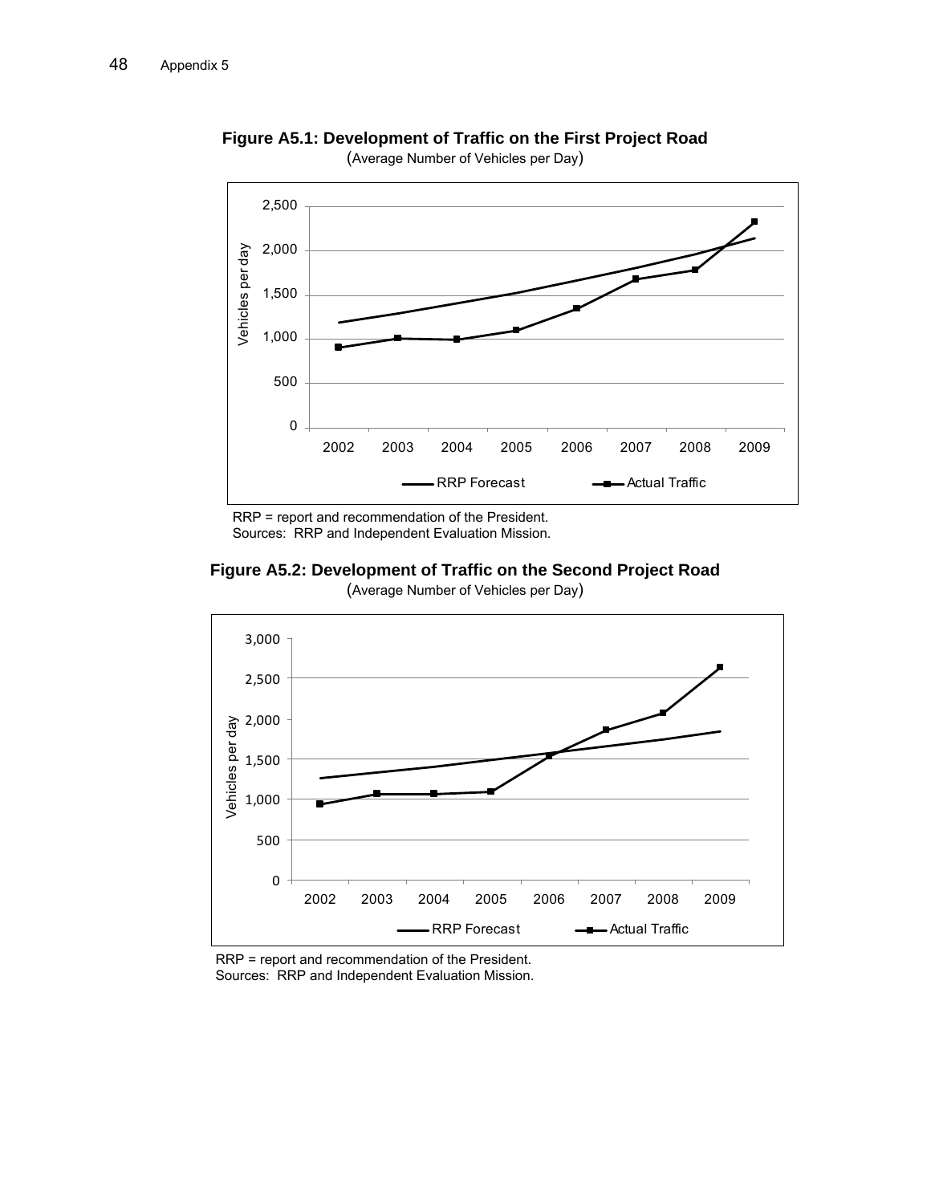**Figure A5.1: Development of Traffic on the First Project Road**

(Average Number of Vehicles per Day)

RRP = report and recommendation of the President.
Sources: RRP and Independent Evaluation Mission.

**Figure A5.2: Development of Traffic on the Second Project Road**

(Average Number of Vehicles per Day)

RRP = report and recommendation of the President.
Sources: RRP and Independent Evaluation Mission.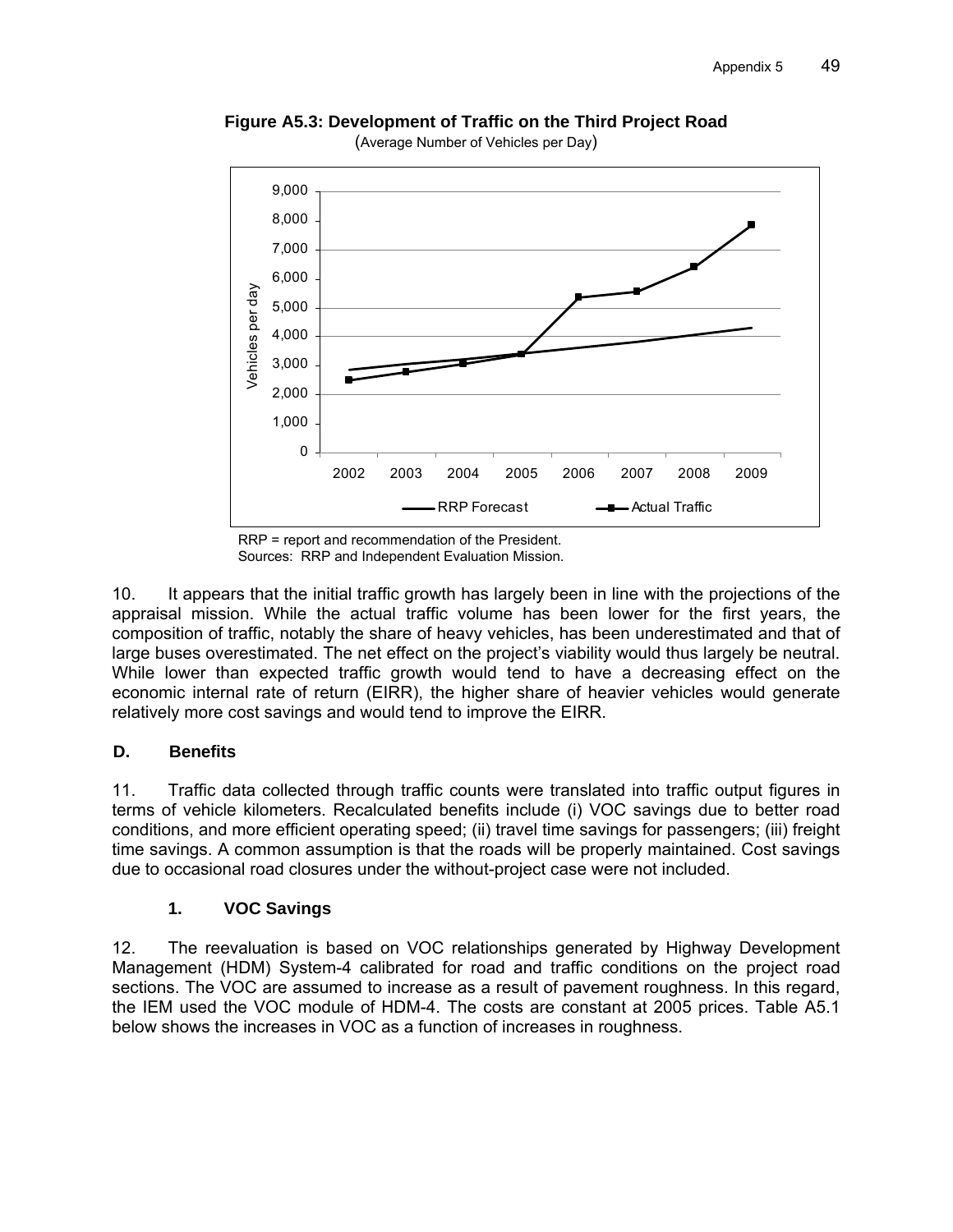**Figure A5.3: Development of Traffic on the Third Project Road**
(Average Number of Vehicles per Day)

RRP = report and recommendation of the President.
Sources: RRP and Independent Evaluation Mission.

10. It appears that the initial traffic growth has largely been in line with the projections of the appraisal mission. While the actual traffic volume has been lower for the first years, the composition of traffic, notably the share of heavy vehicles, has been underestimated and that of large buses overestimated. The net effect on the project's viability would thus largely be neutral. While lower than expected traffic growth would tend to have a decreasing effect on the economic internal rate of return (EIRR), the higher share of heavier vehicles would generate relatively more cost savings and would tend to improve the EIRR.

## D. Benefits

11. Traffic data collected through traffic counts were translated into traffic output figures in terms of vehicle kilometers. Recalculated benefits include (i) VOC savings due to better road conditions, and more efficient operating speed; (ii) travel time savings for passengers; (iii) freight time savings. A common assumption is that the roads will be properly maintained. Cost savings due to occasional road closures under the without-project case were not included.

### 1. VOC Savings

12. The reevaluation is based on VOC relationships generated by Highway Development Management (HDM) System-4 calibrated for road and traffic conditions on the project road sections. The VOC are assumed to increase as a result of pavement roughness. In this regard, the IEM used the VOC module of HDM-4. The costs are constant at 2005 prices. Table A5.1 below shows the increases in VOC as a function of increases in roughness.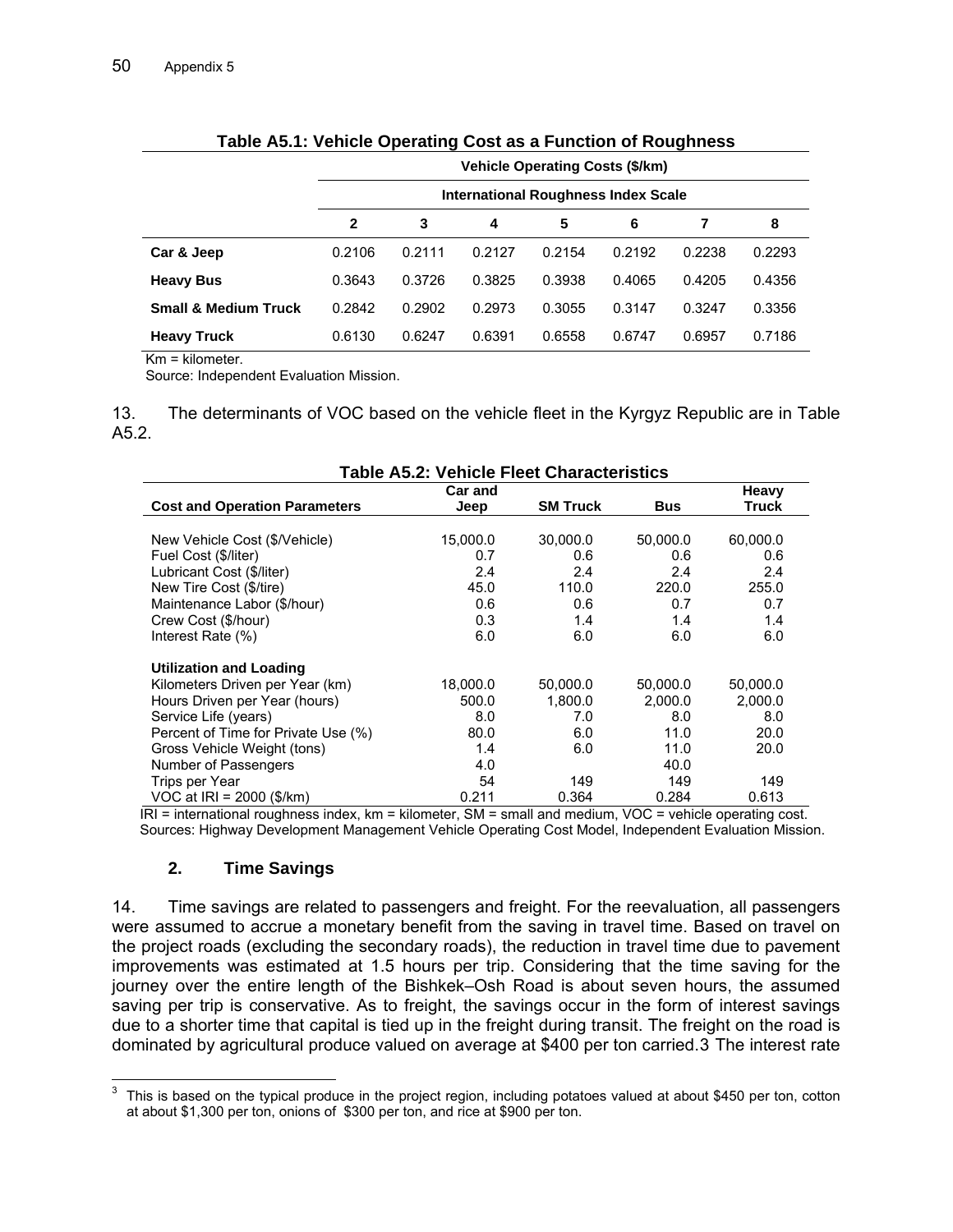**Table A5.1: Vehicle Operating Cost as a Function of Roughness**

| | Vehicle Operating Costs ($/km) | | | | | | |
|---|---|---|---|---|---|---|---|
| | International Roughness Index Scale | | | | | | |
| | 2 | 3 | 4 | 5 | 6 | 7 | 8 |
| **Car & Jeep** | 0.2106 | 0.2111 | 0.2127 | 0.2154 | 0.2192 | 0.2238 | 0.2293 |
| **Heavy Bus** | 0.3643 | 0.3726 | 0.3825 | 0.3938 | 0.4065 | 0.4205 | 0.4356 |
| **Small & Medium Truck** | 0.2842 | 0.2902 | 0.2973 | 0.3055 | 0.3147 | 0.3247 | 0.3356 |
| **Heavy Truck** | 0.6130 | 0.6247 | 0.6391 | 0.6558 | 0.6747 | 0.6957 | 0.7186 |

Km = kilometer.
Source: Independent Evaluation Mission.

13. The determinants of VOC based on the vehicle fleet in the Kyrgyz Republic are in Table A5.2.

**Table A5.2: Vehicle Fleet Characteristics**

| Cost and Operation Parameters | Car and Jeep | SM Truck | Bus | Heavy Truck |
|---|---|---|---|---|
| New Vehicle Cost ($/Vehicle) | 15,000.0 | 30,000.0 | 50,000.0 | 60,000.0 |
| Fuel Cost ($/liter) | 0.7 | 0.6 | 0.6 | 0.6 |
| Lubricant Cost ($/liter) | 2.4 | 2.4 | 2.4 | 2.4 |
| New Tire Cost ($/tire) | 45.0 | 110.0 | 220.0 | 255.0 |
| Maintenance Labor ($/hour) | 0.6 | 0.6 | 0.7 | 0.7 |
| Crew Cost ($/hour) | 0.3 | 1.4 | 1.4 | 1.4 |
| Interest Rate (%) | 6.0 | 6.0 | 6.0 | 6.0 |
| **Utilization and Loading** | | | | |
| Kilometers Driven per Year (km) | 18,000.0 | 50,000.0 | 50,000.0 | 50,000.0 |
| Hours Driven per Year (hours) | 500.0 | 1,800.0 | 2,000.0 | 2,000.0 |
| Service Life (years) | 8.0 | 7.0 | 8.0 | 8.0 |
| Percent of Time for Private Use (%) | 80.0 | 6.0 | 11.0 | 20.0 |
| Gross Vehicle Weight (tons) | 1.4 | 6.0 | 11.0 | 20.0 |
| Number of Passengers | 4.0 | | 40.0 | |
| Trips per Year | 54 | 149 | 149 | 149 |
| VOC at IRI = 2000 ($/km) | 0.211 | 0.364 | 0.284 | 0.613 |

IRI = international roughness index, km = kilometer, SM = small and medium, VOC = vehicle operating cost.
Sources: Highway Development Management Vehicle Operating Cost Model, Independent Evaluation Mission.

### 2. Time Savings

14. Time savings are related to passengers and freight. For the reevaluation, all passengers were assumed to accrue a monetary benefit from the saving in travel time. Based on travel on the project roads (excluding the secondary roads), the reduction in travel time due to pavement improvements was estimated at 1.5 hours per trip. Considering that the time saving for the journey over the entire length of the Bishkek–Osh Road is about seven hours, the assumed saving per trip is conservative. As to freight, the savings occur in the form of interest savings due to a shorter time that capital is tied up in the freight during transit. The freight on the road is dominated by agricultural produce valued on average at $400 per ton carried.[3] The interest rate

[3] This is based on the typical produce in the project region, including potatoes valued at about $450 per ton, cotton at about $1,300 per ton, onions of $300 per ton, and rice at $900 per ton.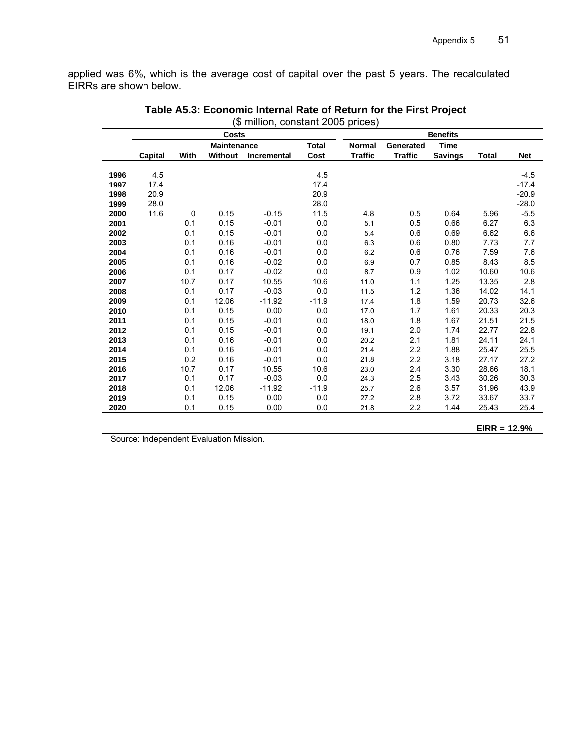applied was 6%, which is the average cost of capital over the past 5 years. The recalculated EIRRs are shown below.

**Table A5.3: Economic Internal Rate of Return for the First Project**
($ million, constant 2005 prices)

| | Costs | | | | | Benefits | | | | |
|---|---|---|---|---|---|---|---|---|---|---|
| | | Maintenance | | | Total | Normal | Generated | Time | | |
| | Capital | With | Without | Incremental | Cost | Traffic | Traffic | Savings | Total | Net |
| 1996 | 4.5 | | | | 4.5 | | | | | -4.5 |
| 1997 | 17.4 | | | | 17.4 | | | | | -17.4 |
| 1998 | 20.9 | | | | 20.9 | | | | | -20.9 |
| 1999 | 28.0 | | | | 28.0 | | | | | -28.0 |
| 2000 | 11.6 | 0 | 0.15 | -0.15 | 11.5 | 4.8 | 0.5 | 0.64 | 5.96 | -5.5 |
| 2001 | | 0.1 | 0.15 | -0.01 | 0.0 | 5.1 | 0.5 | 0.66 | 6.27 | 6.3 |
| 2002 | | 0.1 | 0.15 | -0.01 | 0.0 | 5.4 | 0.6 | 0.69 | 6.62 | 6.6 |
| 2003 | | 0.1 | 0.16 | -0.01 | 0.0 | 6.3 | 0.6 | 0.80 | 7.73 | 7.7 |
| 2004 | | 0.1 | 0.16 | -0.01 | 0.0 | 6.2 | 0.6 | 0.76 | 7.59 | 7.6 |
| 2005 | | 0.1 | 0.16 | -0.02 | 0.0 | 6.9 | 0.7 | 0.85 | 8.43 | 8.5 |
| 2006 | | 0.1 | 0.17 | -0.02 | 0.0 | 8.7 | 0.9 | 1.02 | 10.60 | 10.6 |
| 2007 | | 10.7 | 0.17 | 10.55 | 10.6 | 11.0 | 1.1 | 1.25 | 13.35 | 2.8 |
| 2008 | | 0.1 | 0.17 | -0.03 | 0.0 | 11.5 | 1.2 | 1.36 | 14.02 | 14.1 |
| 2009 | | 0.1 | 12.06 | -11.92 | -11.9 | 17.4 | 1.8 | 1.59 | 20.73 | 32.6 |
| 2010 | | 0.1 | 0.15 | 0.00 | 0.0 | 17.0 | 1.7 | 1.61 | 20.33 | 20.3 |
| 2011 | | 0.1 | 0.15 | -0.01 | 0.0 | 18.0 | 1.8 | 1.67 | 21.51 | 21.5 |
| 2012 | | 0.1 | 0.15 | -0.01 | 0.0 | 19.1 | 2.0 | 1.74 | 22.77 | 22.8 |
| 2013 | | 0.1 | 0.16 | -0.01 | 0.0 | 20.2 | 2.1 | 1.81 | 24.11 | 24.1 |
| 2014 | | 0.1 | 0.16 | -0.01 | 0.0 | 21.4 | 2.2 | 1.88 | 25.47 | 25.5 |
| 2015 | | 0.2 | 0.16 | -0.01 | 0.0 | 21.8 | 2.2 | 3.18 | 27.17 | 27.2 |
| 2016 | | 10.7 | 0.17 | 10.55 | 10.6 | 23.0 | 2.4 | 3.30 | 28.66 | 18.1 |
| 2017 | | 0.1 | 0.17 | -0.03 | 0.0 | 24.3 | 2.5 | 3.43 | 30.26 | 30.3 |
| 2018 | | 0.1 | 12.06 | -11.92 | -11.9 | 25.7 | 2.6 | 3.57 | 31.96 | 43.9 |
| 2019 | | 0.1 | 0.15 | 0.00 | 0.0 | 27.2 | 2.8 | 3.72 | 33.67 | 33.7 |
| 2020 | | 0.1 | 0.15 | 0.00 | 0.0 | 21.8 | 2.2 | 1.44 | 25.43 | 25.4 |

**EIRR = 12.9%**

Source: Independent Evaluation Mission.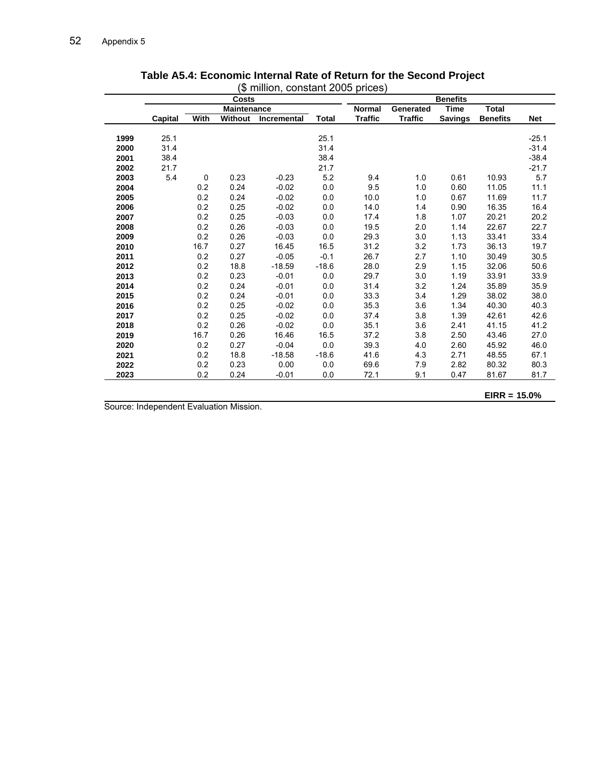## Table A5.4: Economic Internal Rate of Return for the Second Project

($ million, constant 2005 prices)

| | Costs | | | | | Benefits | | | | |
|---|---|---|---|---|---|---|---|---|---|---|
| | | Maintenance | | | | | | | | |
| | Capital | With | Without | Incremental | Total | Normal Traffic | Generated Traffic | Time Savings | Total Benefits | Net |
| 1999 | 25.1 | | | | 25.1 | | | | | -25.1 |
| 2000 | 31.4 | | | | 31.4 | | | | | -31.4 |
| 2001 | 38.4 | | | | 38.4 | | | | | -38.4 |
| 2002 | 21.7 | | | | 21.7 | | | | | -21.7 |
| 2003 | 5.4 | 0 | 0.23 | -0.23 | 5.2 | 9.4 | 1.0 | 0.61 | 10.93 | 5.7 |
| 2004 | | 0.2 | 0.24 | -0.02 | 0.0 | 9.5 | 1.0 | 0.60 | 11.05 | 11.1 |
| 2005 | | 0.2 | 0.24 | -0.02 | 0.0 | 10.0 | 1.0 | 0.67 | 11.69 | 11.7 |
| 2006 | | 0.2 | 0.25 | -0.02 | 0.0 | 14.0 | 1.4 | 0.90 | 16.35 | 16.4 |
| 2007 | | 0.2 | 0.25 | -0.03 | 0.0 | 17.4 | 1.8 | 1.07 | 20.21 | 20.2 |
| 2008 | | 0.2 | 0.26 | -0.03 | 0.0 | 19.5 | 2.0 | 1.14 | 22.67 | 22.7 |
| 2009 | | 0.2 | 0.26 | -0.03 | 0.0 | 29.3 | 3.0 | 1.13 | 33.41 | 33.4 |
| 2010 | | 16.7 | 0.27 | 16.45 | 16.5 | 31.2 | 3.2 | 1.73 | 36.13 | 19.7 |
| 2011 | | 0.2 | 0.27 | -0.05 | -0.1 | 26.7 | 2.7 | 1.10 | 30.49 | 30.5 |
| 2012 | | 0.2 | 18.8 | -18.59 | -18.6 | 28.0 | 2.9 | 1.15 | 32.06 | 50.6 |
| 2013 | | 0.2 | 0.23 | -0.01 | 0.0 | 29.7 | 3.0 | 1.19 | 33.91 | 33.9 |
| 2014 | | 0.2 | 0.24 | -0.01 | 0.0 | 31.4 | 3.2 | 1.24 | 35.89 | 35.9 |
| 2015 | | 0.2 | 0.24 | -0.01 | 0.0 | 33.3 | 3.4 | 1.29 | 38.02 | 38.0 |
| 2016 | | 0.2 | 0.25 | -0.02 | 0.0 | 35.3 | 3.6 | 1.34 | 40.30 | 40.3 |
| 2017 | | 0.2 | 0.25 | -0.02 | 0.0 | 37.4 | 3.8 | 1.39 | 42.61 | 42.6 |
| 2018 | | 0.2 | 0.26 | -0.02 | 0.0 | 35.1 | 3.6 | 2.41 | 41.15 | 41.2 |
| 2019 | | 16.7 | 0.26 | 16.46 | 16.5 | 37.2 | 3.8 | 2.50 | 43.46 | 27.0 |
| 2020 | | 0.2 | 0.27 | -0.04 | 0.0 | 39.3 | 4.0 | 2.60 | 45.92 | 46.0 |
| 2021 | | 0.2 | 18.8 | -18.58 | -18.6 | 41.6 | 4.3 | 2.71 | 48.55 | 67.1 |
| 2022 | | 0.2 | 0.23 | 0.00 | 0.0 | 69.6 | 7.9 | 2.82 | 80.32 | 80.3 |
| 2023 | | 0.2 | 0.24 | -0.01 | 0.0 | 72.1 | 9.1 | 0.47 | 81.67 | 81.7 |

**EIRR = 15.0%**

Source: Independent Evaluation Mission.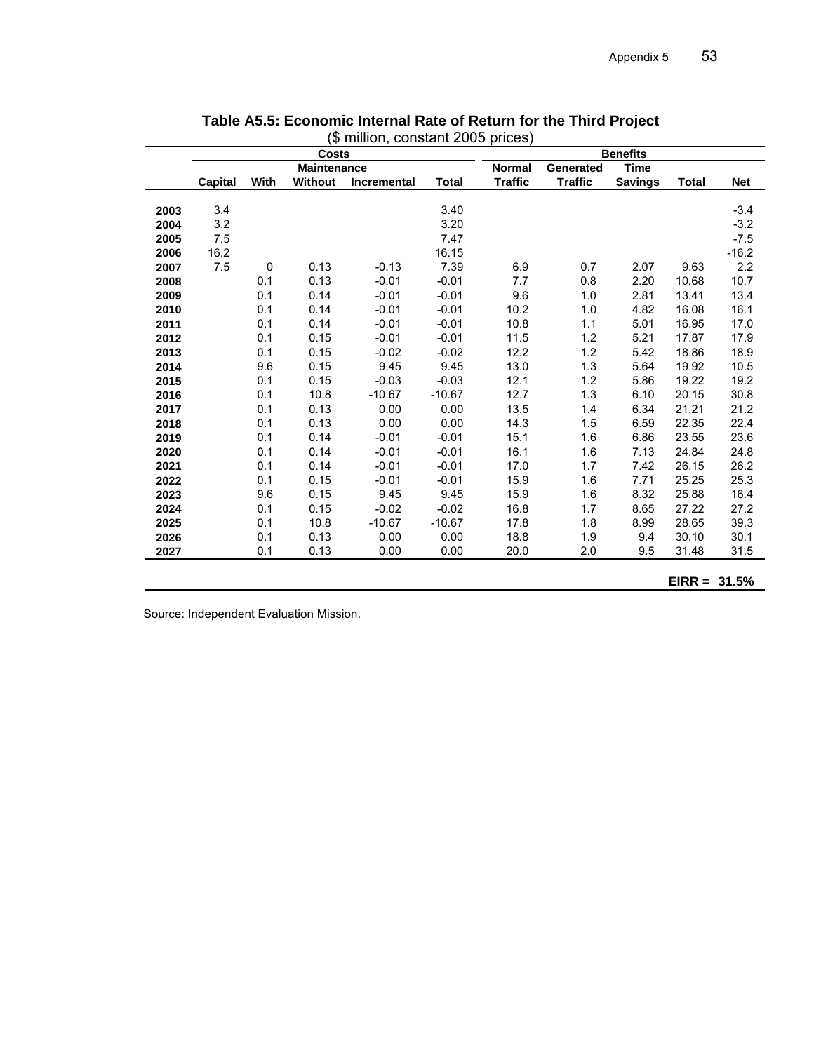**Table A5.5: Economic Internal Rate of Return for the Third Project**
($ million, constant 2005 prices)

| | Costs | | | | | Benefits | | | | |
|---|---|---|---|---|---|---|---|---|---|---|
| | | Maintenance | | | | | | | | |
| | Capital | With | Without | Incremental | Total | Normal Traffic | Generated Traffic | Time Savings | Total | Net |
| **2003** | 3.4 | | | | 3.40 | | | | | -3.4 |
| **2004** | 3.2 | | | | 3.20 | | | | | -3.2 |
| **2005** | 7.5 | | | | 7.47 | | | | | -7.5 |
| **2006** | 16.2 | | | | 16.15 | | | | | -16.2 |
| **2007** | 7.5 | 0 | 0.13 | -0.13 | 7.39 | 6.9 | 0.7 | 2.07 | 9.63 | 2.2 |
| **2008** | | 0.1 | 0.13 | -0.01 | -0.01 | 7.7 | 0.8 | 2.20 | 10.68 | 10.7 |
| **2009** | | 0.1 | 0.14 | -0.01 | -0.01 | 9.6 | 1.0 | 2.81 | 13.41 | 13.4 |
| **2010** | | 0.1 | 0.14 | -0.01 | -0.01 | 10.2 | 1.0 | 4.82 | 16.08 | 16.1 |
| **2011** | | 0.1 | 0.14 | -0.01 | -0.01 | 10.8 | 1.1 | 5.01 | 16.95 | 17.0 |
| **2012** | | 0.1 | 0.15 | -0.01 | -0.01 | 11.5 | 1.2 | 5.21 | 17.87 | 17.9 |
| **2013** | | 0.1 | 0.15 | -0.02 | -0.02 | 12.2 | 1.2 | 5.42 | 18.86 | 18.9 |
| **2014** | | 9.6 | 0.15 | 9.45 | 9.45 | 13.0 | 1.3 | 5.64 | 19.92 | 10.5 |
| **2015** | | 0.1 | 0.15 | -0.03 | -0.03 | 12.1 | 1.2 | 5.86 | 19.22 | 19.2 |
| **2016** | | 0.1 | 10.8 | -10.67 | -10.67 | 12.7 | 1.3 | 6.10 | 20.15 | 30.8 |
| **2017** | | 0.1 | 0.13 | 0.00 | 0.00 | 13.5 | 1.4 | 6.34 | 21.21 | 21.2 |
| **2018** | | 0.1 | 0.13 | 0.00 | 0.00 | 14.3 | 1.5 | 6.59 | 22.35 | 22.4 |
| **2019** | | 0.1 | 0.14 | -0.01 | -0.01 | 15.1 | 1.6 | 6.86 | 23.55 | 23.6 |
| **2020** | | 0.1 | 0.14 | -0.01 | -0.01 | 16.1 | 1.6 | 7.13 | 24.84 | 24.8 |
| **2021** | | 0.1 | 0.14 | -0.01 | -0.01 | 17.0 | 1.7 | 7.42 | 26.15 | 26.2 |
| **2022** | | 0.1 | 0.15 | -0.01 | -0.01 | 15.9 | 1.6 | 7.71 | 25.25 | 25.3 |
| **2023** | | 9.6 | 0.15 | 9.45 | 9.45 | 15.9 | 1.6 | 8.32 | 25.88 | 16.4 |
| **2024** | | 0.1 | 0.15 | -0.02 | -0.02 | 16.8 | 1.7 | 8.65 | 27.22 | 27.2 |
| **2025** | | 0.1 | 10.8 | -10.67 | -10.67 | 17.8 | 1.8 | 8.99 | 28.65 | 39.3 |
| **2026** | | 0.1 | 0.13 | 0.00 | 0.00 | 18.8 | 1.9 | 9.4 | 30.10 | 30.1 |
| **2027** | | 0.1 | 0.13 | 0.00 | 0.00 | 20.0 | 2.0 | 9.5 | 31.48 | 31.5 |
| | | | | | | | | | **EIRR =** | **31.5%** |

Source: Independent Evaluation Mission.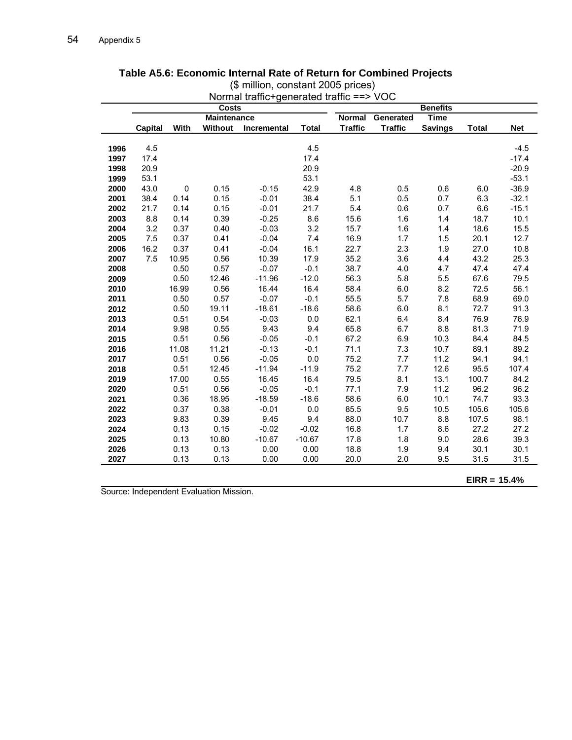## Table A5.6: Economic Internal Rate of Return for Combined Projects

($ million, constant 2005 prices)

Normal traffic+generated traffic ==> VOC

| | Costs | | | | | Benefits | | | | |
|---|---|---|---|---|---|---|---|---|---|---|
| | | Maintenance | | | | Normal | Generated | Time | | |
| | Capital | With | Without | Incremental | Total | Traffic | Traffic | Savings | Total | Net |
| 1996 | 4.5 | | | | 4.5 | | | | | -4.5 |
| 1997 | 17.4 | | | | 17.4 | | | | | -17.4 |
| 1998 | 20.9 | | | | 20.9 | | | | | -20.9 |
| 1999 | 53.1 | | | | 53.1 | | | | | -53.1 |
| 2000 | 43.0 | 0 | 0.15 | -0.15 | 42.9 | 4.8 | 0.5 | 0.6 | 6.0 | -36.9 |
| 2001 | 38.4 | 0.14 | 0.15 | -0.01 | 38.4 | 5.1 | 0.5 | 0.7 | 6.3 | -32.1 |
| 2002 | 21.7 | 0.14 | 0.15 | -0.01 | 21.7 | 5.4 | 0.6 | 0.7 | 6.6 | -15.1 |
| 2003 | 8.8 | 0.14 | 0.39 | -0.25 | 8.6 | 15.6 | 1.6 | 1.4 | 18.7 | 10.1 |
| 2004 | 3.2 | 0.37 | 0.40 | -0.03 | 3.2 | 15.7 | 1.6 | 1.4 | 18.6 | 15.5 |
| 2005 | 7.5 | 0.37 | 0.41 | -0.04 | 7.4 | 16.9 | 1.7 | 1.5 | 20.1 | 12.7 |
| 2006 | 16.2 | 0.37 | 0.41 | -0.04 | 16.1 | 22.7 | 2.3 | 1.9 | 27.0 | 10.8 |
| 2007 | 7.5 | 10.95 | 0.56 | 10.39 | 17.9 | 35.2 | 3.6 | 4.4 | 43.2 | 25.3 |
| 2008 | | 0.50 | 0.57 | -0.07 | -0.1 | 38.7 | 4.0 | 4.7 | 47.4 | 47.4 |
| 2009 | | 0.50 | 12.46 | -11.96 | -12.0 | 56.3 | 5.8 | 5.5 | 67.6 | 79.5 |
| 2010 | | 16.99 | 0.56 | 16.44 | 16.4 | 58.4 | 6.0 | 8.2 | 72.5 | 56.1 |
| 2011 | | 0.50 | 0.57 | -0.07 | -0.1 | 55.5 | 5.7 | 7.8 | 68.9 | 69.0 |
| 2012 | | 0.50 | 19.11 | -18.61 | -18.6 | 58.6 | 6.0 | 8.1 | 72.7 | 91.3 |
| 2013 | | 0.51 | 0.54 | -0.03 | 0.0 | 62.1 | 6.4 | 8.4 | 76.9 | 76.9 |
| 2014 | | 9.98 | 0.55 | 9.43 | 9.4 | 65.8 | 6.7 | 8.8 | 81.3 | 71.9 |
| 2015 | | 0.51 | 0.56 | -0.05 | -0.1 | 67.2 | 6.9 | 10.3 | 84.4 | 84.5 |
| 2016 | | 11.08 | 11.21 | -0.13 | -0.1 | 71.1 | 7.3 | 10.7 | 89.1 | 89.2 |
| 2017 | | 0.51 | 0.56 | -0.05 | 0.0 | 75.2 | 7.7 | 11.2 | 94.1 | 94.1 |
| 2018 | | 0.51 | 12.45 | -11.94 | -11.9 | 75.2 | 7.7 | 12.6 | 95.5 | 107.4 |
| 2019 | | 17.00 | 0.55 | 16.45 | 16.4 | 79.5 | 8.1 | 13.1 | 100.7 | 84.2 |
| 2020 | | 0.51 | 0.56 | -0.05 | -0.1 | 77.1 | 7.9 | 11.2 | 96.2 | 96.2 |
| 2021 | | 0.36 | 18.95 | -18.59 | -18.6 | 58.6 | 6.0 | 10.1 | 74.7 | 93.3 |
| 2022 | | 0.37 | 0.38 | -0.01 | 0.0 | 85.5 | 9.5 | 10.5 | 105.6 | 105.6 |
| 2023 | | 9.83 | 0.39 | 9.45 | 9.4 | 88.0 | 10.7 | 8.8 | 107.5 | 98.1 |
| 2024 | | 0.13 | 0.15 | -0.02 | -0.02 | 16.8 | 1.7 | 8.6 | 27.2 | 27.2 |
| 2025 | | 0.13 | 10.80 | -10.67 | -10.67 | 17.8 | 1.8 | 9.0 | 28.6 | 39.3 |
| 2026 | | 0.13 | 0.13 | 0.00 | 0.00 | 18.8 | 1.9 | 9.4 | 30.1 | 30.1 |
| 2027 | | 0.13 | 0.13 | 0.00 | 0.00 | 20.0 | 2.0 | 9.5 | 31.5 | 31.5 |

**EIRR = 15.4%**

Source: Independent Evaluation Mission.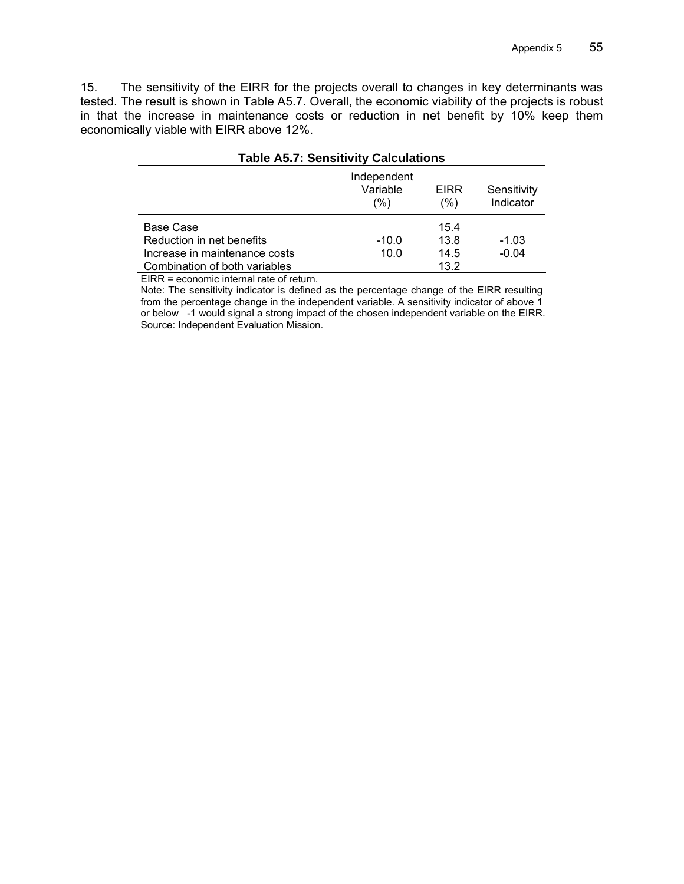15. The sensitivity of the EIRR for the projects overall to changes in key determinants was tested. The result is shown in Table A5.7. Overall, the economic viability of the projects is robust in that the increase in maintenance costs or reduction in net benefit by 10% keep them economically viable with EIRR above 12%.

**Table A5.7: Sensitivity Calculations**

| | Independent Variable (%) | EIRR (%) | Sensitivity Indicator |
|---|---|---|---|
| Base Case | | 15.4 | |
| Reduction in net benefits | -10.0 | 13.8 | -1.03 |
| Increase in maintenance costs | 10.0 | 14.5 | -0.04 |
| Combination of both variables | | 13.2 | |

EIRR = economic internal rate of return.

Note: The sensitivity indicator is defined as the percentage change of the EIRR resulting from the percentage change in the independent variable. A sensitivity indicator of above 1 or below -1 would signal a strong impact of the chosen independent variable on the EIRR.

Source: Independent Evaluation Mission.